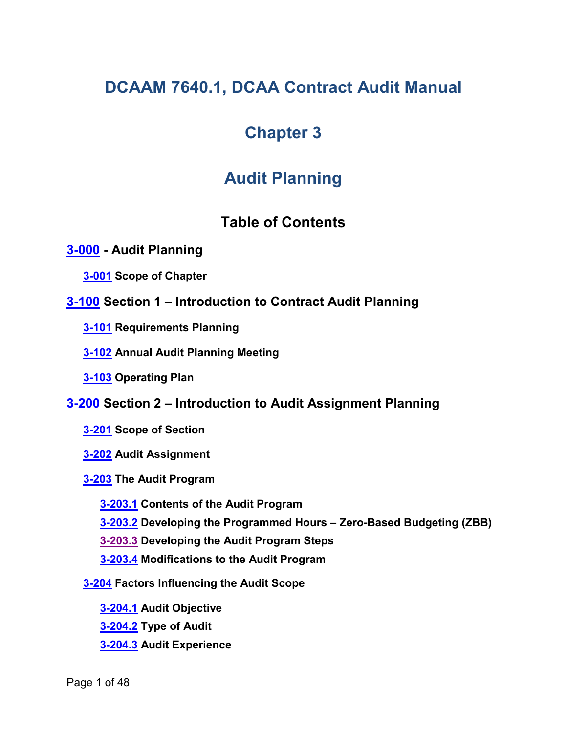# DCAAM 7640.1, DCAA Contract Audit Manual

# Chapter 3

# Audit Planning

## Table of Contents

### 3-000 - Audit Planning

- **3-001 Scope of Chapter**

### 3-100 Section 1 – Introduction to Contract Audit Planning

- **3-101 Requirements Planning**
- **3-102 Annual Audit Planning Meeting**
- **3-103 Operating Plan**

### 3-200 Section 2 – Introduction to Audit Assignment Planning

- **3-201 Scope of Section**
- **3-202 Audit Assignment**
- **3-203 The Audit Program**
  - **3-203.1 Contents of the Audit Program**
  - **3-203.2 Developing the Programmed Hours – Zero-Based Budgeting (ZBB)**
  - **3-203.3 Developing the Audit Program Steps**
  - **3-203.4 Modifications to the Audit Program**
- **3-204 Factors Influencing the Audit Scope**
  - **3-204.1 Audit Objective**
  - **3-204.2 Type of Audit**
  - **3-204.3 Audit Experience**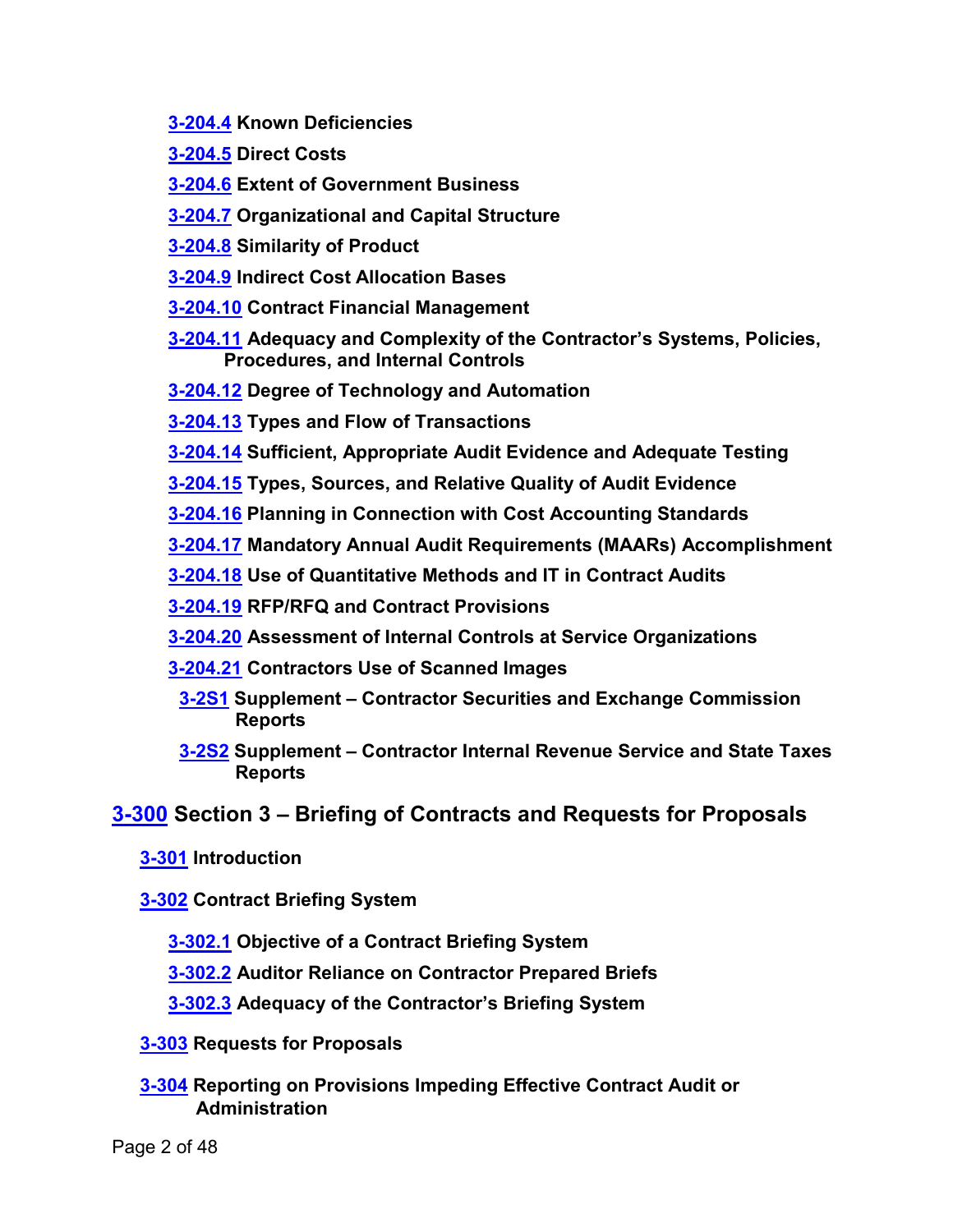**3-204.4 Known Deficiencies**

**3-204.5 Direct Costs**

**3-204.6 Extent of Government Business**

**3-204.7 Organizational and Capital Structure**

**3-204.8 Similarity of Product**

**3-204.9 Indirect Cost Allocation Bases**

**3-204.10 Contract Financial Management**

**3-204.11 Adequacy and Complexity of the Contractor's Systems, Policies, Procedures, and Internal Controls**

**3-204.12 Degree of Technology and Automation**

**3-204.13 Types and Flow of Transactions**

**3-204.14 Sufficient, Appropriate Audit Evidence and Adequate Testing**

**3-204.15 Types, Sources, and Relative Quality of Audit Evidence**

**3-204.16 Planning in Connection with Cost Accounting Standards**

**3-204.17 Mandatory Annual Audit Requirements (MAARs) Accomplishment**

**3-204.18 Use of Quantitative Methods and IT in Contract Audits**

**3-204.19 RFP/RFQ and Contract Provisions**

**3-204.20 Assessment of Internal Controls at Service Organizations**

**3-204.21 Contractors Use of Scanned Images**

**3-2S1 Supplement – Contractor Securities and Exchange Commission Reports**

**3-2S2 Supplement – Contractor Internal Revenue Service and State Taxes Reports**

## 3-300 Section 3 – Briefing of Contracts and Requests for Proposals

**3-301 Introduction**

**3-302 Contract Briefing System**

**3-302.1 Objective of a Contract Briefing System**

**3-302.2 Auditor Reliance on Contractor Prepared Briefs**

**3-302.3 Adequacy of the Contractor's Briefing System**

**3-303 Requests for Proposals**

**3-304 Reporting on Provisions Impeding Effective Contract Audit or Administration**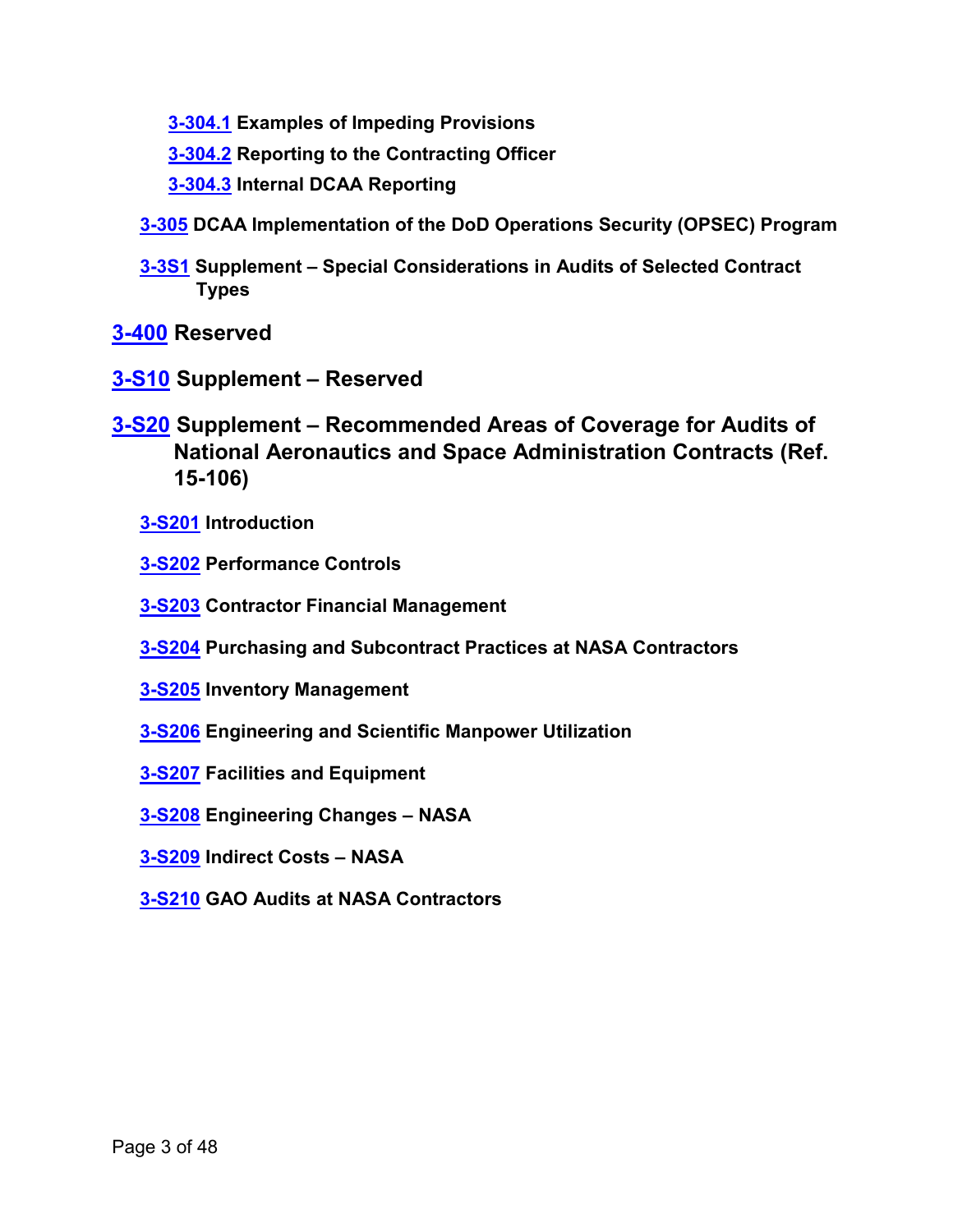**3-304.1 Examples of Impeding Provisions**

**3-304.2 Reporting to the Contracting Officer**

**3-304.3 Internal DCAA Reporting**

**3-305 DCAA Implementation of the DoD Operations Security (OPSEC) Program**

**3-3S1 Supplement – Special Considerations in Audits of Selected Contract Types**

## 3-400 Reserved

## 3-S10 Supplement – Reserved

## 3-S20 Supplement – Recommended Areas of Coverage for Audits of National Aeronautics and Space Administration Contracts (Ref. 15-106)

**3-S201 Introduction**

**3-S202 Performance Controls**

**3-S203 Contractor Financial Management**

**3-S204 Purchasing and Subcontract Practices at NASA Contractors**

**3-S205 Inventory Management**

**3-S206 Engineering and Scientific Manpower Utilization**

**3-S207 Facilities and Equipment**

**3-S208 Engineering Changes – NASA**

**3-S209 Indirect Costs – NASA**

**3-S210 GAO Audits at NASA Contractors**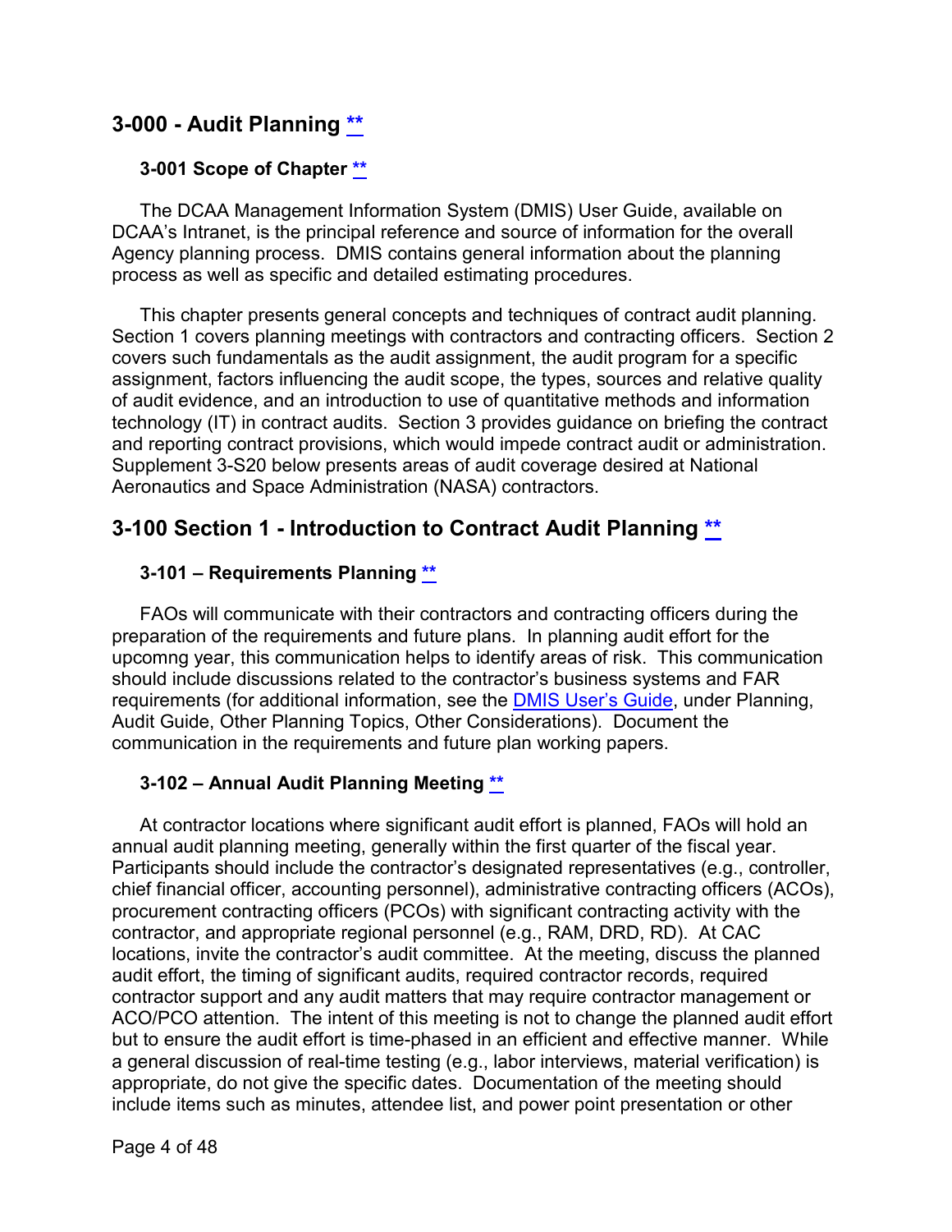# 3-000 - Audit Planning [**](#)

## 3-001 Scope of Chapter [**](#)

The DCAA Management Information System (DMIS) User Guide, available on DCAA's Intranet, is the principal reference and source of information for the overall Agency planning process. DMIS contains general information about the planning process as well as specific and detailed estimating procedures.

This chapter presents general concepts and techniques of contract audit planning. Section 1 covers planning meetings with contractors and contracting officers. Section 2 covers such fundamentals as the audit assignment, the audit program for a specific assignment, factors influencing the audit scope, the types, sources and relative quality of audit evidence, and an introduction to use of quantitative methods and information technology (IT) in contract audits. Section 3 provides guidance on briefing the contract and reporting contract provisions, which would impede contract audit or administration. Supplement 3-S20 below presents areas of audit coverage desired at National Aeronautics and Space Administration (NASA) contractors.

# 3-100 Section 1 - Introduction to Contract Audit Planning [**](#)

## 3-101 – Requirements Planning [**](#)

FAOs will communicate with their contractors and contracting officers during the preparation of the requirements and future plans. In planning audit effort for the upcomng year, this communication helps to identify areas of risk. This communication should include discussions related to the contractor's business systems and FAR requirements (for additional information, see the [DMIS User's Guide](#), under Planning, Audit Guide, Other Planning Topics, Other Considerations). Document the communication in the requirements and future plan working papers.

## 3-102 – Annual Audit Planning Meeting [**](#)

At contractor locations where significant audit effort is planned, FAOs will hold an annual audit planning meeting, generally within the first quarter of the fiscal year. Participants should include the contractor's designated representatives (e.g., controller, chief financial officer, accounting personnel), administrative contracting officers (ACOs), procurement contracting officers (PCOs) with significant contracting activity with the contractor, and appropriate regional personnel (e.g., RAM, DRD, RD). At CAC locations, invite the contractor's audit committee. At the meeting, discuss the planned audit effort, the timing of significant audits, required contractor records, required contractor support and any audit matters that may require contractor management or ACO/PCO attention. The intent of this meeting is not to change the planned audit effort but to ensure the audit effort is time-phased in an efficient and effective manner. While a general discussion of real-time testing (e.g., labor interviews, material verification) is appropriate, do not give the specific dates. Documentation of the meeting should include items such as minutes, attendee list, and power point presentation or other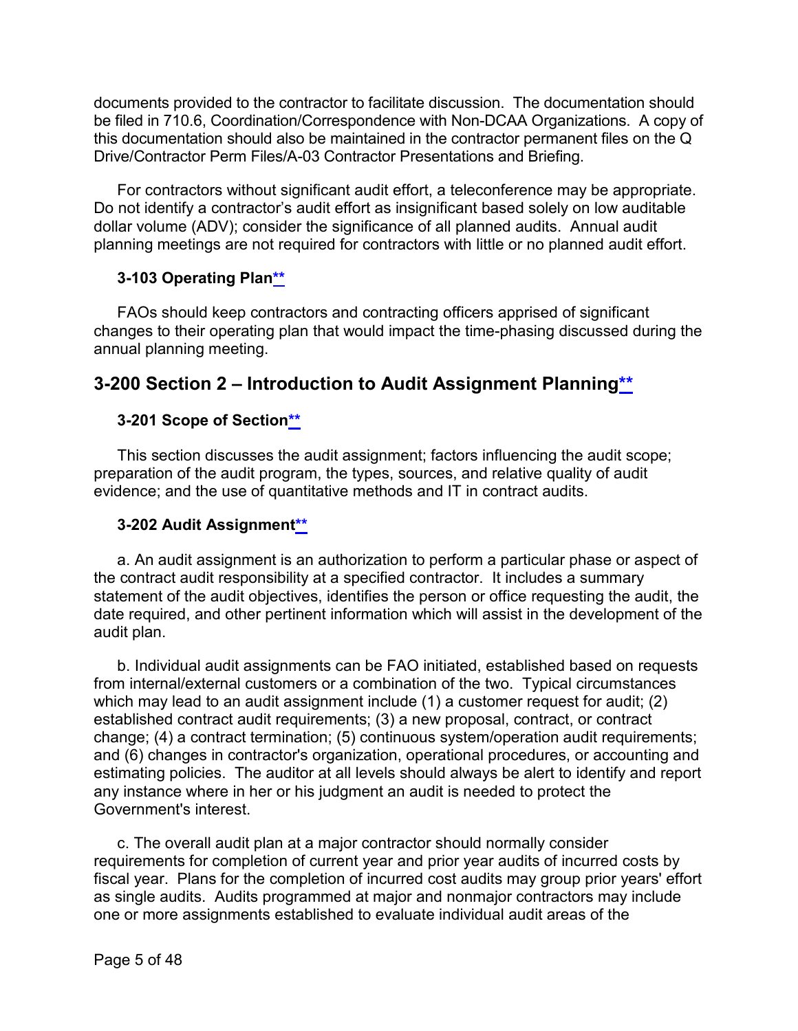documents provided to the contractor to facilitate discussion. The documentation should be filed in 710.6, Coordination/Correspondence with Non-DCAA Organizations. A copy of this documentation should also be maintained in the contractor permanent files on the Q Drive/Contractor Perm Files/A-03 Contractor Presentations and Briefing.

For contractors without significant audit effort, a teleconference may be appropriate. Do not identify a contractor's audit effort as insignificant based solely on low auditable dollar volume (ADV); consider the significance of all planned audits. Annual audit planning meetings are not required for contractors with little or no planned audit effort.

### 3-103 Operating Plan**

FAOs should keep contractors and contracting officers apprised of significant changes to their operating plan that would impact the time-phasing discussed during the annual planning meeting.

## 3-200 Section 2 – Introduction to Audit Assignment Planning**

### 3-201 Scope of Section**

This section discusses the audit assignment; factors influencing the audit scope; preparation of the audit program, the types, sources, and relative quality of audit evidence; and the use of quantitative methods and IT in contract audits.

### 3-202 Audit Assignment**

a. An audit assignment is an authorization to perform a particular phase or aspect of the contract audit responsibility at a specified contractor. It includes a summary statement of the audit objectives, identifies the person or office requesting the audit, the date required, and other pertinent information which will assist in the development of the audit plan.

b. Individual audit assignments can be FAO initiated, established based on requests from internal/external customers or a combination of the two. Typical circumstances which may lead to an audit assignment include (1) a customer request for audit; (2) established contract audit requirements; (3) a new proposal, contract, or contract change; (4) a contract termination; (5) continuous system/operation audit requirements; and (6) changes in contractor's organization, operational procedures, or accounting and estimating policies. The auditor at all levels should always be alert to identify and report any instance where in her or his judgment an audit is needed to protect the Government's interest.

c. The overall audit plan at a major contractor should normally consider requirements for completion of current year and prior year audits of incurred costs by fiscal year. Plans for the completion of incurred cost audits may group prior years' effort as single audits. Audits programmed at major and nonmajor contractors may include one or more assignments established to evaluate individual audit areas of the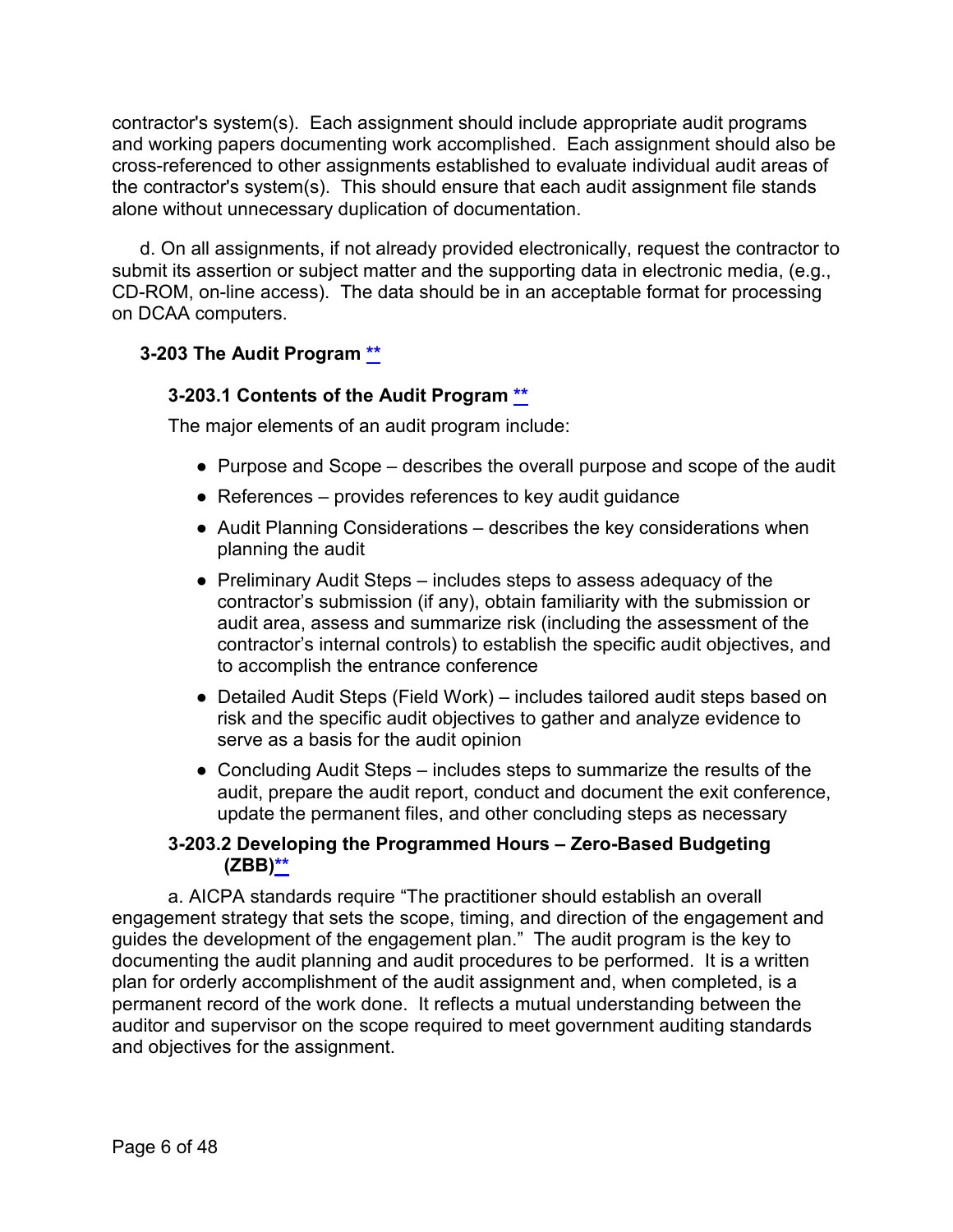contractor's system(s). Each assignment should include appropriate audit programs and working papers documenting work accomplished. Each assignment should also be cross-referenced to other assignments established to evaluate individual audit areas of the contractor's system(s). This should ensure that each audit assignment file stands alone without unnecessary duplication of documentation.

d. On all assignments, if not already provided electronically, request the contractor to submit its assertion or subject matter and the supporting data in electronic media, (e.g., CD-ROM, on-line access). The data should be in an acceptable format for processing on DCAA computers.

### 3-203 The Audit Program **

#### 3-203.1 Contents of the Audit Program **

The major elements of an audit program include:

- Purpose and Scope – describes the overall purpose and scope of the audit
- References – provides references to key audit guidance
- Audit Planning Considerations – describes the key considerations when planning the audit
- Preliminary Audit Steps – includes steps to assess adequacy of the contractor's submission (if any), obtain familiarity with the submission or audit area, assess and summarize risk (including the assessment of the contractor's internal controls) to establish the specific audit objectives, and to accomplish the entrance conference
- Detailed Audit Steps (Field Work) – includes tailored audit steps based on risk and the specific audit objectives to gather and analyze evidence to serve as a basis for the audit opinion
- Concluding Audit Steps – includes steps to summarize the results of the audit, prepare the audit report, conduct and document the exit conference, update the permanent files, and other concluding steps as necessary

#### 3-203.2 Developing the Programmed Hours – Zero-Based Budgeting (ZBB)**

a. AICPA standards require "The practitioner should establish an overall engagement strategy that sets the scope, timing, and direction of the engagement and guides the development of the engagement plan." The audit program is the key to documenting the audit planning and audit procedures to be performed. It is a written plan for orderly accomplishment of the audit assignment and, when completed, is a permanent record of the work done. It reflects a mutual understanding between the auditor and supervisor on the scope required to meet government auditing standards and objectives for the assignment.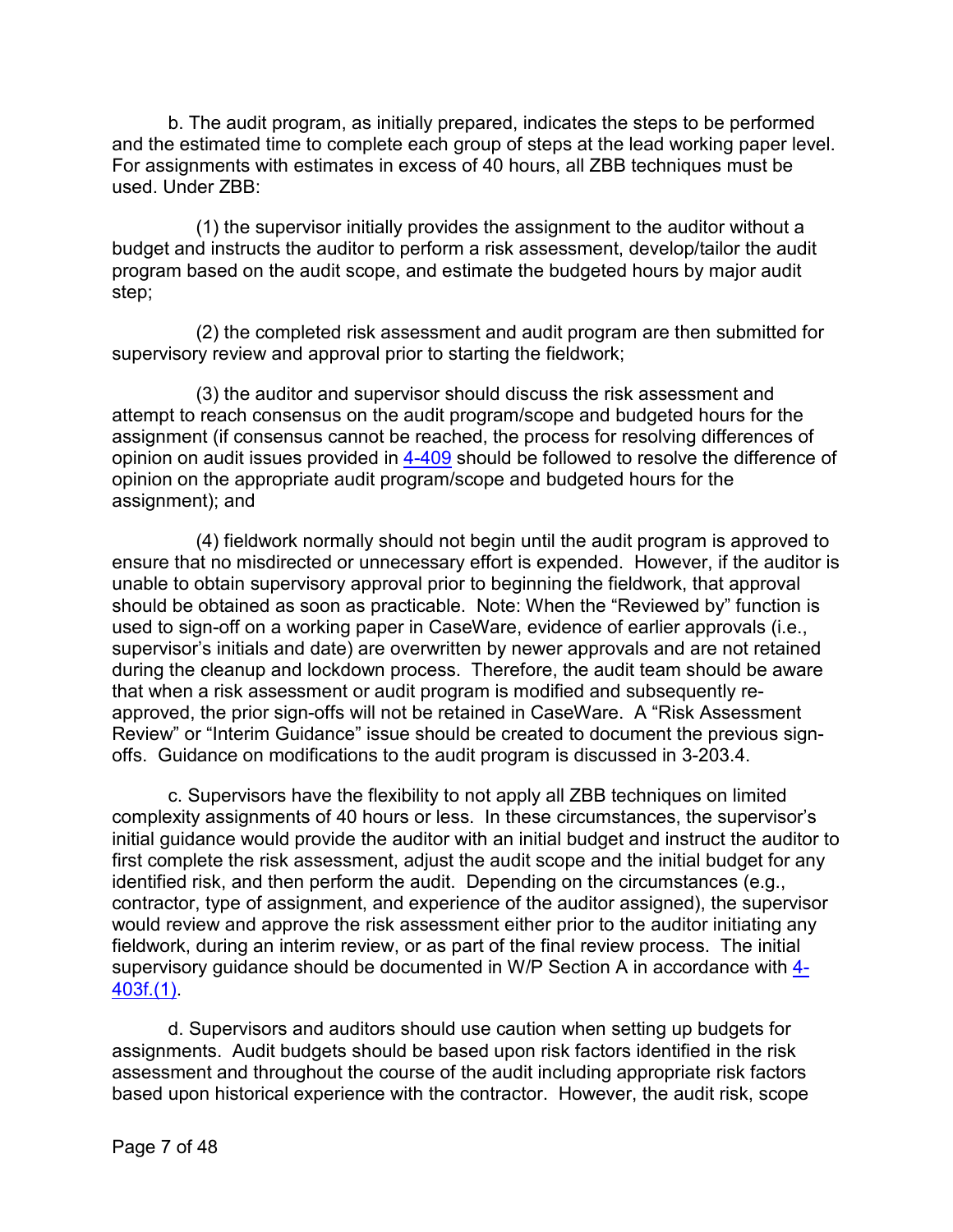b. The audit program, as initially prepared, indicates the steps to be performed and the estimated time to complete each group of steps at the lead working paper level. For assignments with estimates in excess of 40 hours, all ZBB techniques must be used. Under ZBB:

(1) the supervisor initially provides the assignment to the auditor without a budget and instructs the auditor to perform a risk assessment, develop/tailor the audit program based on the audit scope, and estimate the budgeted hours by major audit step;

(2) the completed risk assessment and audit program are then submitted for supervisory review and approval prior to starting the fieldwork;

(3) the auditor and supervisor should discuss the risk assessment and attempt to reach consensus on the audit program/scope and budgeted hours for the assignment (if consensus cannot be reached, the process for resolving differences of opinion on audit issues provided in 4-409 should be followed to resolve the difference of opinion on the appropriate audit program/scope and budgeted hours for the assignment); and

(4) fieldwork normally should not begin until the audit program is approved to ensure that no misdirected or unnecessary effort is expended. However, if the auditor is unable to obtain supervisory approval prior to beginning the fieldwork, that approval should be obtained as soon as practicable. Note: When the "Reviewed by" function is used to sign-off on a working paper in CaseWare, evidence of earlier approvals (i.e., supervisor's initials and date) are overwritten by newer approvals and are not retained during the cleanup and lockdown process. Therefore, the audit team should be aware that when a risk assessment or audit program is modified and subsequently re-approved, the prior sign-offs will not be retained in CaseWare. A "Risk Assessment Review" or "Interim Guidance" issue should be created to document the previous sign-offs. Guidance on modifications to the audit program is discussed in 3-203.4.

c. Supervisors have the flexibility to not apply all ZBB techniques on limited complexity assignments of 40 hours or less. In these circumstances, the supervisor's initial guidance would provide the auditor with an initial budget and instruct the auditor to first complete the risk assessment, adjust the audit scope and the initial budget for any identified risk, and then perform the audit. Depending on the circumstances (e.g., contractor, type of assignment, and experience of the auditor assigned), the supervisor would review and approve the risk assessment either prior to the auditor initiating any fieldwork, during an interim review, or as part of the final review process. The initial supervisory guidance should be documented in W/P Section A in accordance with 4-403f.(1).

d. Supervisors and auditors should use caution when setting up budgets for assignments. Audit budgets should be based upon risk factors identified in the risk assessment and throughout the course of the audit including appropriate risk factors based upon historical experience with the contractor. However, the audit risk, scope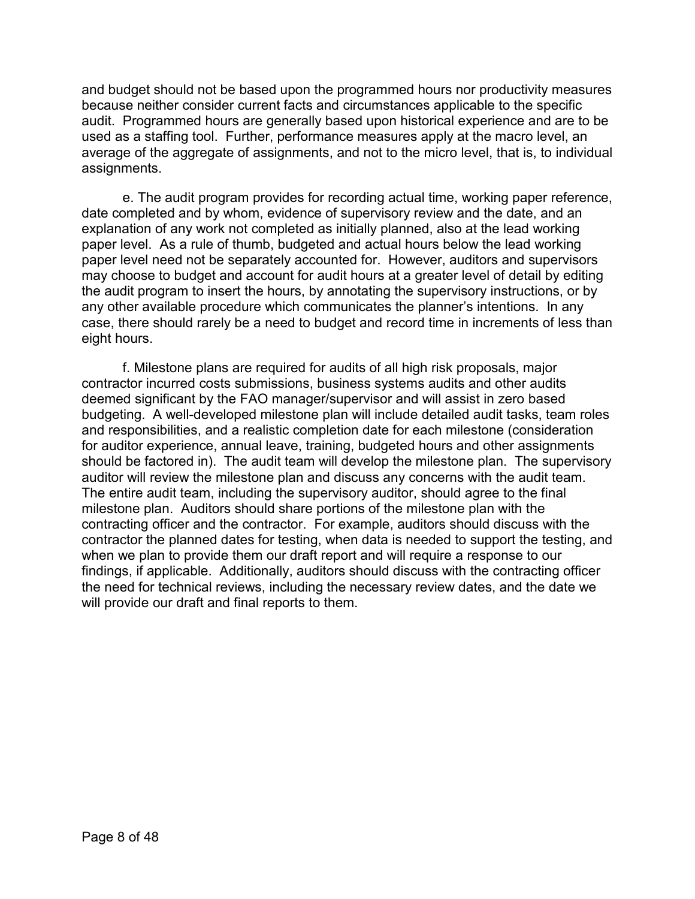and budget should not be based upon the programmed hours nor productivity measures because neither consider current facts and circumstances applicable to the specific audit. Programmed hours are generally based upon historical experience and are to be used as a staffing tool. Further, performance measures apply at the macro level, an average of the aggregate of assignments, and not to the micro level, that is, to individual assignments.

e. The audit program provides for recording actual time, working paper reference, date completed and by whom, evidence of supervisory review and the date, and an explanation of any work not completed as initially planned, also at the lead working paper level. As a rule of thumb, budgeted and actual hours below the lead working paper level need not be separately accounted for. However, auditors and supervisors may choose to budget and account for audit hours at a greater level of detail by editing the audit program to insert the hours, by annotating the supervisory instructions, or by any other available procedure which communicates the planner's intentions. In any case, there should rarely be a need to budget and record time in increments of less than eight hours.

f. Milestone plans are required for audits of all high risk proposals, major contractor incurred costs submissions, business systems audits and other audits deemed significant by the FAO manager/supervisor and will assist in zero based budgeting. A well-developed milestone plan will include detailed audit tasks, team roles and responsibilities, and a realistic completion date for each milestone (consideration for auditor experience, annual leave, training, budgeted hours and other assignments should be factored in). The audit team will develop the milestone plan. The supervisory auditor will review the milestone plan and discuss any concerns with the audit team. The entire audit team, including the supervisory auditor, should agree to the final milestone plan. Auditors should share portions of the milestone plan with the contracting officer and the contractor. For example, auditors should discuss with the contractor the planned dates for testing, when data is needed to support the testing, and when we plan to provide them our draft report and will require a response to our findings, if applicable. Additionally, auditors should discuss with the contracting officer the need for technical reviews, including the necessary review dates, and the date we will provide our draft and final reports to them.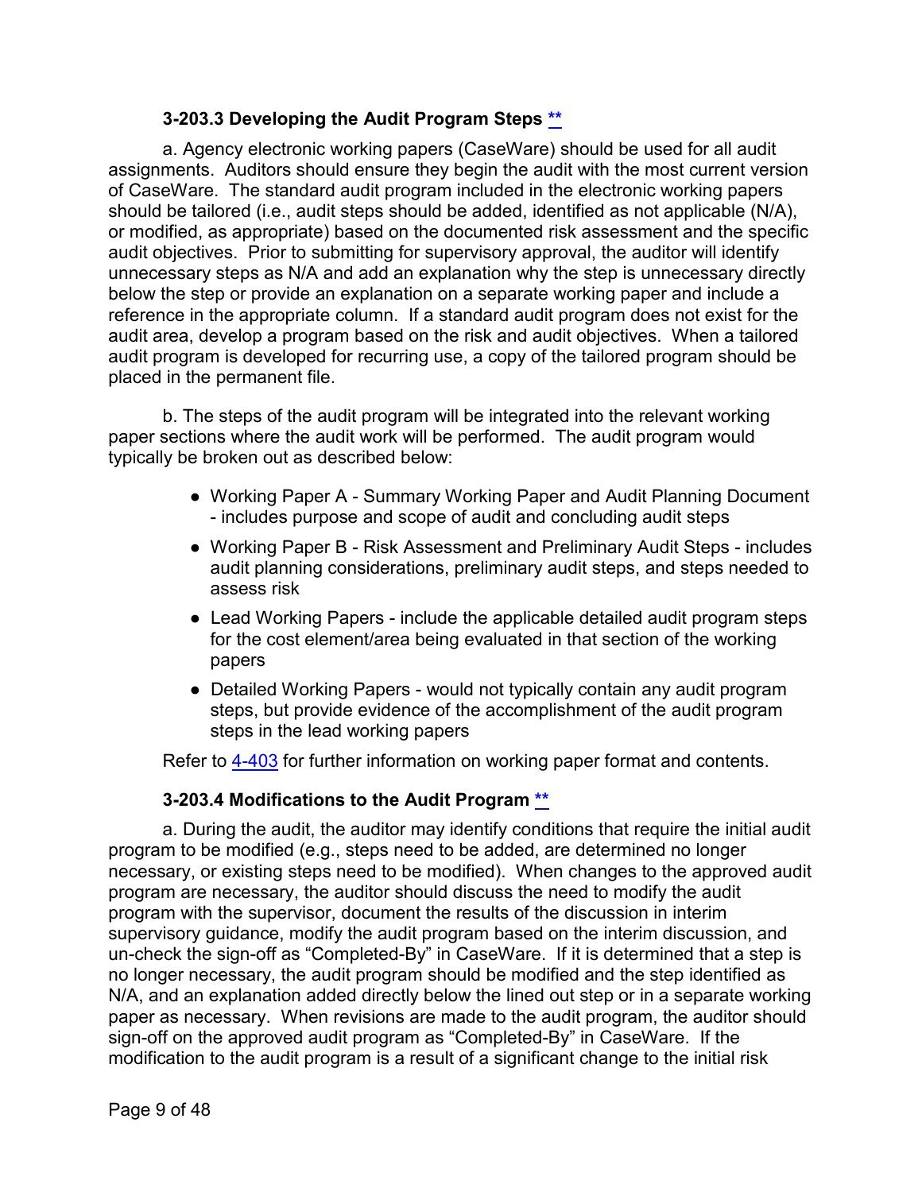### 3-203.3 Developing the Audit Program Steps **

a. Agency electronic working papers (CaseWare) should be used for all audit assignments. Auditors should ensure they begin the audit with the most current version of CaseWare. The standard audit program included in the electronic working papers should be tailored (i.e., audit steps should be added, identified as not applicable (N/A), or modified, as appropriate) based on the documented risk assessment and the specific audit objectives. Prior to submitting for supervisory approval, the auditor will identify unnecessary steps as N/A and add an explanation why the step is unnecessary directly below the step or provide an explanation on a separate working paper and include a reference in the appropriate column. If a standard audit program does not exist for the audit area, develop a program based on the risk and audit objectives. When a tailored audit program is developed for recurring use, a copy of the tailored program should be placed in the permanent file.

b. The steps of the audit program will be integrated into the relevant working paper sections where the audit work will be performed. The audit program would typically be broken out as described below:

- Working Paper A - Summary Working Paper and Audit Planning Document - includes purpose and scope of audit and concluding audit steps
- Working Paper B - Risk Assessment and Preliminary Audit Steps - includes audit planning considerations, preliminary audit steps, and steps needed to assess risk
- Lead Working Papers - include the applicable detailed audit program steps for the cost element/area being evaluated in that section of the working papers
- Detailed Working Papers - would not typically contain any audit program steps, but provide evidence of the accomplishment of the audit program steps in the lead working papers

Refer to 4-403 for further information on working paper format and contents.

### 3-203.4 Modifications to the Audit Program **

a. During the audit, the auditor may identify conditions that require the initial audit program to be modified (e.g., steps need to be added, are determined no longer necessary, or existing steps need to be modified). When changes to the approved audit program are necessary, the auditor should discuss the need to modify the audit program with the supervisor, document the results of the discussion in interim supervisory guidance, modify the audit program based on the interim discussion, and un-check the sign-off as "Completed-By" in CaseWare. If it is determined that a step is no longer necessary, the audit program should be modified and the step identified as N/A, and an explanation added directly below the lined out step or in a separate working paper as necessary. When revisions are made to the audit program, the auditor should sign-off on the approved audit program as "Completed-By" in CaseWare. If the modification to the audit program is a result of a significant change to the initial risk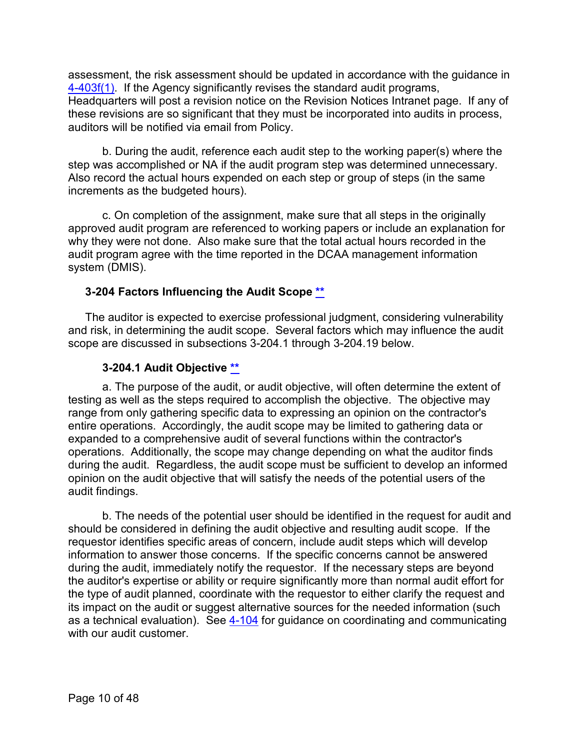assessment, the risk assessment should be updated in accordance with the guidance in 4-403f(1). If the Agency significantly revises the standard audit programs, Headquarters will post a revision notice on the Revision Notices Intranet page. If any of these revisions are so significant that they must be incorporated into audits in process, auditors will be notified via email from Policy.

b. During the audit, reference each audit step to the working paper(s) where the step was accomplished or NA if the audit program step was determined unnecessary. Also record the actual hours expended on each step or group of steps (in the same increments as the budgeted hours).

c. On completion of the assignment, make sure that all steps in the originally approved audit program are referenced to working papers or include an explanation for why they were not done. Also make sure that the total actual hours recorded in the audit program agree with the time reported in the DCAA management information system (DMIS).

### 3-204 Factors Influencing the Audit Scope **

The auditor is expected to exercise professional judgment, considering vulnerability and risk, in determining the audit scope. Several factors which may influence the audit scope are discussed in subsections 3-204.1 through 3-204.19 below.

#### 3-204.1 Audit Objective **

a. The purpose of the audit, or audit objective, will often determine the extent of testing as well as the steps required to accomplish the objective. The objective may range from only gathering specific data to expressing an opinion on the contractor's entire operations. Accordingly, the audit scope may be limited to gathering data or expanded to a comprehensive audit of several functions within the contractor's operations. Additionally, the scope may change depending on what the auditor finds during the audit. Regardless, the audit scope must be sufficient to develop an informed opinion on the audit objective that will satisfy the needs of the potential users of the audit findings.

b. The needs of the potential user should be identified in the request for audit and should be considered in defining the audit objective and resulting audit scope. If the requestor identifies specific areas of concern, include audit steps which will develop information to answer those concerns. If the specific concerns cannot be answered during the audit, immediately notify the requestor. If the necessary steps are beyond the auditor's expertise or ability or require significantly more than normal audit effort for the type of audit planned, coordinate with the requestor to either clarify the request and its impact on the audit or suggest alternative sources for the needed information (such as a technical evaluation). See 4-104 for guidance on coordinating and communicating with our audit customer.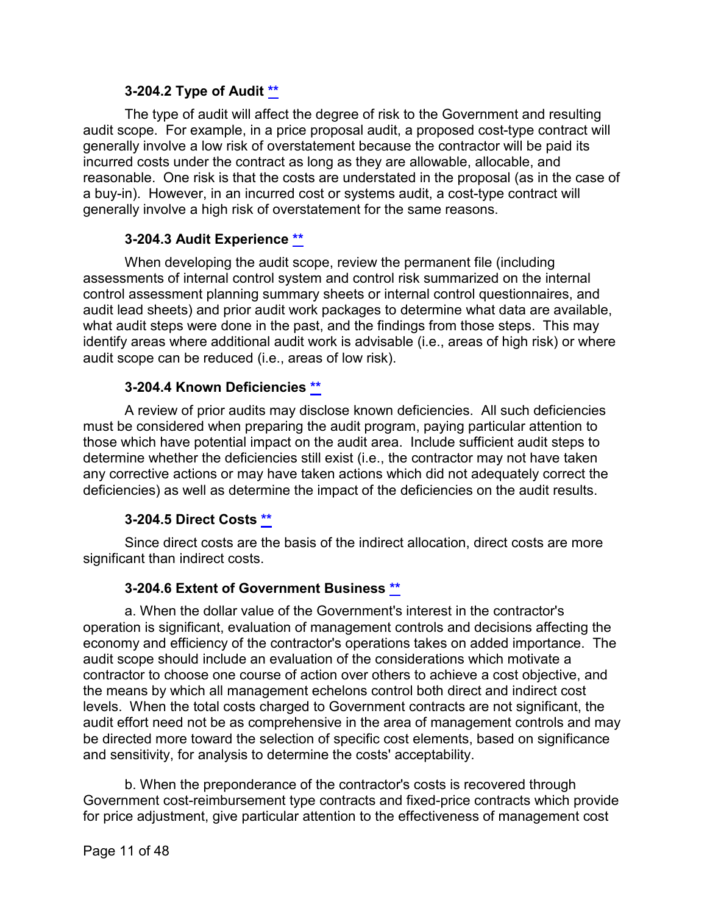### 3-204.2 Type of Audit [**]

The type of audit will affect the degree of risk to the Government and resulting audit scope. For example, in a price proposal audit, a proposed cost-type contract will generally involve a low risk of overstatement because the contractor will be paid its incurred costs under the contract as long as they are allowable, allocable, and reasonable. One risk is that the costs are understated in the proposal (as in the case of a buy-in). However, in an incurred cost or systems audit, a cost-type contract will generally involve a high risk of overstatement for the same reasons.

### 3-204.3 Audit Experience [**]

When developing the audit scope, review the permanent file (including assessments of internal control system and control risk summarized on the internal control assessment planning summary sheets or internal control questionnaires, and audit lead sheets) and prior audit work packages to determine what data are available, what audit steps were done in the past, and the findings from those steps. This may identify areas where additional audit work is advisable (i.e., areas of high risk) or where audit scope can be reduced (i.e., areas of low risk).

### 3-204.4 Known Deficiencies [**]

A review of prior audits may disclose known deficiencies. All such deficiencies must be considered when preparing the audit program, paying particular attention to those which have potential impact on the audit area. Include sufficient audit steps to determine whether the deficiencies still exist (i.e., the contractor may not have taken any corrective actions or may have taken actions which did not adequately correct the deficiencies) as well as determine the impact of the deficiencies on the audit results.

### 3-204.5 Direct Costs [**]

Since direct costs are the basis of the indirect allocation, direct costs are more significant than indirect costs.

### 3-204.6 Extent of Government Business [**]

a. When the dollar value of the Government's interest in the contractor's operation is significant, evaluation of management controls and decisions affecting the economy and efficiency of the contractor's operations takes on added importance. The audit scope should include an evaluation of the considerations which motivate a contractor to choose one course of action over others to achieve a cost objective, and the means by which all management echelons control both direct and indirect cost levels. When the total costs charged to Government contracts are not significant, the audit effort need not be as comprehensive in the area of management controls and may be directed more toward the selection of specific cost elements, based on significance and sensitivity, for analysis to determine the costs' acceptability.

b. When the preponderance of the contractor's costs is recovered through Government cost-reimbursement type contracts and fixed-price contracts which provide for price adjustment, give particular attention to the effectiveness of management cost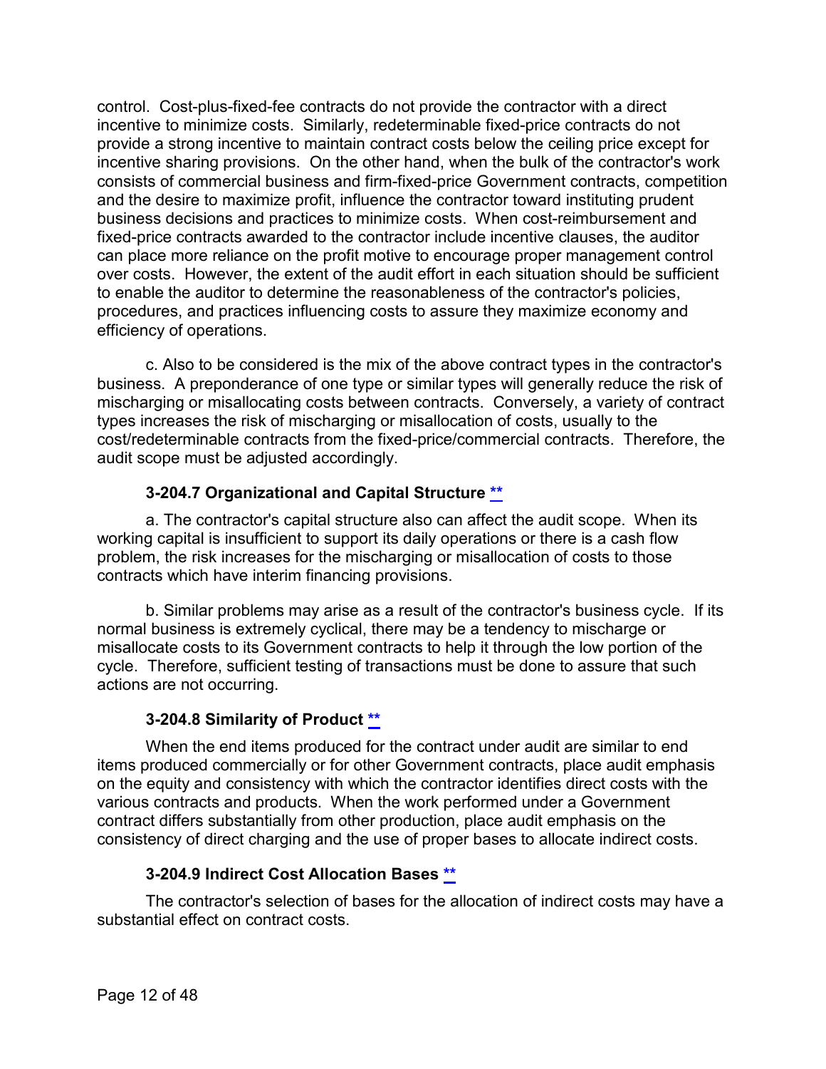control. Cost-plus-fixed-fee contracts do not provide the contractor with a direct incentive to minimize costs. Similarly, redeterminable fixed-price contracts do not provide a strong incentive to maintain contract costs below the ceiling price except for incentive sharing provisions. On the other hand, when the bulk of the contractor's work consists of commercial business and firm-fixed-price Government contracts, competition and the desire to maximize profit, influence the contractor toward instituting prudent business decisions and practices to minimize costs. When cost-reimbursement and fixed-price contracts awarded to the contractor include incentive clauses, the auditor can place more reliance on the profit motive to encourage proper management control over costs. However, the extent of the audit effort in each situation should be sufficient to enable the auditor to determine the reasonableness of the contractor's policies, procedures, and practices influencing costs to assure they maximize economy and efficiency of operations.

c. Also to be considered is the mix of the above contract types in the contractor's business. A preponderance of one type or similar types will generally reduce the risk of mischarging or misallocating costs between contracts. Conversely, a variety of contract types increases the risk of mischarging or misallocation of costs, usually to the cost/redeterminable contracts from the fixed-price/commercial contracts. Therefore, the audit scope must be adjusted accordingly.

### 3-204.7 Organizational and Capital Structure **

a. The contractor's capital structure also can affect the audit scope. When its working capital is insufficient to support its daily operations or there is a cash flow problem, the risk increases for the mischarging or misallocation of costs to those contracts which have interim financing provisions.

b. Similar problems may arise as a result of the contractor's business cycle. If its normal business is extremely cyclical, there may be a tendency to mischarge or misallocate costs to its Government contracts to help it through the low portion of the cycle. Therefore, sufficient testing of transactions must be done to assure that such actions are not occurring.

### 3-204.8 Similarity of Product **

When the end items produced for the contract under audit are similar to end items produced commercially or for other Government contracts, place audit emphasis on the equity and consistency with which the contractor identifies direct costs with the various contracts and products. When the work performed under a Government contract differs substantially from other production, place audit emphasis on the consistency of direct charging and the use of proper bases to allocate indirect costs.

### 3-204.9 Indirect Cost Allocation Bases **

The contractor's selection of bases for the allocation of indirect costs may have a substantial effect on contract costs.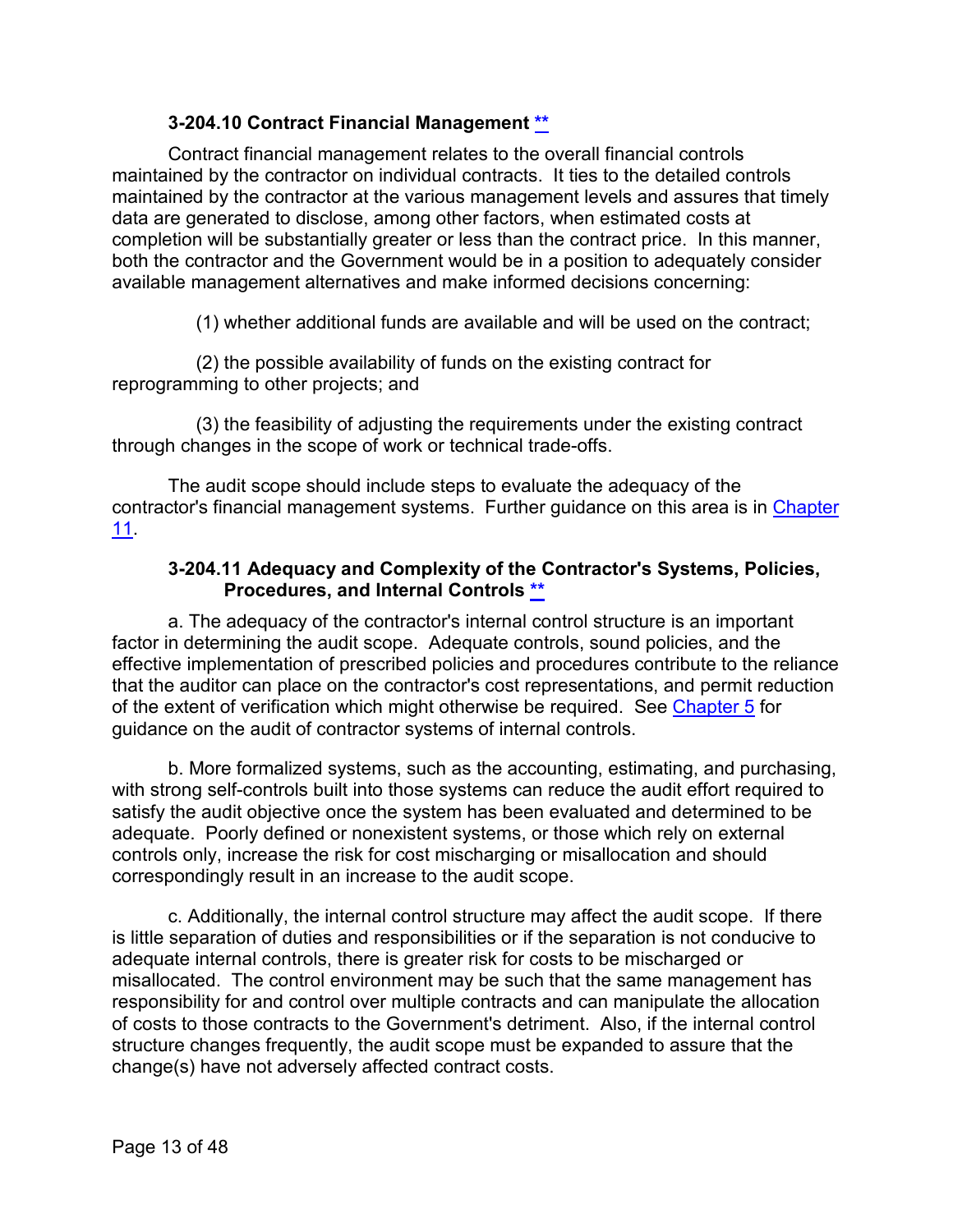### 3-204.10 Contract Financial Management **

Contract financial management relates to the overall financial controls maintained by the contractor on individual contracts. It ties to the detailed controls maintained by the contractor at the various management levels and assures that timely data are generated to disclose, among other factors, when estimated costs at completion will be substantially greater or less than the contract price. In this manner, both the contractor and the Government would be in a position to adequately consider available management alternatives and make informed decisions concerning:

(1) whether additional funds are available and will be used on the contract;

(2) the possible availability of funds on the existing contract for reprogramming to other projects; and

(3) the feasibility of adjusting the requirements under the existing contract through changes in the scope of work or technical trade-offs.

The audit scope should include steps to evaluate the adequacy of the contractor's financial management systems. Further guidance on this area is in Chapter 11.

### 3-204.11 Adequacy and Complexity of the Contractor's Systems, Policies, Procedures, and Internal Controls **

a. The adequacy of the contractor's internal control structure is an important factor in determining the audit scope. Adequate controls, sound policies, and the effective implementation of prescribed policies and procedures contribute to the reliance that the auditor can place on the contractor's cost representations, and permit reduction of the extent of verification which might otherwise be required. See Chapter 5 for guidance on the audit of contractor systems of internal controls.

b. More formalized systems, such as the accounting, estimating, and purchasing, with strong self-controls built into those systems can reduce the audit effort required to satisfy the audit objective once the system has been evaluated and determined to be adequate. Poorly defined or nonexistent systems, or those which rely on external controls only, increase the risk for cost mischarging or misallocation and should correspondingly result in an increase to the audit scope.

c. Additionally, the internal control structure may affect the audit scope. If there is little separation of duties and responsibilities or if the separation is not conducive to adequate internal controls, there is greater risk for costs to be mischarged or misallocated. The control environment may be such that the same management has responsibility for and control over multiple contracts and can manipulate the allocation of costs to those contracts to the Government's detriment. Also, if the internal control structure changes frequently, the audit scope must be expanded to assure that the change(s) have not adversely affected contract costs.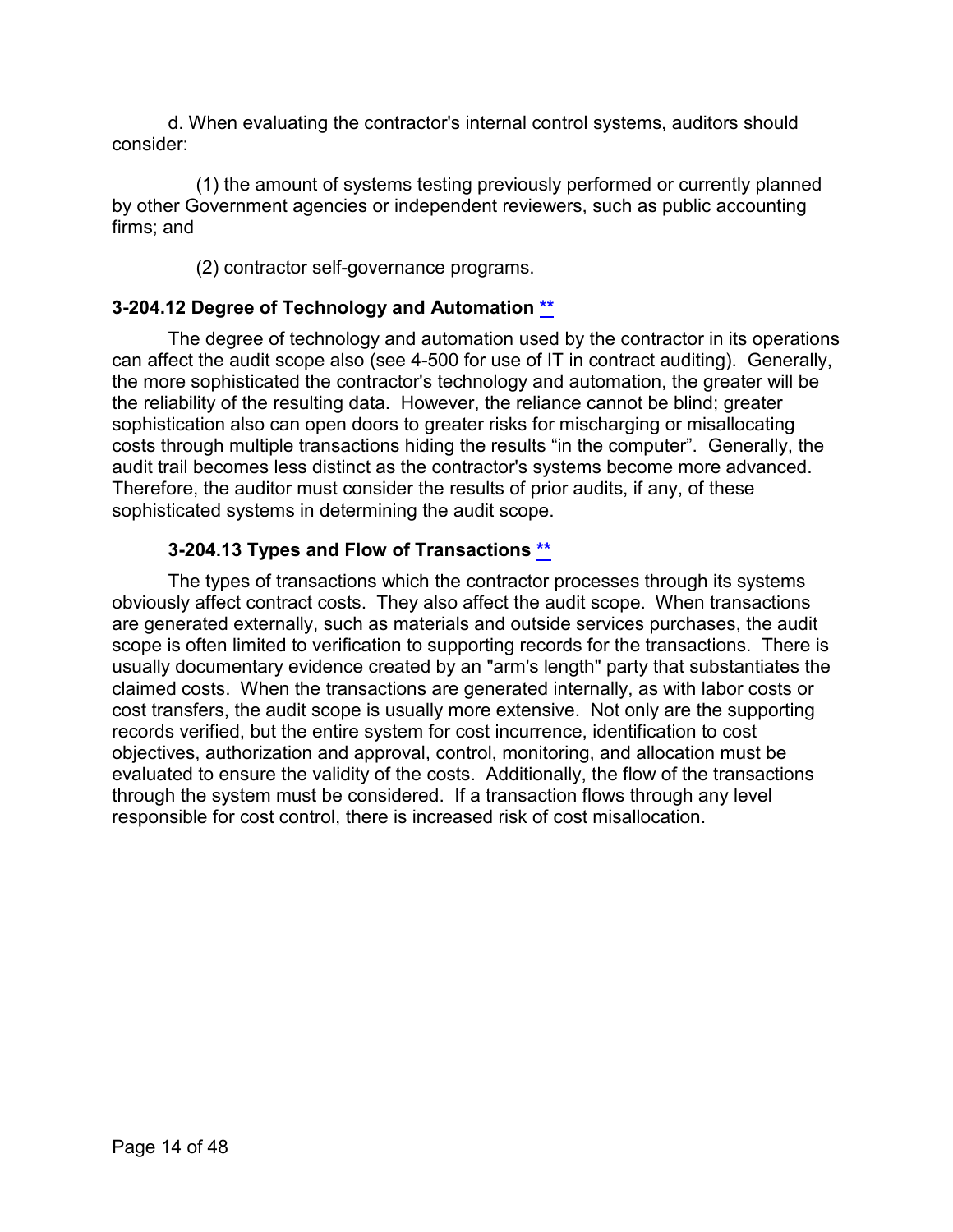d. When evaluating the contractor's internal control systems, auditors should consider:

(1) the amount of systems testing previously performed or currently planned by other Government agencies or independent reviewers, such as public accounting firms; and

(2) contractor self-governance programs.

### 3-204.12 Degree of Technology and Automation **

The degree of technology and automation used by the contractor in its operations can affect the audit scope also (see 4-500 for use of IT in contract auditing). Generally, the more sophisticated the contractor's technology and automation, the greater will be the reliability of the resulting data. However, the reliance cannot be blind; greater sophistication also can open doors to greater risks for mischarging or misallocating costs through multiple transactions hiding the results "in the computer". Generally, the audit trail becomes less distinct as the contractor's systems become more advanced. Therefore, the auditor must consider the results of prior audits, if any, of these sophisticated systems in determining the audit scope.

### 3-204.13 Types and Flow of Transactions **

The types of transactions which the contractor processes through its systems obviously affect contract costs. They also affect the audit scope. When transactions are generated externally, such as materials and outside services purchases, the audit scope is often limited to verification to supporting records for the transactions. There is usually documentary evidence created by an "arm's length" party that substantiates the claimed costs. When the transactions are generated internally, as with labor costs or cost transfers, the audit scope is usually more extensive. Not only are the supporting records verified, but the entire system for cost incurrence, identification to cost objectives, authorization and approval, control, monitoring, and allocation must be evaluated to ensure the validity of the costs. Additionally, the flow of the transactions through the system must be considered. If a transaction flows through any level responsible for cost control, there is increased risk of cost misallocation.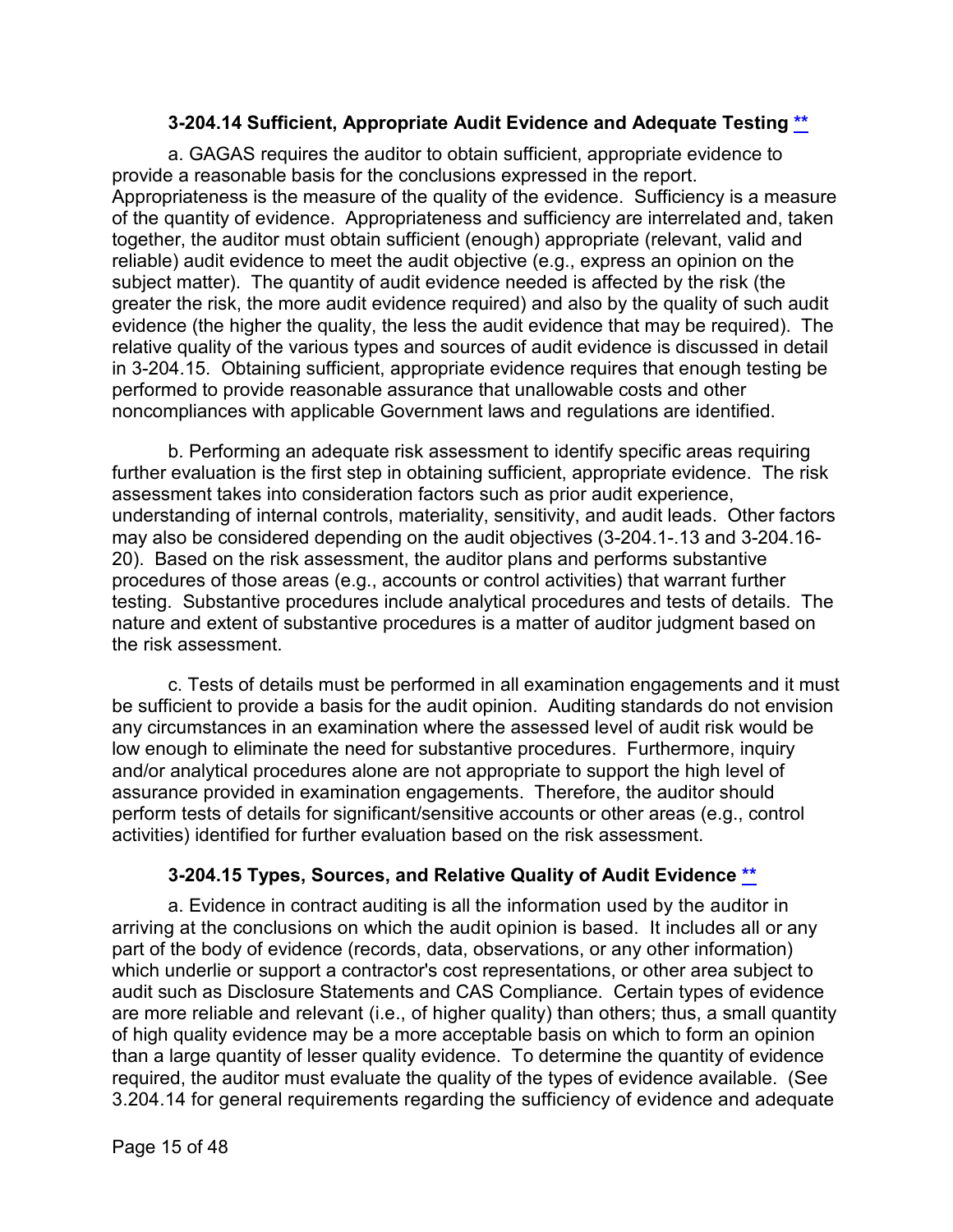### 3-204.14 Sufficient, Appropriate Audit Evidence and Adequate Testing **

a. GAGAS requires the auditor to obtain sufficient, appropriate evidence to provide a reasonable basis for the conclusions expressed in the report. Appropriateness is the measure of the quality of the evidence. Sufficiency is a measure of the quantity of evidence. Appropriateness and sufficiency are interrelated and, taken together, the auditor must obtain sufficient (enough) appropriate (relevant, valid and reliable) audit evidence to meet the audit objective (e.g., express an opinion on the subject matter). The quantity of audit evidence needed is affected by the risk (the greater the risk, the more audit evidence required) and also by the quality of such audit evidence (the higher the quality, the less the audit evidence that may be required). The relative quality of the various types and sources of audit evidence is discussed in detail in 3-204.15. Obtaining sufficient, appropriate evidence requires that enough testing be performed to provide reasonable assurance that unallowable costs and other noncompliances with applicable Government laws and regulations are identified.

b. Performing an adequate risk assessment to identify specific areas requiring further evaluation is the first step in obtaining sufficient, appropriate evidence. The risk assessment takes into consideration factors such as prior audit experience, understanding of internal controls, materiality, sensitivity, and audit leads. Other factors may also be considered depending on the audit objectives (3-204.1-.13 and 3-204.16-20). Based on the risk assessment, the auditor plans and performs substantive procedures of those areas (e.g., accounts or control activities) that warrant further testing. Substantive procedures include analytical procedures and tests of details. The nature and extent of substantive procedures is a matter of auditor judgment based on the risk assessment.

c. Tests of details must be performed in all examination engagements and it must be sufficient to provide a basis for the audit opinion. Auditing standards do not envision any circumstances in an examination where the assessed level of audit risk would be low enough to eliminate the need for substantive procedures. Furthermore, inquiry and/or analytical procedures alone are not appropriate to support the high level of assurance provided in examination engagements. Therefore, the auditor should perform tests of details for significant/sensitive accounts or other areas (e.g., control activities) identified for further evaluation based on the risk assessment.

### 3-204.15 Types, Sources, and Relative Quality of Audit Evidence **

a. Evidence in contract auditing is all the information used by the auditor in arriving at the conclusions on which the audit opinion is based. It includes all or any part of the body of evidence (records, data, observations, or any other information) which underlie or support a contractor's cost representations, or other area subject to audit such as Disclosure Statements and CAS Compliance. Certain types of evidence are more reliable and relevant (i.e., of higher quality) than others; thus, a small quantity of high quality evidence may be a more acceptable basis on which to form an opinion than a large quantity of lesser quality evidence. To determine the quantity of evidence required, the auditor must evaluate the quality of the types of evidence available. (See 3.204.14 for general requirements regarding the sufficiency of evidence and adequate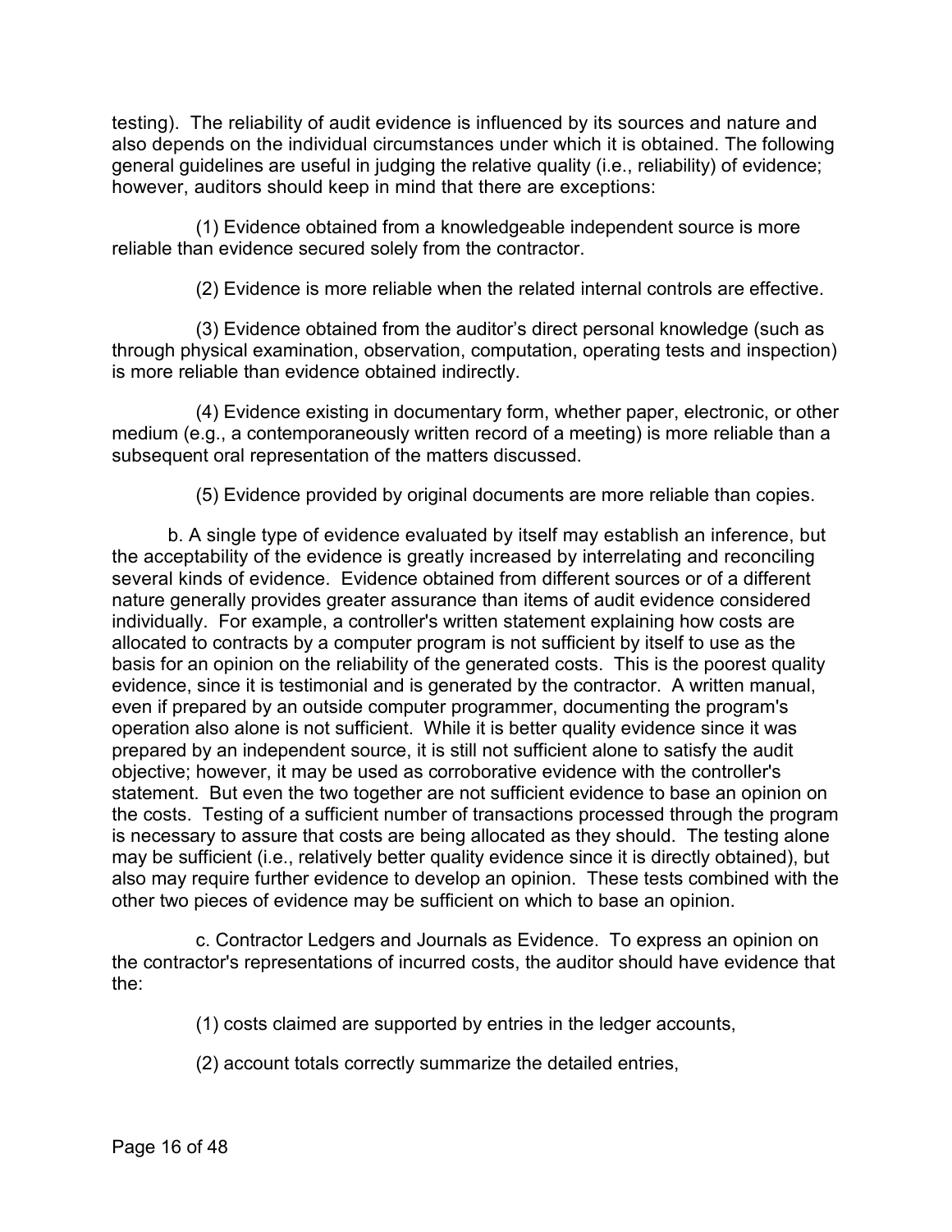testing). The reliability of audit evidence is influenced by its sources and nature and also depends on the individual circumstances under which it is obtained. The following general guidelines are useful in judging the relative quality (i.e., reliability) of evidence; however, auditors should keep in mind that there are exceptions:

(1) Evidence obtained from a knowledgeable independent source is more reliable than evidence secured solely from the contractor.

(2) Evidence is more reliable when the related internal controls are effective.

(3) Evidence obtained from the auditor's direct personal knowledge (such as through physical examination, observation, computation, operating tests and inspection) is more reliable than evidence obtained indirectly.

(4) Evidence existing in documentary form, whether paper, electronic, or other medium (e.g., a contemporaneously written record of a meeting) is more reliable than a subsequent oral representation of the matters discussed.

(5) Evidence provided by original documents are more reliable than copies.

b. A single type of evidence evaluated by itself may establish an inference, but the acceptability of the evidence is greatly increased by interrelating and reconciling several kinds of evidence. Evidence obtained from different sources or of a different nature generally provides greater assurance than items of audit evidence considered individually. For example, a controller's written statement explaining how costs are allocated to contracts by a computer program is not sufficient by itself to use as the basis for an opinion on the reliability of the generated costs. This is the poorest quality evidence, since it is testimonial and is generated by the contractor. A written manual, even if prepared by an outside computer programmer, documenting the program's operation also alone is not sufficient. While it is better quality evidence since it was prepared by an independent source, it is still not sufficient alone to satisfy the audit objective; however, it may be used as corroborative evidence with the controller's statement. But even the two together are not sufficient evidence to base an opinion on the costs. Testing of a sufficient number of transactions processed through the program is necessary to assure that costs are being allocated as they should. The testing alone may be sufficient (i.e., relatively better quality evidence since it is directly obtained), but also may require further evidence to develop an opinion. These tests combined with the other two pieces of evidence may be sufficient on which to base an opinion.

c. Contractor Ledgers and Journals as Evidence. To express an opinion on the contractor's representations of incurred costs, the auditor should have evidence that the:

(1) costs claimed are supported by entries in the ledger accounts,

(2) account totals correctly summarize the detailed entries,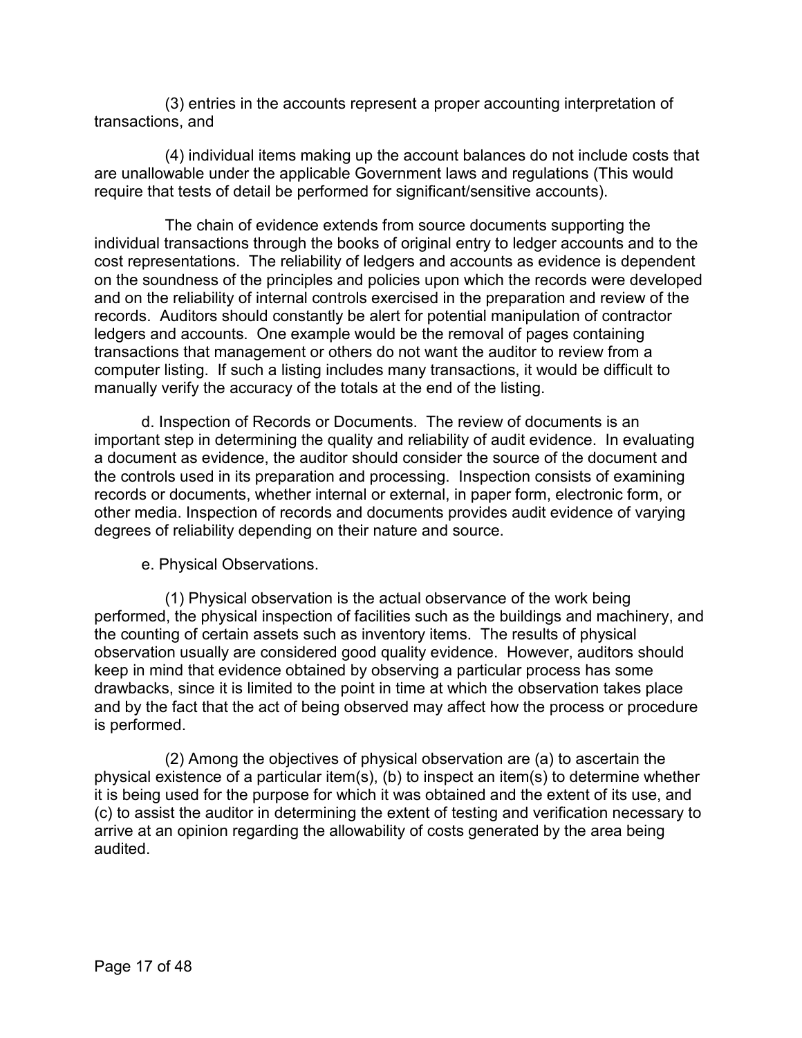(3) entries in the accounts represent a proper accounting interpretation of transactions, and

(4) individual items making up the account balances do not include costs that are unallowable under the applicable Government laws and regulations (This would require that tests of detail be performed for significant/sensitive accounts).

The chain of evidence extends from source documents supporting the individual transactions through the books of original entry to ledger accounts and to the cost representations. The reliability of ledgers and accounts as evidence is dependent on the soundness of the principles and policies upon which the records were developed and on the reliability of internal controls exercised in the preparation and review of the records. Auditors should constantly be alert for potential manipulation of contractor ledgers and accounts. One example would be the removal of pages containing transactions that management or others do not want the auditor to review from a computer listing. If such a listing includes many transactions, it would be difficult to manually verify the accuracy of the totals at the end of the listing.

d. Inspection of Records or Documents. The review of documents is an important step in determining the quality and reliability of audit evidence. In evaluating a document as evidence, the auditor should consider the source of the document and the controls used in its preparation and processing. Inspection consists of examining records or documents, whether internal or external, in paper form, electronic form, or other media. Inspection of records and documents provides audit evidence of varying degrees of reliability depending on their nature and source.

e. Physical Observations.

(1) Physical observation is the actual observance of the work being performed, the physical inspection of facilities such as the buildings and machinery, and the counting of certain assets such as inventory items. The results of physical observation usually are considered good quality evidence. However, auditors should keep in mind that evidence obtained by observing a particular process has some drawbacks, since it is limited to the point in time at which the observation takes place and by the fact that the act of being observed may affect how the process or procedure is performed.

(2) Among the objectives of physical observation are (a) to ascertain the physical existence of a particular item(s), (b) to inspect an item(s) to determine whether it is being used for the purpose for which it was obtained and the extent of its use, and (c) to assist the auditor in determining the extent of testing and verification necessary to arrive at an opinion regarding the allowability of costs generated by the area being audited.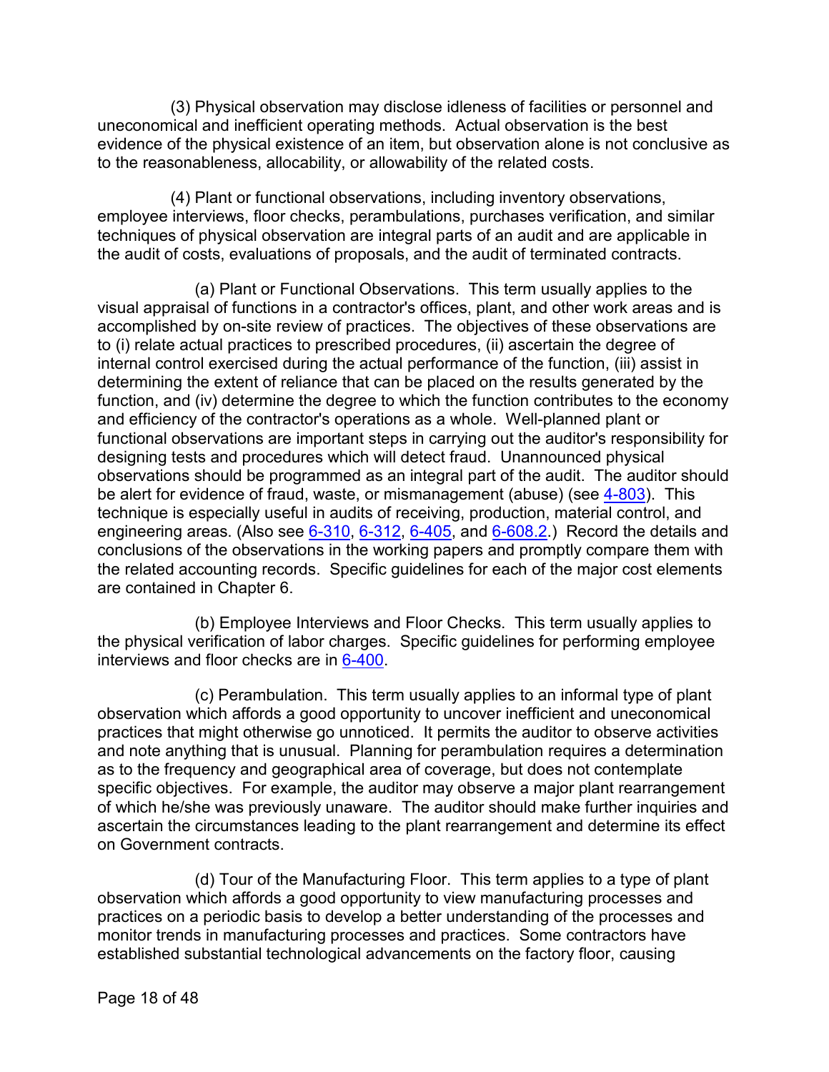(3) Physical observation may disclose idleness of facilities or personnel and uneconomical and inefficient operating methods. Actual observation is the best evidence of the physical existence of an item, but observation alone is not conclusive as to the reasonableness, allocability, or allowability of the related costs.

(4) Plant or functional observations, including inventory observations, employee interviews, floor checks, perambulations, purchases verification, and similar techniques of physical observation are integral parts of an audit and are applicable in the audit of costs, evaluations of proposals, and the audit of terminated contracts.

(a) Plant or Functional Observations. This term usually applies to the visual appraisal of functions in a contractor's offices, plant, and other work areas and is accomplished by on-site review of practices. The objectives of these observations are to (i) relate actual practices to prescribed procedures, (ii) ascertain the degree of internal control exercised during the actual performance of the function, (iii) assist in determining the extent of reliance that can be placed on the results generated by the function, and (iv) determine the degree to which the function contributes to the economy and efficiency of the contractor's operations as a whole. Well-planned plant or functional observations are important steps in carrying out the auditor's responsibility for designing tests and procedures which will detect fraud. Unannounced physical observations should be programmed as an integral part of the audit. The auditor should be alert for evidence of fraud, waste, or mismanagement (abuse) (see 4-803). This technique is especially useful in audits of receiving, production, material control, and engineering areas. (Also see 6-310, 6-312, 6-405, and 6-608.2.) Record the details and conclusions of the observations in the working papers and promptly compare them with the related accounting records. Specific guidelines for each of the major cost elements are contained in Chapter 6.

(b) Employee Interviews and Floor Checks. This term usually applies to the physical verification of labor charges. Specific guidelines for performing employee interviews and floor checks are in 6-400.

(c) Perambulation. This term usually applies to an informal type of plant observation which affords a good opportunity to uncover inefficient and uneconomical practices that might otherwise go unnoticed. It permits the auditor to observe activities and note anything that is unusual. Planning for perambulation requires a determination as to the frequency and geographical area of coverage, but does not contemplate specific objectives. For example, the auditor may observe a major plant rearrangement of which he/she was previously unaware. The auditor should make further inquiries and ascertain the circumstances leading to the plant rearrangement and determine its effect on Government contracts.

(d) Tour of the Manufacturing Floor. This term applies to a type of plant observation which affords a good opportunity to view manufacturing processes and practices on a periodic basis to develop a better understanding of the processes and monitor trends in manufacturing processes and practices. Some contractors have established substantial technological advancements on the factory floor, causing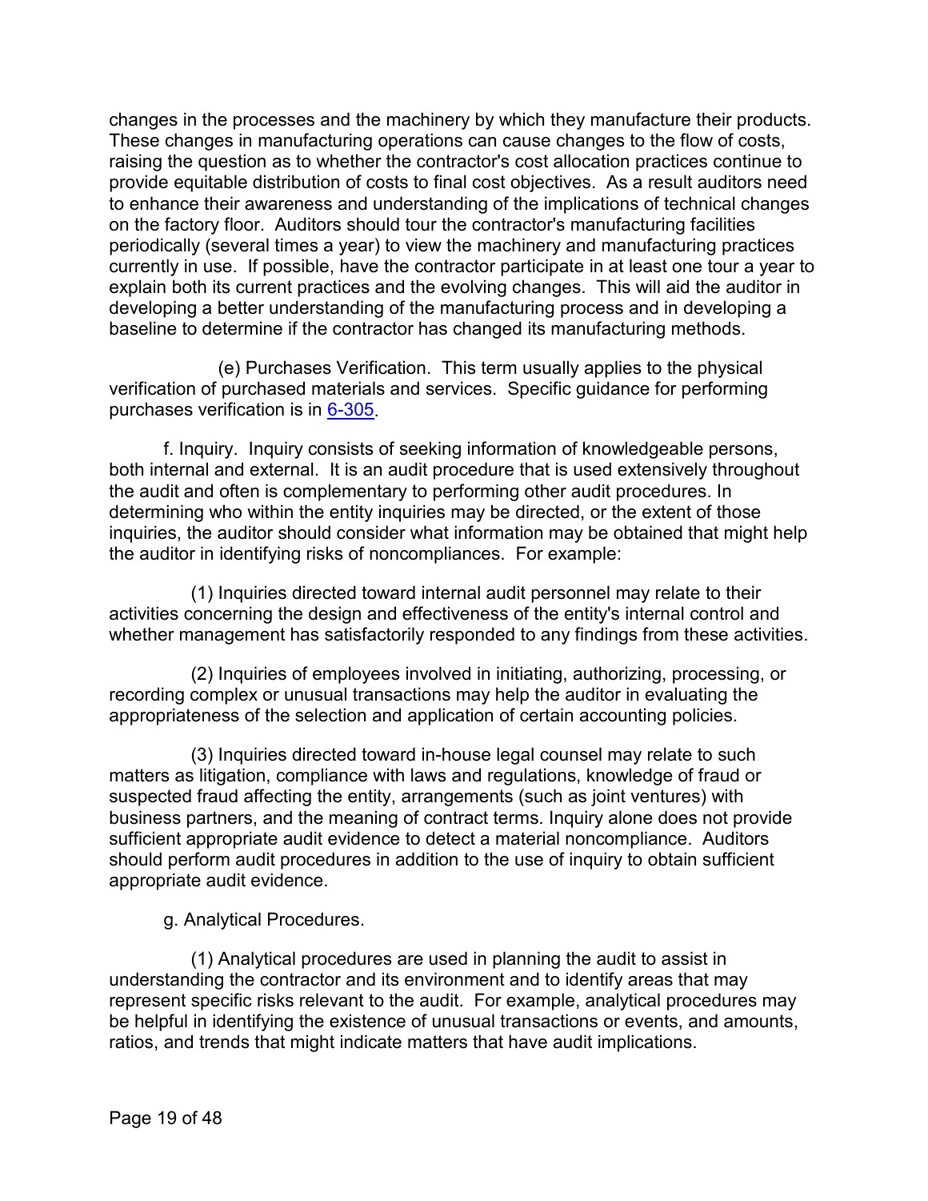changes in the processes and the machinery by which they manufacture their products. These changes in manufacturing operations can cause changes to the flow of costs, raising the question as to whether the contractor's cost allocation practices continue to provide equitable distribution of costs to final cost objectives. As a result auditors need to enhance their awareness and understanding of the implications of technical changes on the factory floor. Auditors should tour the contractor's manufacturing facilities periodically (several times a year) to view the machinery and manufacturing practices currently in use. If possible, have the contractor participate in at least one tour a year to explain both its current practices and the evolving changes. This will aid the auditor in developing a better understanding of the manufacturing process and in developing a baseline to determine if the contractor has changed its manufacturing methods.

(e) Purchases Verification. This term usually applies to the physical verification of purchased materials and services. Specific guidance for performing purchases verification is in 6-305.

f. Inquiry. Inquiry consists of seeking information of knowledgeable persons, both internal and external. It is an audit procedure that is used extensively throughout the audit and often is complementary to performing other audit procedures. In determining who within the entity inquiries may be directed, or the extent of those inquiries, the auditor should consider what information may be obtained that might help the auditor in identifying risks of noncompliances. For example:

(1) Inquiries directed toward internal audit personnel may relate to their activities concerning the design and effectiveness of the entity's internal control and whether management has satisfactorily responded to any findings from these activities.

(2) Inquiries of employees involved in initiating, authorizing, processing, or recording complex or unusual transactions may help the auditor in evaluating the appropriateness of the selection and application of certain accounting policies.

(3) Inquiries directed toward in-house legal counsel may relate to such matters as litigation, compliance with laws and regulations, knowledge of fraud or suspected fraud affecting the entity, arrangements (such as joint ventures) with business partners, and the meaning of contract terms. Inquiry alone does not provide sufficient appropriate audit evidence to detect a material noncompliance. Auditors should perform audit procedures in addition to the use of inquiry to obtain sufficient appropriate audit evidence.

g. Analytical Procedures.

(1) Analytical procedures are used in planning the audit to assist in understanding the contractor and its environment and to identify areas that may represent specific risks relevant to the audit. For example, analytical procedures may be helpful in identifying the existence of unusual transactions or events, and amounts, ratios, and trends that might indicate matters that have audit implications.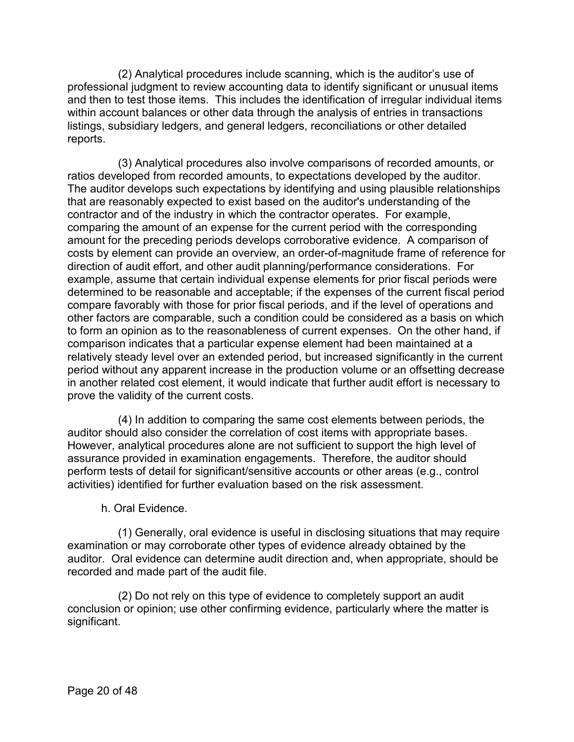(2) Analytical procedures include scanning, which is the auditor's use of professional judgment to review accounting data to identify significant or unusual items and then to test those items. This includes the identification of irregular individual items within account balances or other data through the analysis of entries in transactions listings, subsidiary ledgers, and general ledgers, reconciliations or other detailed reports.

(3) Analytical procedures also involve comparisons of recorded amounts, or ratios developed from recorded amounts, to expectations developed by the auditor. The auditor develops such expectations by identifying and using plausible relationships that are reasonably expected to exist based on the auditor's understanding of the contractor and of the industry in which the contractor operates. For example, comparing the amount of an expense for the current period with the corresponding amount for the preceding periods develops corroborative evidence. A comparison of costs by element can provide an overview, an order-of-magnitude frame of reference for direction of audit effort, and other audit planning/performance considerations. For example, assume that certain individual expense elements for prior fiscal periods were determined to be reasonable and acceptable; if the expenses of the current fiscal period compare favorably with those for prior fiscal periods, and if the level of operations and other factors are comparable, such a condition could be considered as a basis on which to form an opinion as to the reasonableness of current expenses. On the other hand, if comparison indicates that a particular expense element had been maintained at a relatively steady level over an extended period, but increased significantly in the current period without any apparent increase in the production volume or an offsetting decrease in another related cost element, it would indicate that further audit effort is necessary to prove the validity of the current costs.

(4) In addition to comparing the same cost elements between periods, the auditor should also consider the correlation of cost items with appropriate bases. However, analytical procedures alone are not sufficient to support the high level of assurance provided in examination engagements. Therefore, the auditor should perform tests of detail for significant/sensitive accounts or other areas (e.g., control activities) identified for further evaluation based on the risk assessment.

h. Oral Evidence.

(1) Generally, oral evidence is useful in disclosing situations that may require examination or may corroborate other types of evidence already obtained by the auditor. Oral evidence can determine audit direction and, when appropriate, should be recorded and made part of the audit file.

(2) Do not rely on this type of evidence to completely support an audit conclusion or opinion; use other confirming evidence, particularly where the matter is significant.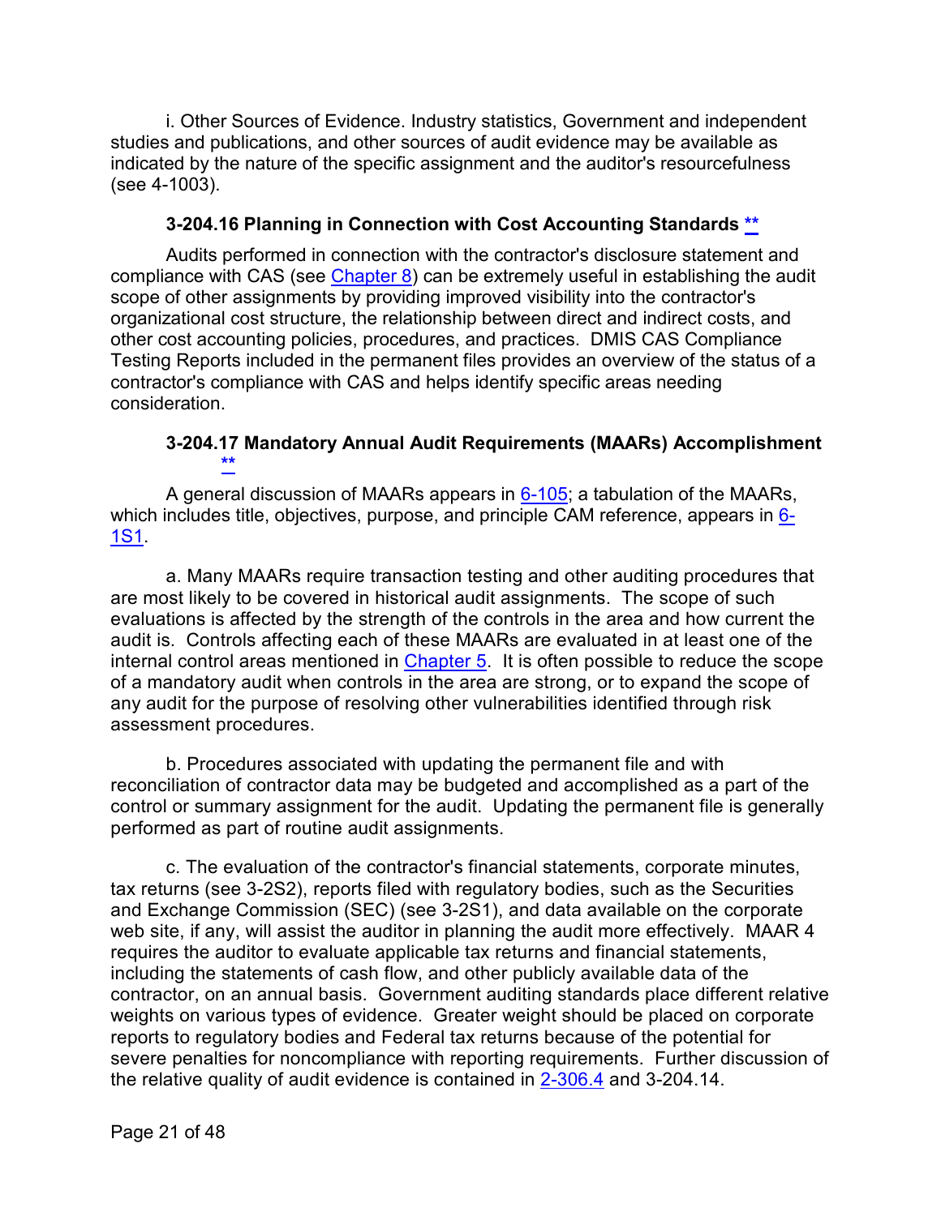i. Other Sources of Evidence. Industry statistics, Government and independent studies and publications, and other sources of audit evidence may be available as indicated by the nature of the specific assignment and the auditor's resourcefulness (see 4-1003).

### 3-204.16 Planning in Connection with Cost Accounting Standards **

Audits performed in connection with the contractor's disclosure statement and compliance with CAS (see Chapter 8) can be extremely useful in establishing the audit scope of other assignments by providing improved visibility into the contractor's organizational cost structure, the relationship between direct and indirect costs, and other cost accounting policies, procedures, and practices. DMIS CAS Compliance Testing Reports included in the permanent files provides an overview of the status of a contractor's compliance with CAS and helps identify specific areas needing consideration.

### 3-204.17 Mandatory Annual Audit Requirements (MAARs) Accomplishment **

A general discussion of MAARs appears in 6-105; a tabulation of the MAARs, which includes title, objectives, purpose, and principle CAM reference, appears in 6-1S1.

a. Many MAARs require transaction testing and other auditing procedures that are most likely to be covered in historical audit assignments. The scope of such evaluations is affected by the strength of the controls in the area and how current the audit is. Controls affecting each of these MAARs are evaluated in at least one of the internal control areas mentioned in Chapter 5. It is often possible to reduce the scope of a mandatory audit when controls in the area are strong, or to expand the scope of any audit for the purpose of resolving other vulnerabilities identified through risk assessment procedures.

b. Procedures associated with updating the permanent file and with reconciliation of contractor data may be budgeted and accomplished as a part of the control or summary assignment for the audit. Updating the permanent file is generally performed as part of routine audit assignments.

c. The evaluation of the contractor's financial statements, corporate minutes, tax returns (see 3-2S2), reports filed with regulatory bodies, such as the Securities and Exchange Commission (SEC) (see 3-2S1), and data available on the corporate web site, if any, will assist the auditor in planning the audit more effectively. MAAR 4 requires the auditor to evaluate applicable tax returns and financial statements, including the statements of cash flow, and other publicly available data of the contractor, on an annual basis. Government auditing standards place different relative weights on various types of evidence. Greater weight should be placed on corporate reports to regulatory bodies and Federal tax returns because of the potential for severe penalties for noncompliance with reporting requirements. Further discussion of the relative quality of audit evidence is contained in 2-306.4 and 3-204.14.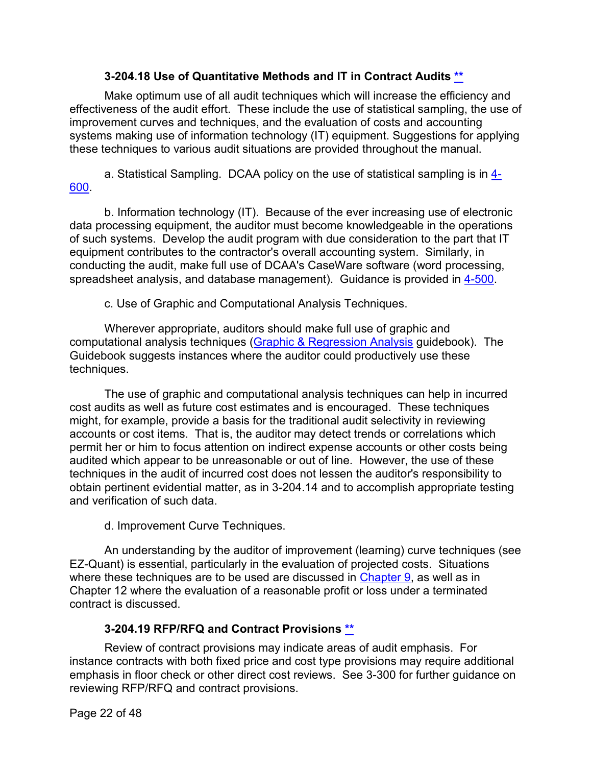### 3-204.18 Use of Quantitative Methods and IT in Contract Audits **

Make optimum use of all audit techniques which will increase the efficiency and effectiveness of the audit effort. These include the use of statistical sampling, the use of improvement curves and techniques, and the evaluation of costs and accounting systems making use of information technology (IT) equipment. Suggestions for applying these techniques to various audit situations are provided throughout the manual.

a. Statistical Sampling. DCAA policy on the use of statistical sampling is in 4-600.

b. Information technology (IT). Because of the ever increasing use of electronic data processing equipment, the auditor must become knowledgeable in the operations of such systems. Develop the audit program with due consideration to the part that IT equipment contributes to the contractor's overall accounting system. Similarly, in conducting the audit, make full use of DCAA's CaseWare software (word processing, spreadsheet analysis, and database management). Guidance is provided in 4-500.

c. Use of Graphic and Computational Analysis Techniques.

Wherever appropriate, auditors should make full use of graphic and computational analysis techniques (Graphic & Regression Analysis guidebook). The Guidebook suggests instances where the auditor could productively use these techniques.

The use of graphic and computational analysis techniques can help in incurred cost audits as well as future cost estimates and is encouraged. These techniques might, for example, provide a basis for the traditional audit selectivity in reviewing accounts or cost items. That is, the auditor may detect trends or correlations which permit her or him to focus attention on indirect expense accounts or other costs being audited which appear to be unreasonable or out of line. However, the use of these techniques in the audit of incurred cost does not lessen the auditor's responsibility to obtain pertinent evidential matter, as in 3-204.14 and to accomplish appropriate testing and verification of such data.

d. Improvement Curve Techniques.

An understanding by the auditor of improvement (learning) curve techniques (see EZ-Quant) is essential, particularly in the evaluation of projected costs. Situations where these techniques are to be used are discussed in Chapter 9, as well as in Chapter 12 where the evaluation of a reasonable profit or loss under a terminated contract is discussed.

### 3-204.19 RFP/RFQ and Contract Provisions **

Review of contract provisions may indicate areas of audit emphasis. For instance contracts with both fixed price and cost type provisions may require additional emphasis in floor check or other direct cost reviews. See 3-300 for further guidance on reviewing RFP/RFQ and contract provisions.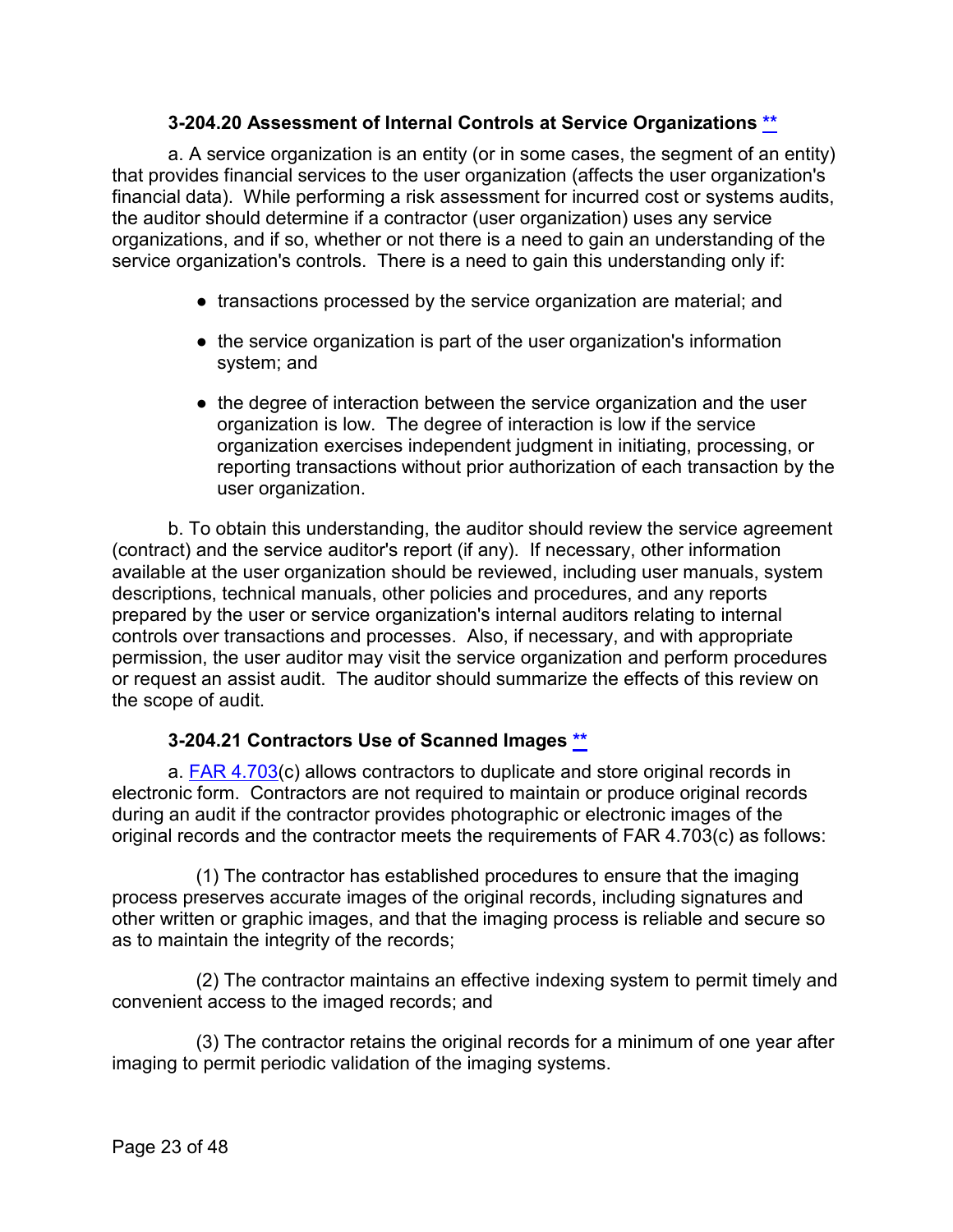### 3-204.20 Assessment of Internal Controls at Service Organizations **

a. A service organization is an entity (or in some cases, the segment of an entity) that provides financial services to the user organization (affects the user organization's financial data). While performing a risk assessment for incurred cost or systems audits, the auditor should determine if a contractor (user organization) uses any service organizations, and if so, whether or not there is a need to gain an understanding of the service organization's controls. There is a need to gain this understanding only if:

- transactions processed by the service organization are material; and
- the service organization is part of the user organization's information system; and
- the degree of interaction between the service organization and the user organization is low. The degree of interaction is low if the service organization exercises independent judgment in initiating, processing, or reporting transactions without prior authorization of each transaction by the user organization.

b. To obtain this understanding, the auditor should review the service agreement (contract) and the service auditor's report (if any). If necessary, other information available at the user organization should be reviewed, including user manuals, system descriptions, technical manuals, other policies and procedures, and any reports prepared by the user or service organization's internal auditors relating to internal controls over transactions and processes. Also, if necessary, and with appropriate permission, the user auditor may visit the service organization and perform procedures or request an assist audit. The auditor should summarize the effects of this review on the scope of audit.

### 3-204.21 Contractors Use of Scanned Images **

a. FAR 4.703(c) allows contractors to duplicate and store original records in electronic form. Contractors are not required to maintain or produce original records during an audit if the contractor provides photographic or electronic images of the original records and the contractor meets the requirements of FAR 4.703(c) as follows:

(1) The contractor has established procedures to ensure that the imaging process preserves accurate images of the original records, including signatures and other written or graphic images, and that the imaging process is reliable and secure so as to maintain the integrity of the records;

(2) The contractor maintains an effective indexing system to permit timely and convenient access to the imaged records; and

(3) The contractor retains the original records for a minimum of one year after imaging to permit periodic validation of the imaging systems.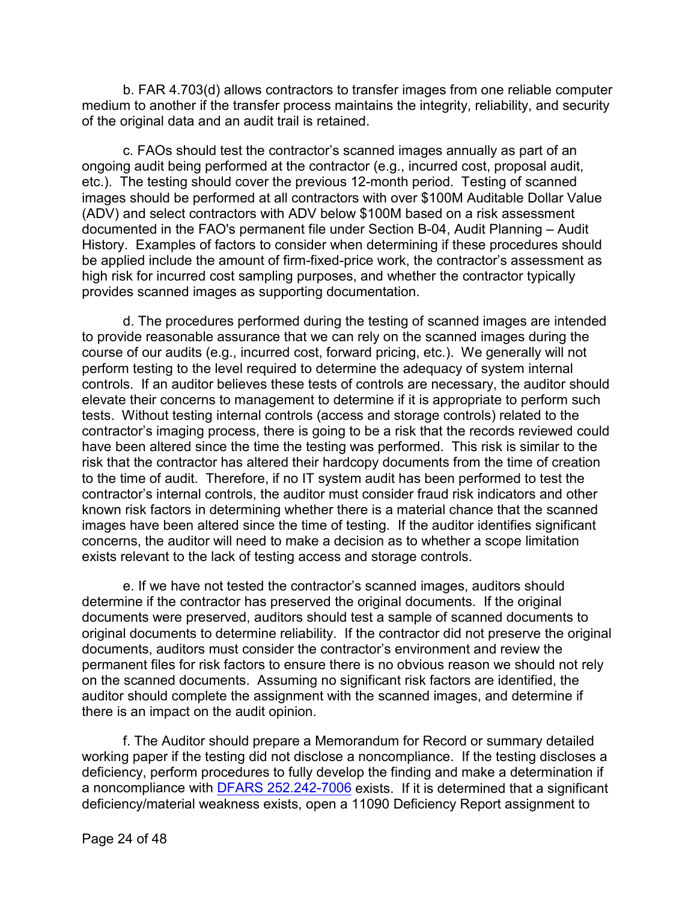b. FAR 4.703(d) allows contractors to transfer images from one reliable computer medium to another if the transfer process maintains the integrity, reliability, and security of the original data and an audit trail is retained.

c. FAOs should test the contractor's scanned images annually as part of an ongoing audit being performed at the contractor (e.g., incurred cost, proposal audit, etc.). The testing should cover the previous 12-month period. Testing of scanned images should be performed at all contractors with over $100M Auditable Dollar Value (ADV) and select contractors with ADV below $100M based on a risk assessment documented in the FAO's permanent file under Section B-04, Audit Planning – Audit History. Examples of factors to consider when determining if these procedures should be applied include the amount of firm-fixed-price work, the contractor's assessment as high risk for incurred cost sampling purposes, and whether the contractor typically provides scanned images as supporting documentation.

d. The procedures performed during the testing of scanned images are intended to provide reasonable assurance that we can rely on the scanned images during the course of our audits (e.g., incurred cost, forward pricing, etc.). We generally will not perform testing to the level required to determine the adequacy of system internal controls. If an auditor believes these tests of controls are necessary, the auditor should elevate their concerns to management to determine if it is appropriate to perform such tests. Without testing internal controls (access and storage controls) related to the contractor's imaging process, there is going to be a risk that the records reviewed could have been altered since the time the testing was performed. This risk is similar to the risk that the contractor has altered their hardcopy documents from the time of creation to the time of audit. Therefore, if no IT system audit has been performed to test the contractor's internal controls, the auditor must consider fraud risk indicators and other known risk factors in determining whether there is a material chance that the scanned images have been altered since the time of testing. If the auditor identifies significant concerns, the auditor will need to make a decision as to whether a scope limitation exists relevant to the lack of testing access and storage controls.

e. If we have not tested the contractor's scanned images, auditors should determine if the contractor has preserved the original documents. If the original documents were preserved, auditors should test a sample of scanned documents to original documents to determine reliability. If the contractor did not preserve the original documents, auditors must consider the contractor's environment and review the permanent files for risk factors to ensure there is no obvious reason we should not rely on the scanned documents. Assuming no significant risk factors are identified, the auditor should complete the assignment with the scanned images, and determine if there is an impact on the audit opinion.

f. The Auditor should prepare a Memorandum for Record or summary detailed working paper if the testing did not disclose a noncompliance. If the testing discloses a deficiency, perform procedures to fully develop the finding and make a determination if a noncompliance with DFARS 252.242-7006 exists. If it is determined that a significant deficiency/material weakness exists, open a 11090 Deficiency Report assignment to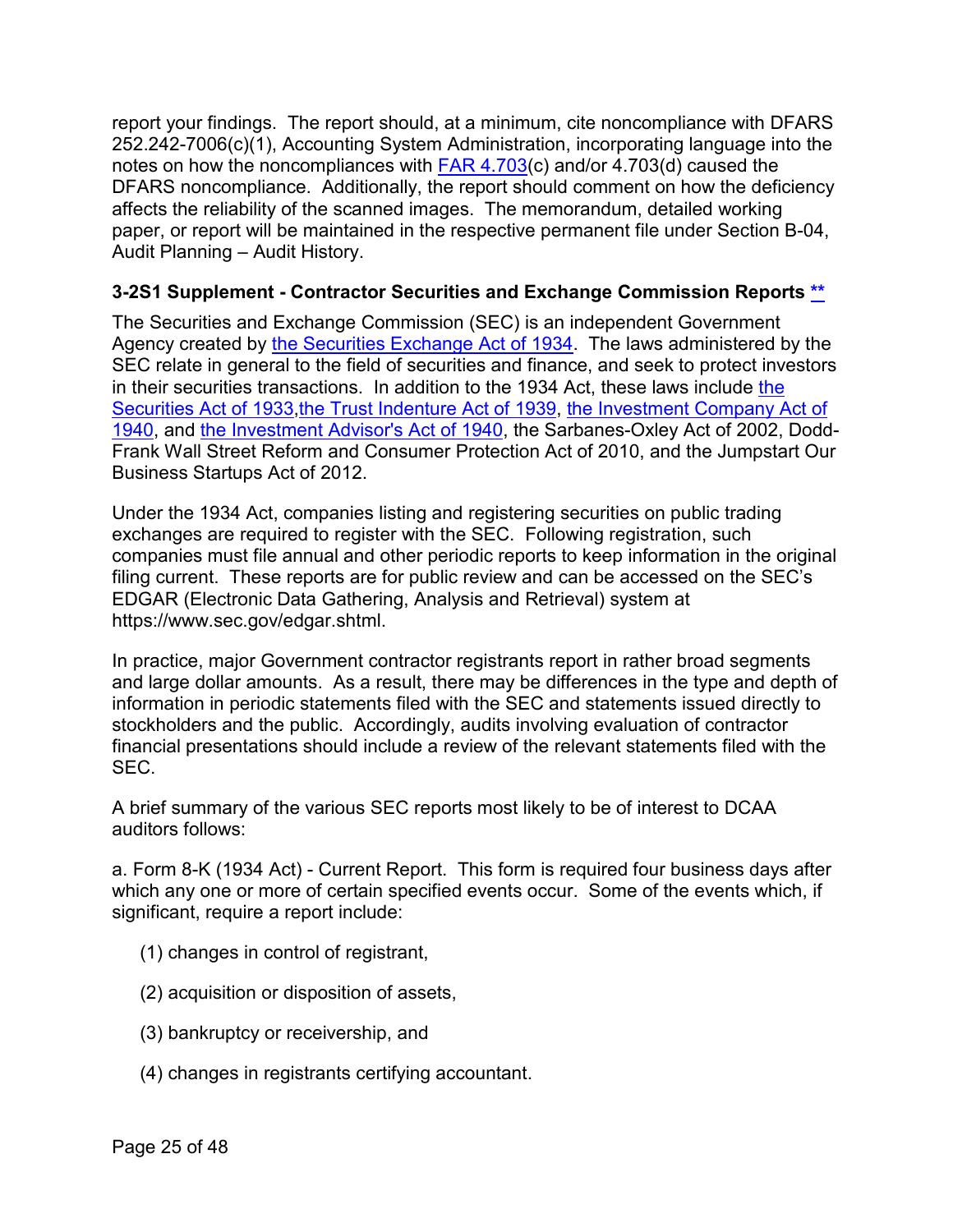report your findings. The report should, at a minimum, cite noncompliance with DFARS 252.242-7006(c)(1), Accounting System Administration, incorporating language into the notes on how the noncompliances with FAR 4.703(c) and/or 4.703(d) caused the DFARS noncompliance. Additionally, the report should comment on how the deficiency affects the reliability of the scanned images. The memorandum, detailed working paper, or report will be maintained in the respective permanent file under Section B-04, Audit Planning – Audit History.

### 3-2S1 Supplement - Contractor Securities and Exchange Commission Reports **

The Securities and Exchange Commission (SEC) is an independent Government Agency created by the Securities Exchange Act of 1934. The laws administered by the SEC relate in general to the field of securities and finance, and seek to protect investors in their securities transactions. In addition to the 1934 Act, these laws include the Securities Act of 1933,the Trust Indenture Act of 1939, the Investment Company Act of 1940, and the Investment Advisor's Act of 1940, the Sarbanes-Oxley Act of 2002, Dodd-Frank Wall Street Reform and Consumer Protection Act of 2010, and the Jumpstart Our Business Startups Act of 2012.

Under the 1934 Act, companies listing and registering securities on public trading exchanges are required to register with the SEC. Following registration, such companies must file annual and other periodic reports to keep information in the original filing current. These reports are for public review and can be accessed on the SEC's EDGAR (Electronic Data Gathering, Analysis and Retrieval) system at https://www.sec.gov/edgar.shtml.

In practice, major Government contractor registrants report in rather broad segments and large dollar amounts. As a result, there may be differences in the type and depth of information in periodic statements filed with the SEC and statements issued directly to stockholders and the public. Accordingly, audits involving evaluation of contractor financial presentations should include a review of the relevant statements filed with the SEC.

A brief summary of the various SEC reports most likely to be of interest to DCAA auditors follows:

a. Form 8-K (1934 Act) - Current Report. This form is required four business days after which any one or more of certain specified events occur. Some of the events which, if significant, require a report include:

(1) changes in control of registrant,

(2) acquisition or disposition of assets,

(3) bankruptcy or receivership, and

(4) changes in registrants certifying accountant.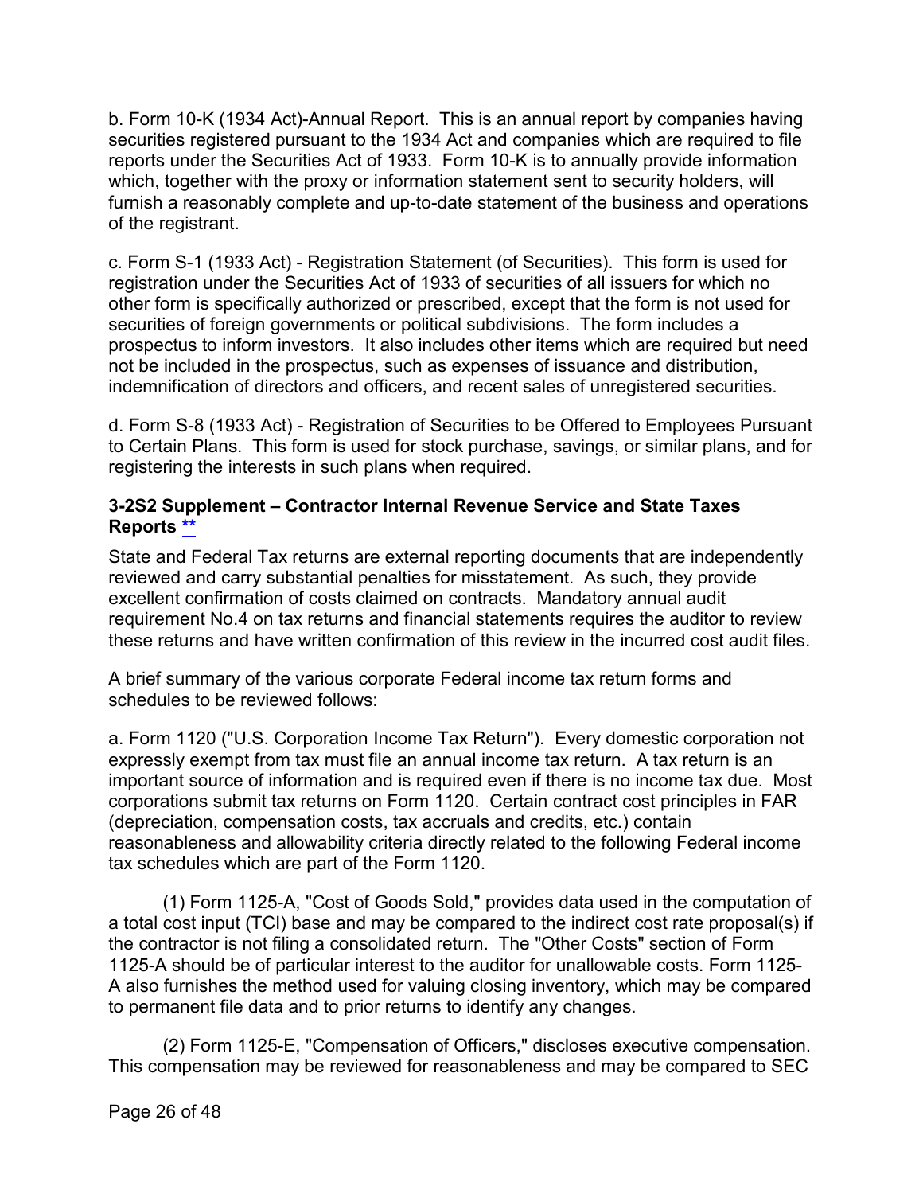b. Form 10-K (1934 Act)-Annual Report. This is an annual report by companies having securities registered pursuant to the 1934 Act and companies which are required to file reports under the Securities Act of 1933. Form 10-K is to annually provide information which, together with the proxy or information statement sent to security holders, will furnish a reasonably complete and up-to-date statement of the business and operations of the registrant.

c. Form S-1 (1933 Act) - Registration Statement (of Securities). This form is used for registration under the Securities Act of 1933 of securities of all issuers for which no other form is specifically authorized or prescribed, except that the form is not used for securities of foreign governments or political subdivisions. The form includes a prospectus to inform investors. It also includes other items which are required but need not be included in the prospectus, such as expenses of issuance and distribution, indemnification of directors and officers, and recent sales of unregistered securities.

d. Form S-8 (1933 Act) - Registration of Securities to be Offered to Employees Pursuant to Certain Plans. This form is used for stock purchase, savings, or similar plans, and for registering the interests in such plans when required.

### 3-2S2 Supplement – Contractor Internal Revenue Service and State Taxes Reports **

State and Federal Tax returns are external reporting documents that are independently reviewed and carry substantial penalties for misstatement. As such, they provide excellent confirmation of costs claimed on contracts. Mandatory annual audit requirement No.4 on tax returns and financial statements requires the auditor to review these returns and have written confirmation of this review in the incurred cost audit files.

A brief summary of the various corporate Federal income tax return forms and schedules to be reviewed follows:

a. Form 1120 ("U.S. Corporation Income Tax Return"). Every domestic corporation not expressly exempt from tax must file an annual income tax return. A tax return is an important source of information and is required even if there is no income tax due. Most corporations submit tax returns on Form 1120. Certain contract cost principles in FAR (depreciation, compensation costs, tax accruals and credits, etc.) contain reasonableness and allowability criteria directly related to the following Federal income tax schedules which are part of the Form 1120.

(1) Form 1125-A, "Cost of Goods Sold," provides data used in the computation of a total cost input (TCI) base and may be compared to the indirect cost rate proposal(s) if the contractor is not filing a consolidated return. The "Other Costs" section of Form 1125-A should be of particular interest to the auditor for unallowable costs. Form 1125-A also furnishes the method used for valuing closing inventory, which may be compared to permanent file data and to prior returns to identify any changes.

(2) Form 1125-E, "Compensation of Officers," discloses executive compensation. This compensation may be reviewed for reasonableness and may be compared to SEC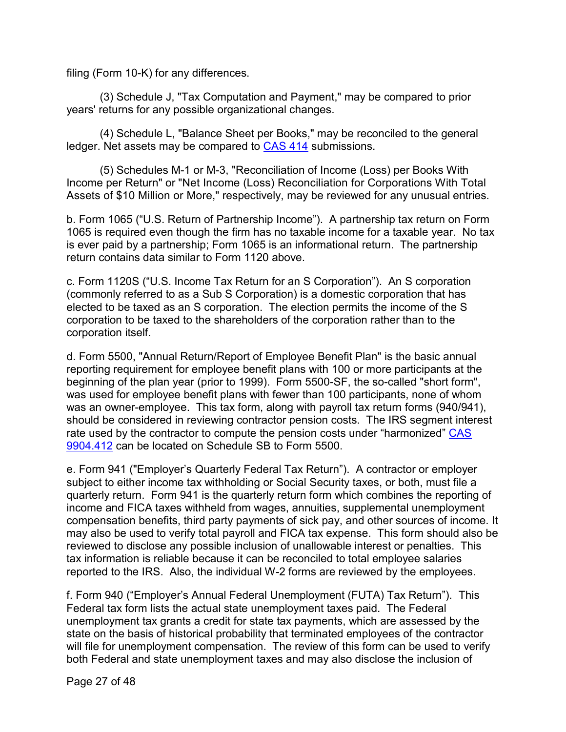filing (Form 10-K) for any differences.

(3) Schedule J, "Tax Computation and Payment," may be compared to prior years' returns for any possible organizational changes.

(4) Schedule L, "Balance Sheet per Books," may be reconciled to the general ledger. Net assets may be compared to CAS 414 submissions.

(5) Schedules M-1 or M-3, "Reconciliation of Income (Loss) per Books With Income per Return" or "Net Income (Loss) Reconciliation for Corporations With Total Assets of $10 Million or More," respectively, may be reviewed for any unusual entries.

b. Form 1065 ("U.S. Return of Partnership Income"). A partnership tax return on Form 1065 is required even though the firm has no taxable income for a taxable year. No tax is ever paid by a partnership; Form 1065 is an informational return. The partnership return contains data similar to Form 1120 above.

c. Form 1120S ("U.S. Income Tax Return for an S Corporation"). An S corporation (commonly referred to as a Sub S Corporation) is a domestic corporation that has elected to be taxed as an S corporation. The election permits the income of the S corporation to be taxed to the shareholders of the corporation rather than to the corporation itself.

d. Form 5500, "Annual Return/Report of Employee Benefit Plan" is the basic annual reporting requirement for employee benefit plans with 100 or more participants at the beginning of the plan year (prior to 1999). Form 5500-SF, the so-called "short form", was used for employee benefit plans with fewer than 100 participants, none of whom was an owner-employee. This tax form, along with payroll tax return forms (940/941), should be considered in reviewing contractor pension costs. The IRS segment interest rate used by the contractor to compute the pension costs under "harmonized" CAS 9904.412 can be located on Schedule SB to Form 5500.

e. Form 941 ("Employer's Quarterly Federal Tax Return"). A contractor or employer subject to either income tax withholding or Social Security taxes, or both, must file a quarterly return. Form 941 is the quarterly return form which combines the reporting of income and FICA taxes withheld from wages, annuities, supplemental unemployment compensation benefits, third party payments of sick pay, and other sources of income. It may also be used to verify total payroll and FICA tax expense. This form should also be reviewed to disclose any possible inclusion of unallowable interest or penalties. This tax information is reliable because it can be reconciled to total employee salaries reported to the IRS. Also, the individual W-2 forms are reviewed by the employees.

f. Form 940 ("Employer's Annual Federal Unemployment (FUTA) Tax Return"). This Federal tax form lists the actual state unemployment taxes paid. The Federal unemployment tax grants a credit for state tax payments, which are assessed by the state on the basis of historical probability that terminated employees of the contractor will file for unemployment compensation. The review of this form can be used to verify both Federal and state unemployment taxes and may also disclose the inclusion of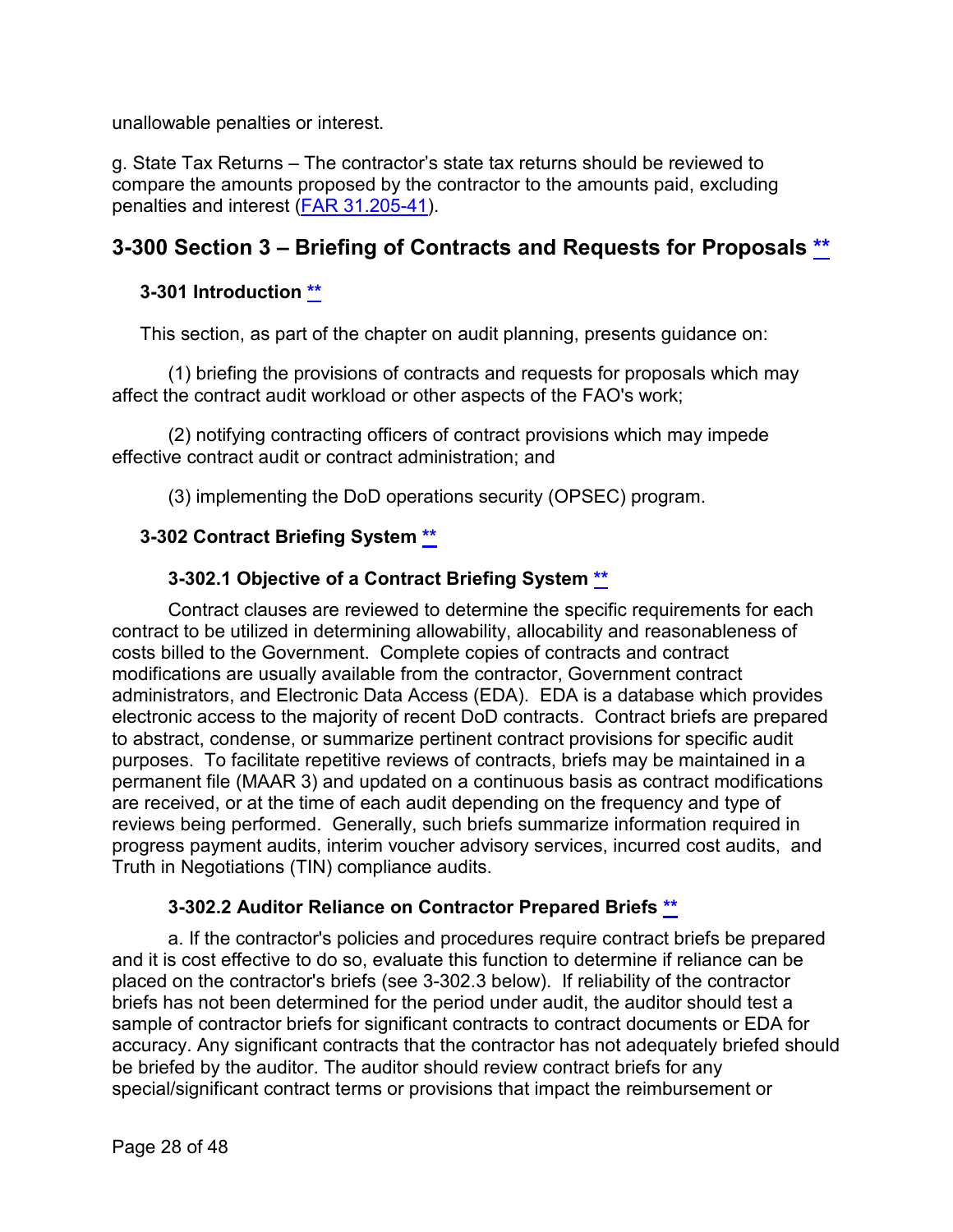unallowable penalties or interest.

g. State Tax Returns – The contractor's state tax returns should be reviewed to compare the amounts proposed by the contractor to the amounts paid, excluding penalties and interest (FAR 31.205-41).

## 3-300 Section 3 – Briefing of Contracts and Requests for Proposals **

### 3-301 Introduction **

This section, as part of the chapter on audit planning, presents guidance on:

(1) briefing the provisions of contracts and requests for proposals which may affect the contract audit workload or other aspects of the FAO's work;

(2) notifying contracting officers of contract provisions which may impede effective contract audit or contract administration; and

(3) implementing the DoD operations security (OPSEC) program.

### 3-302 Contract Briefing System **

#### 3-302.1 Objective of a Contract Briefing System **

Contract clauses are reviewed to determine the specific requirements for each contract to be utilized in determining allowability, allocability and reasonableness of costs billed to the Government. Complete copies of contracts and contract modifications are usually available from the contractor, Government contract administrators, and Electronic Data Access (EDA). EDA is a database which provides electronic access to the majority of recent DoD contracts. Contract briefs are prepared to abstract, condense, or summarize pertinent contract provisions for specific audit purposes. To facilitate repetitive reviews of contracts, briefs may be maintained in a permanent file (MAAR 3) and updated on a continuous basis as contract modifications are received, or at the time of each audit depending on the frequency and type of reviews being performed. Generally, such briefs summarize information required in progress payment audits, interim voucher advisory services, incurred cost audits, and Truth in Negotiations (TIN) compliance audits.

#### 3-302.2 Auditor Reliance on Contractor Prepared Briefs **

a. If the contractor's policies and procedures require contract briefs be prepared and it is cost effective to do so, evaluate this function to determine if reliance can be placed on the contractor's briefs (see 3-302.3 below). If reliability of the contractor briefs has not been determined for the period under audit, the auditor should test a sample of contractor briefs for significant contracts to contract documents or EDA for accuracy. Any significant contracts that the contractor has not adequately briefed should be briefed by the auditor. The auditor should review contract briefs for any special/significant contract terms or provisions that impact the reimbursement or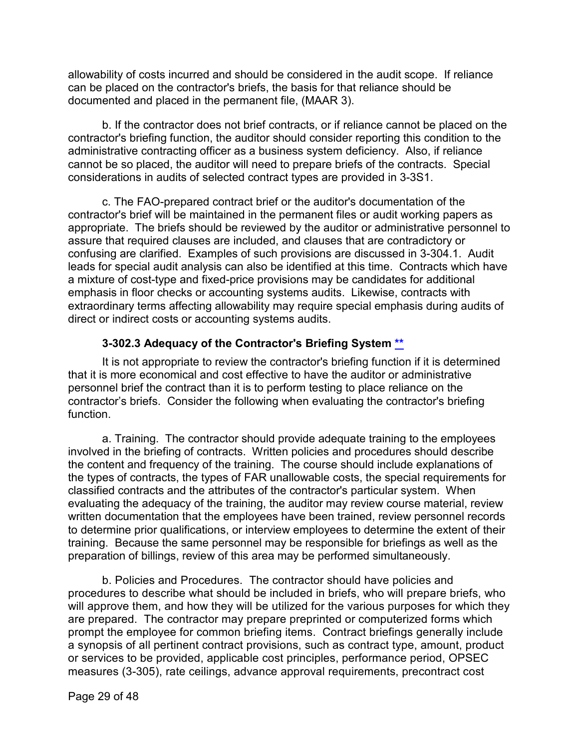allowability of costs incurred and should be considered in the audit scope. If reliance can be placed on the contractor's briefs, the basis for that reliance should be documented and placed in the permanent file, (MAAR 3).

b. If the contractor does not brief contracts, or if reliance cannot be placed on the contractor's briefing function, the auditor should consider reporting this condition to the administrative contracting officer as a business system deficiency. Also, if reliance cannot be so placed, the auditor will need to prepare briefs of the contracts. Special considerations in audits of selected contract types are provided in 3-3S1.

c. The FAO-prepared contract brief or the auditor's documentation of the contractor's brief will be maintained in the permanent files or audit working papers as appropriate. The briefs should be reviewed by the auditor or administrative personnel to assure that required clauses are included, and clauses that are contradictory or confusing are clarified. Examples of such provisions are discussed in 3-304.1. Audit leads for special audit analysis can also be identified at this time. Contracts which have a mixture of cost-type and fixed-price provisions may be candidates for additional emphasis in floor checks or accounting systems audits. Likewise, contracts with extraordinary terms affecting allowability may require special emphasis during audits of direct or indirect costs or accounting systems audits.

### 3-302.3 Adequacy of the Contractor's Briefing System **

It is not appropriate to review the contractor's briefing function if it is determined that it is more economical and cost effective to have the auditor or administrative personnel brief the contract than it is to perform testing to place reliance on the contractor's briefs. Consider the following when evaluating the contractor's briefing function.

a. Training. The contractor should provide adequate training to the employees involved in the briefing of contracts. Written policies and procedures should describe the content and frequency of the training. The course should include explanations of the types of contracts, the types of FAR unallowable costs, the special requirements for classified contracts and the attributes of the contractor's particular system. When evaluating the adequacy of the training, the auditor may review course material, review written documentation that the employees have been trained, review personnel records to determine prior qualifications, or interview employees to determine the extent of their training. Because the same personnel may be responsible for briefings as well as the preparation of billings, review of this area may be performed simultaneously.

b. Policies and Procedures. The contractor should have policies and procedures to describe what should be included in briefs, who will prepare briefs, who will approve them, and how they will be utilized for the various purposes for which they are prepared. The contractor may prepare preprinted or computerized forms which prompt the employee for common briefing items. Contract briefings generally include a synopsis of all pertinent contract provisions, such as contract type, amount, product or services to be provided, applicable cost principles, performance period, OPSEC measures (3-305), rate ceilings, advance approval requirements, precontract cost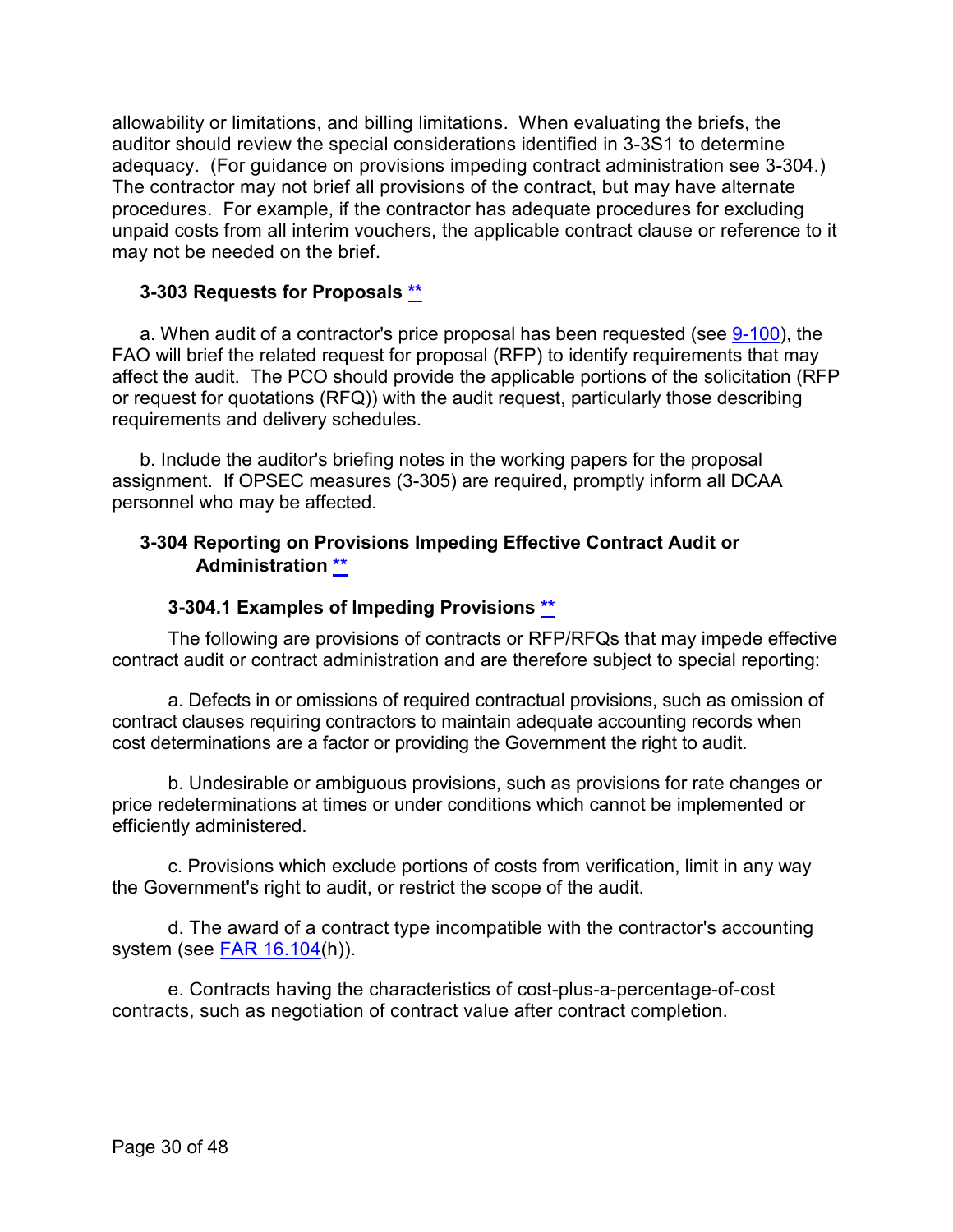allowability or limitations, and billing limitations. When evaluating the briefs, the auditor should review the special considerations identified in 3-3S1 to determine adequacy. (For guidance on provisions impeding contract administration see 3-304.) The contractor may not brief all provisions of the contract, but may have alternate procedures. For example, if the contractor has adequate procedures for excluding unpaid costs from all interim vouchers, the applicable contract clause or reference to it may not be needed on the brief.

### 3-303 Requests for Proposals **

a. When audit of a contractor's price proposal has been requested (see 9-100), the FAO will brief the related request for proposal (RFP) to identify requirements that may affect the audit. The PCO should provide the applicable portions of the solicitation (RFP or request for quotations (RFQ)) with the audit request, particularly those describing requirements and delivery schedules.

b. Include the auditor's briefing notes in the working papers for the proposal assignment. If OPSEC measures (3-305) are required, promptly inform all DCAA personnel who may be affected.

### 3-304 Reporting on Provisions Impeding Effective Contract Audit or Administration **

#### 3-304.1 Examples of Impeding Provisions **

The following are provisions of contracts or RFP/RFQs that may impede effective contract audit or contract administration and are therefore subject to special reporting:

a. Defects in or omissions of required contractual provisions, such as omission of contract clauses requiring contractors to maintain adequate accounting records when cost determinations are a factor or providing the Government the right to audit.

b. Undesirable or ambiguous provisions, such as provisions for rate changes or price redeterminations at times or under conditions which cannot be implemented or efficiently administered.

c. Provisions which exclude portions of costs from verification, limit in any way the Government's right to audit, or restrict the scope of the audit.

d. The award of a contract type incompatible with the contractor's accounting system (see FAR 16.104(h)).

e. Contracts having the characteristics of cost-plus-a-percentage-of-cost contracts, such as negotiation of contract value after contract completion.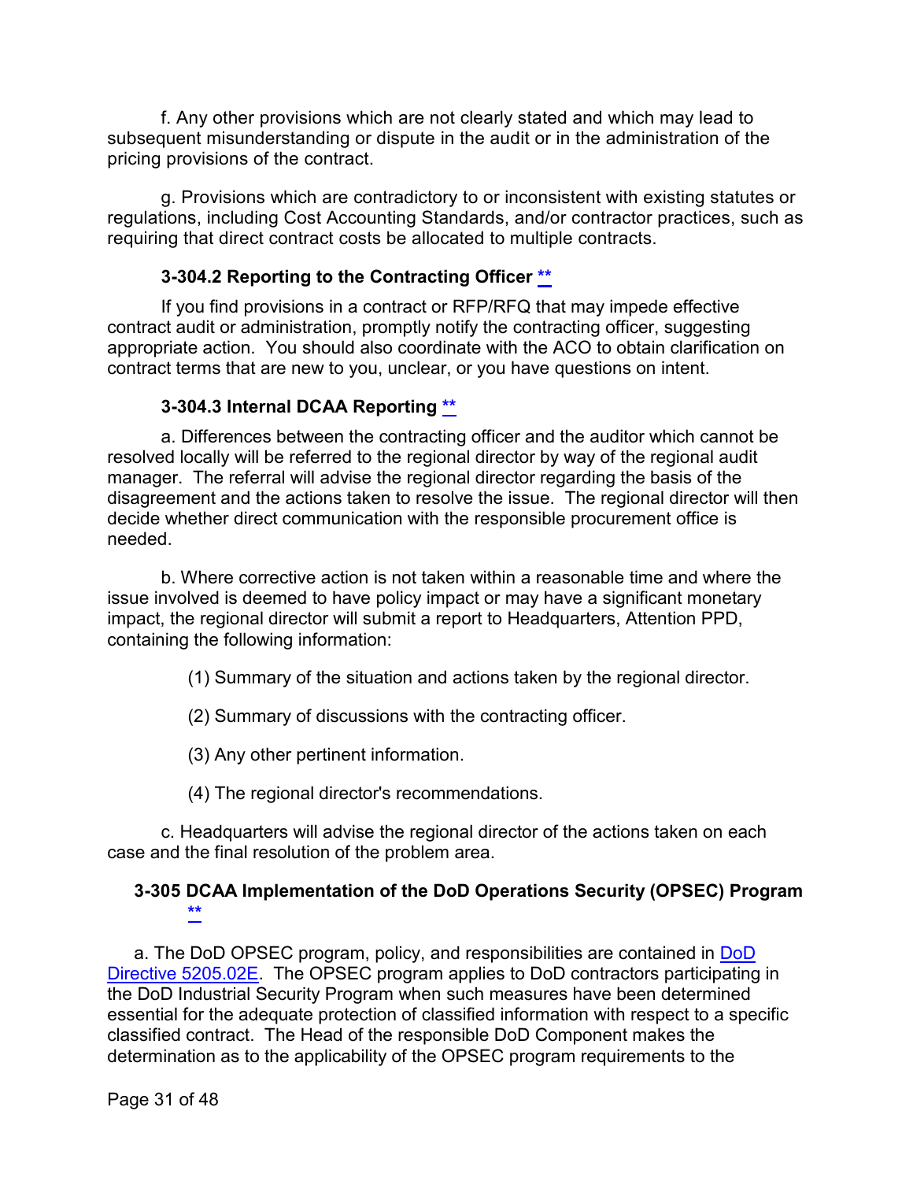f. Any other provisions which are not clearly stated and which may lead to subsequent misunderstanding or dispute in the audit or in the administration of the pricing provisions of the contract.

g. Provisions which are contradictory to or inconsistent with existing statutes or regulations, including Cost Accounting Standards, and/or contractor practices, such as requiring that direct contract costs be allocated to multiple contracts.

### 3-304.2 Reporting to the Contracting Officer **

If you find provisions in a contract or RFP/RFQ that may impede effective contract audit or administration, promptly notify the contracting officer, suggesting appropriate action. You should also coordinate with the ACO to obtain clarification on contract terms that are new to you, unclear, or you have questions on intent.

### 3-304.3 Internal DCAA Reporting **

a. Differences between the contracting officer and the auditor which cannot be resolved locally will be referred to the regional director by way of the regional audit manager. The referral will advise the regional director regarding the basis of the disagreement and the actions taken to resolve the issue. The regional director will then decide whether direct communication with the responsible procurement office is needed.

b. Where corrective action is not taken within a reasonable time and where the issue involved is deemed to have policy impact or may have a significant monetary impact, the regional director will submit a report to Headquarters, Attention PPD, containing the following information:

(1) Summary of the situation and actions taken by the regional director.

(2) Summary of discussions with the contracting officer.

(3) Any other pertinent information.

(4) The regional director's recommendations.

c. Headquarters will advise the regional director of the actions taken on each case and the final resolution of the problem area.

## 3-305 DCAA Implementation of the DoD Operations Security (OPSEC) Program **

a. The DoD OPSEC program, policy, and responsibilities are contained in DoD Directive 5205.02E. The OPSEC program applies to DoD contractors participating in the DoD Industrial Security Program when such measures have been determined essential for the adequate protection of classified information with respect to a specific classified contract. The Head of the responsible DoD Component makes the determination as to the applicability of the OPSEC program requirements to the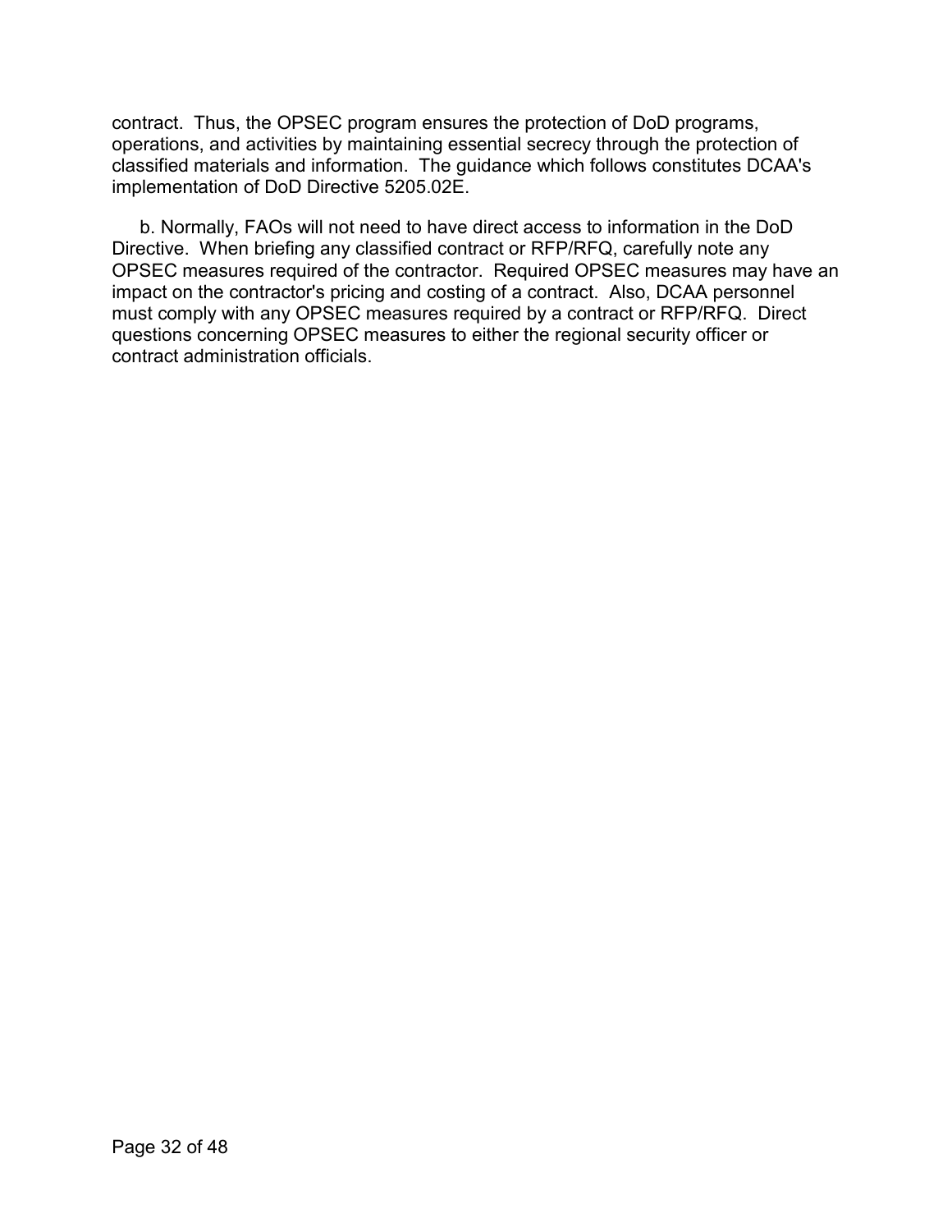contract. Thus, the OPSEC program ensures the protection of DoD programs, operations, and activities by maintaining essential secrecy through the protection of classified materials and information. The guidance which follows constitutes DCAA's implementation of DoD Directive 5205.02E.

b. Normally, FAOs will not need to have direct access to information in the DoD Directive. When briefing any classified contract or RFP/RFQ, carefully note any OPSEC measures required of the contractor. Required OPSEC measures may have an impact on the contractor's pricing and costing of a contract. Also, DCAA personnel must comply with any OPSEC measures required by a contract or RFP/RFQ. Direct questions concerning OPSEC measures to either the regional security officer or contract administration officials.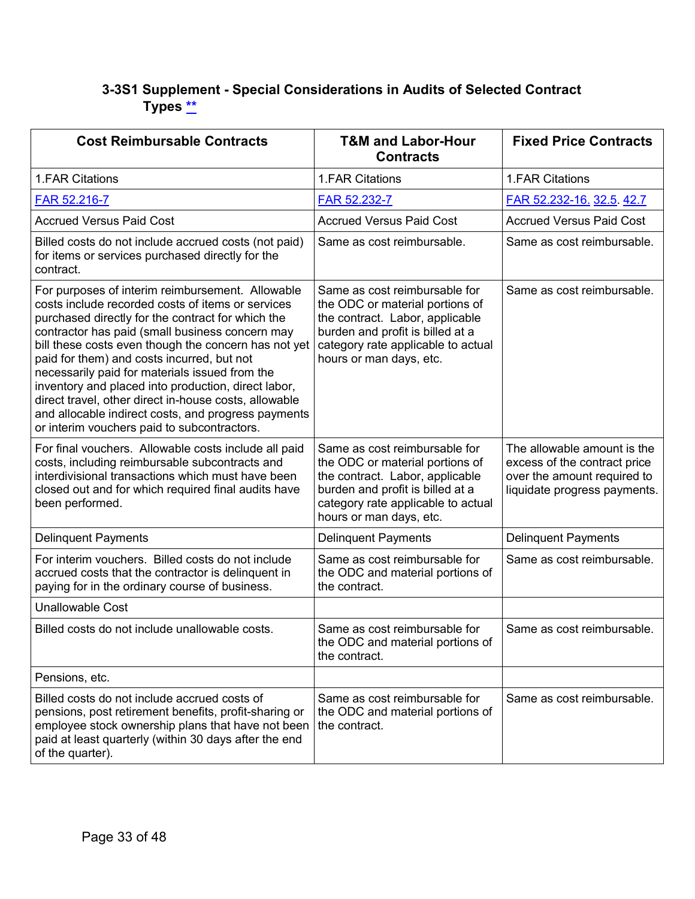### 3-3S1 Supplement - Special Considerations in Audits of Selected Contract Types **

| Cost Reimbursable Contracts | T&M and Labor-Hour Contracts | Fixed Price Contracts |
|---|---|---|
| 1.FAR Citations | 1.FAR Citations | 1.FAR Citations |
| FAR 52.216-7 | FAR 52.232-7 | FAR 52.232-16. 32.5. 42.7 |
| Accrued Versus Paid Cost | Accrued Versus Paid Cost | Accrued Versus Paid Cost |
| Billed costs do not include accrued costs (not paid) for items or services purchased directly for the contract. | Same as cost reimbursable. | Same as cost reimbursable. |
| For purposes of interim reimbursement. Allowable costs include recorded costs of items or services purchased directly for the contract for which the contractor has paid (small business concern may bill these costs even though the concern has not yet paid for them) and costs incurred, but not necessarily paid for materials issued from the inventory and placed into production, direct labor, direct travel, other direct in-house costs, allowable and allocable indirect costs, and progress payments or interim vouchers paid to subcontractors. | Same as cost reimbursable for the ODC or material portions of the contract. Labor, applicable burden and profit is billed at a category rate applicable to actual hours or man days, etc. | Same as cost reimbursable. |
| For final vouchers. Allowable costs include all paid costs, including reimbursable subcontracts and interdivisional transactions which must have been closed out and for which required final audits have been performed. | Same as cost reimbursable for the ODC or material portions of the contract. Labor, applicable burden and profit is billed at a category rate applicable to actual hours or man days, etc. | The allowable amount is the excess of the contract price over the amount required to liquidate progress payments. |
| Delinquent Payments | Delinquent Payments | Delinquent Payments |
| For interim vouchers. Billed costs do not include accrued costs that the contractor is delinquent in paying for in the ordinary course of business. | Same as cost reimbursable for the ODC and material portions of the contract. | Same as cost reimbursable. |
| Unallowable Cost | | |
| Billed costs do not include unallowable costs. | Same as cost reimbursable for the ODC and material portions of the contract. | Same as cost reimbursable. |
| Pensions, etc. | | |
| Billed costs do not include accrued costs of pensions, post retirement benefits, profit-sharing or employee stock ownership plans that have not been paid at least quarterly (within 30 days after the end of the quarter). | Same as cost reimbursable for the ODC and material portions of the contract. | Same as cost reimbursable. |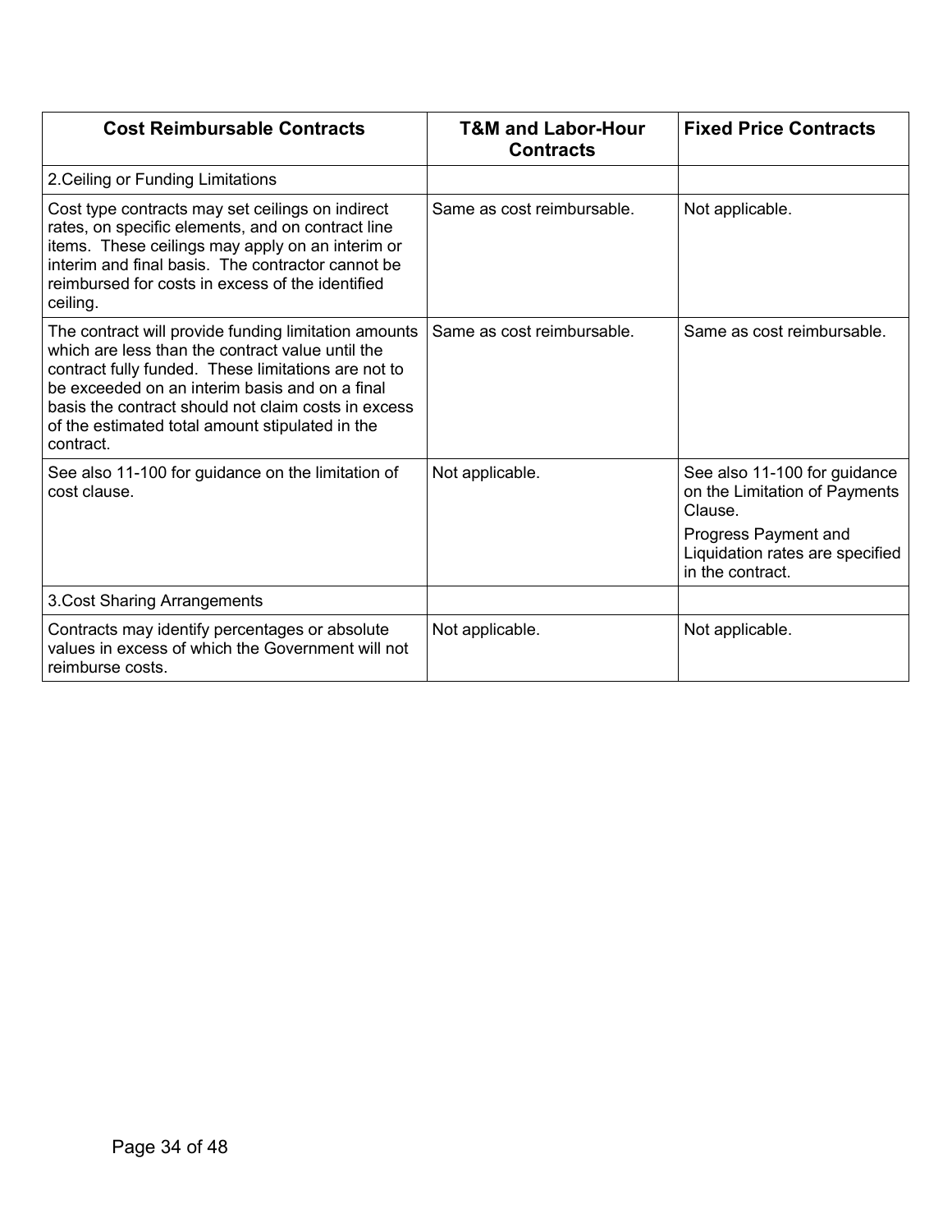| Cost Reimbursable Contracts | T&M and Labor-Hour Contracts | Fixed Price Contracts |
|---|---|---|
| 2.Ceiling or Funding Limitations | | |
| Cost type contracts may set ceilings on indirect rates, on specific elements, and on contract line items. These ceilings may apply on an interim or interim and final basis. The contractor cannot be reimbursed for costs in excess of the identified ceiling. | Same as cost reimbursable. | Not applicable. |
| The contract will provide funding limitation amounts which are less than the contract value until the contract fully funded. These limitations are not to be exceeded on an interim basis and on a final basis the contract should not claim costs in excess of the estimated total amount stipulated in the contract. | Same as cost reimbursable. | Same as cost reimbursable. |
| See also 11-100 for guidance on the limitation of cost clause. | Not applicable. | See also 11-100 for guidance on the Limitation of Payments Clause.<br><br>Progress Payment and Liquidation rates are specified in the contract. |
| 3.Cost Sharing Arrangements | | |
| Contracts may identify percentages or absolute values in excess of which the Government will not reimburse costs. | Not applicable. | Not applicable. |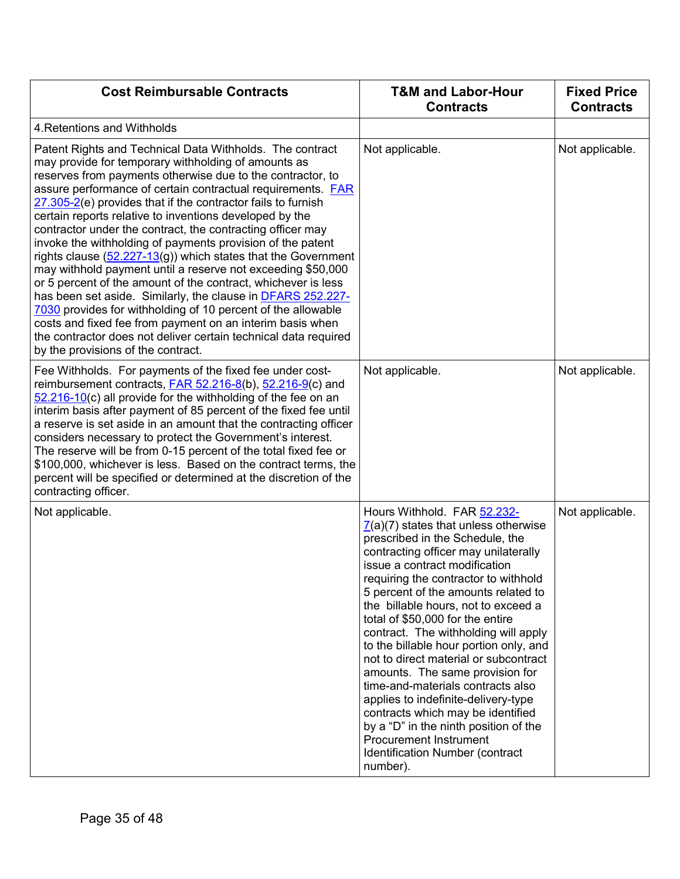| Cost Reimbursable Contracts | T&M and Labor-Hour Contracts | Fixed Price Contracts |
|---|---|---|
| 4.Retentions and Withholds | | |
| Patent Rights and Technical Data Withholds. The contract may provide for temporary withholding of amounts as reserves from payments otherwise due to the contractor, to assure performance of certain contractual requirements. FAR 27.305-2(e) provides that if the contractor fails to furnish certain reports relative to inventions developed by the contractor under the contract, the contracting officer may invoke the withholding of payments provision of the patent rights clause (52.227-13(g)) which states that the Government may withhold payment until a reserve not exceeding $50,000 or 5 percent of the amount of the contract, whichever is less has been set aside. Similarly, the clause in DFARS 252.227-7030 provides for withholding of 10 percent of the allowable costs and fixed fee from payment on an interim basis when the contractor does not deliver certain technical data required by the provisions of the contract. | Not applicable. | Not applicable. |
| Fee Withholds. For payments of the fixed fee under cost-reimbursement contracts, FAR 52.216-8(b), 52.216-9(c) and 52.216-10(c) all provide for the withholding of the fee on an interim basis after payment of 85 percent of the fixed fee until a reserve is set aside in an amount that the contracting officer considers necessary to protect the Government's interest. The reserve will be from 0-15 percent of the total fixed fee or $100,000, whichever is less. Based on the contract terms, the percent will be specified or determined at the discretion of the contracting officer. | Not applicable. | Not applicable. |
| Not applicable. | Hours Withhold. FAR 52.232-7(a)(7) states that unless otherwise prescribed in the Schedule, the contracting officer may unilaterally issue a contract modification requiring the contractor to withhold 5 percent of the amounts related to the billable hours, not to exceed a total of $50,000 for the entire contract. The withholding will apply to the billable hour portion only, and not to direct material or subcontract amounts. The same provision for time-and-materials contracts also applies to indefinite-delivery-type contracts which may be identified by a "D" in the ninth position of the Procurement Instrument Identification Number (contract number). | Not applicable. |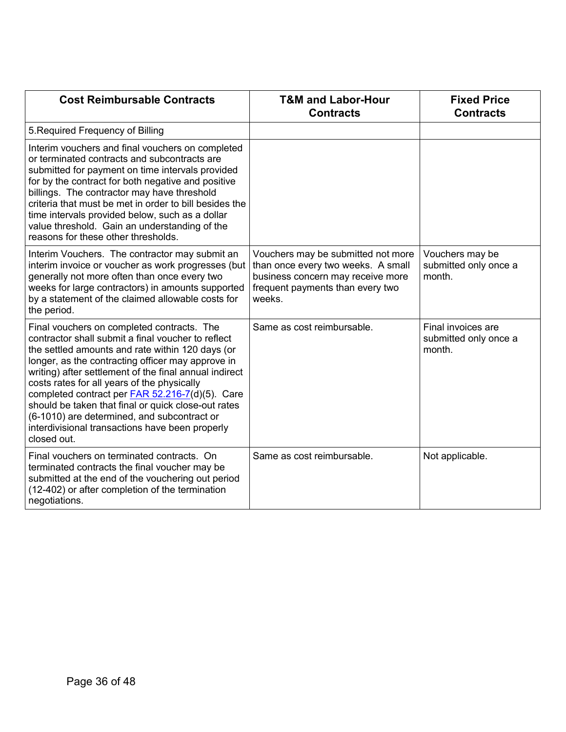| Cost Reimbursable Contracts | T&M and Labor-Hour Contracts | Fixed Price Contracts |
|---|---|---|
| 5.Required Frequency of Billing | | |
| Interim vouchers and final vouchers on completed or terminated contracts and subcontracts are submitted for payment on time intervals provided for by the contract for both negative and positive billings. The contractor may have threshold criteria that must be met in order to bill besides the time intervals provided below, such as a dollar value threshold. Gain an understanding of the reasons for these other thresholds. | | |
| Interim Vouchers. The contractor may submit an interim invoice or voucher as work progresses (but generally not more often than once every two weeks for large contractors) in amounts supported by a statement of the claimed allowable costs for the period. | Vouchers may be submitted not more than once every two weeks. A small business concern may receive more frequent payments than every two weeks. | Vouchers may be submitted only once a month. |
| Final vouchers on completed contracts. The contractor shall submit a final voucher to reflect the settled amounts and rate within 120 days (or longer, as the contracting officer may approve in writing) after settlement of the final annual indirect costs rates for all years of the physically completed contract per FAR 52.216-7(d)(5). Care should be taken that final or quick close-out rates (6-1010) are determined, and subcontract or interdivisional transactions have been properly closed out. | Same as cost reimbursable. | Final invoices are submitted only once a month. |
| Final vouchers on terminated contracts. On terminated contracts the final voucher may be submitted at the end of the vouchering out period (12-402) or after completion of the termination negotiations. | Same as cost reimbursable. | Not applicable. |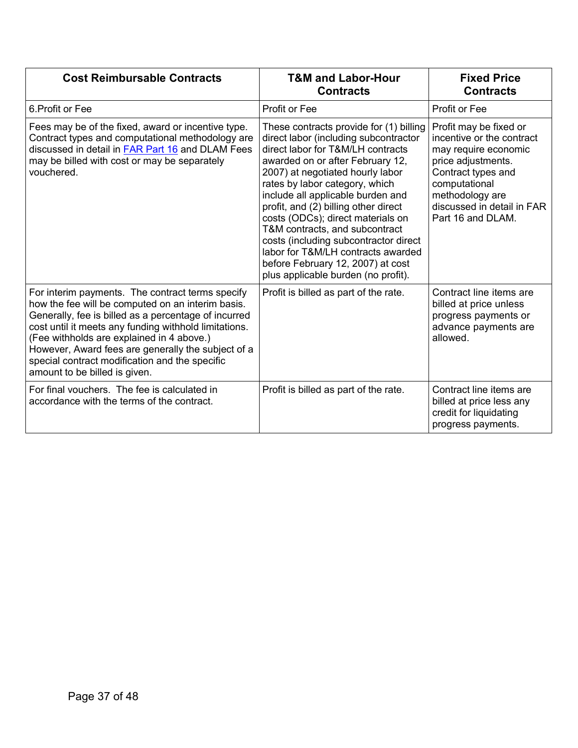| Cost Reimbursable Contracts | T&M and Labor-Hour Contracts | Fixed Price Contracts |
| --- | --- | --- |
| 6.Profit or Fee | Profit or Fee | Profit or Fee |
| Fees may be of the fixed, award or incentive type. Contract types and computational methodology are discussed in detail in FAR Part 16 and DLAM Fees may be billed with cost or may be separately vouchered. | These contracts provide for (1) billing direct labor (including subcontractor direct labor for T&M/LH contracts awarded on or after February 12, 2007) at negotiated hourly labor rates by labor category, which include all applicable burden and profit, and (2) billing other direct costs (ODCs); direct materials on T&M contracts, and subcontract costs (including subcontractor direct labor for T&M/LH contracts awarded before February 12, 2007) at cost plus applicable burden (no profit). | Profit may be fixed or incentive or the contract may require economic price adjustments. Contract types and computational methodology are discussed in detail in FAR Part 16 and DLAM. |
| For interim payments. The contract terms specify how the fee will be computed on an interim basis. Generally, fee is billed as a percentage of incurred cost until it meets any funding withhold limitations. (Fee withholds are explained in 4 above.) However, Award fees are generally the subject of a special contract modification and the specific amount to be billed is given. | Profit is billed as part of the rate. | Contract line items are billed at price unless progress payments or advance payments are allowed. |
| For final vouchers. The fee is calculated in accordance with the terms of the contract. | Profit is billed as part of the rate. | Contract line items are billed at price less any credit for liquidating progress payments. |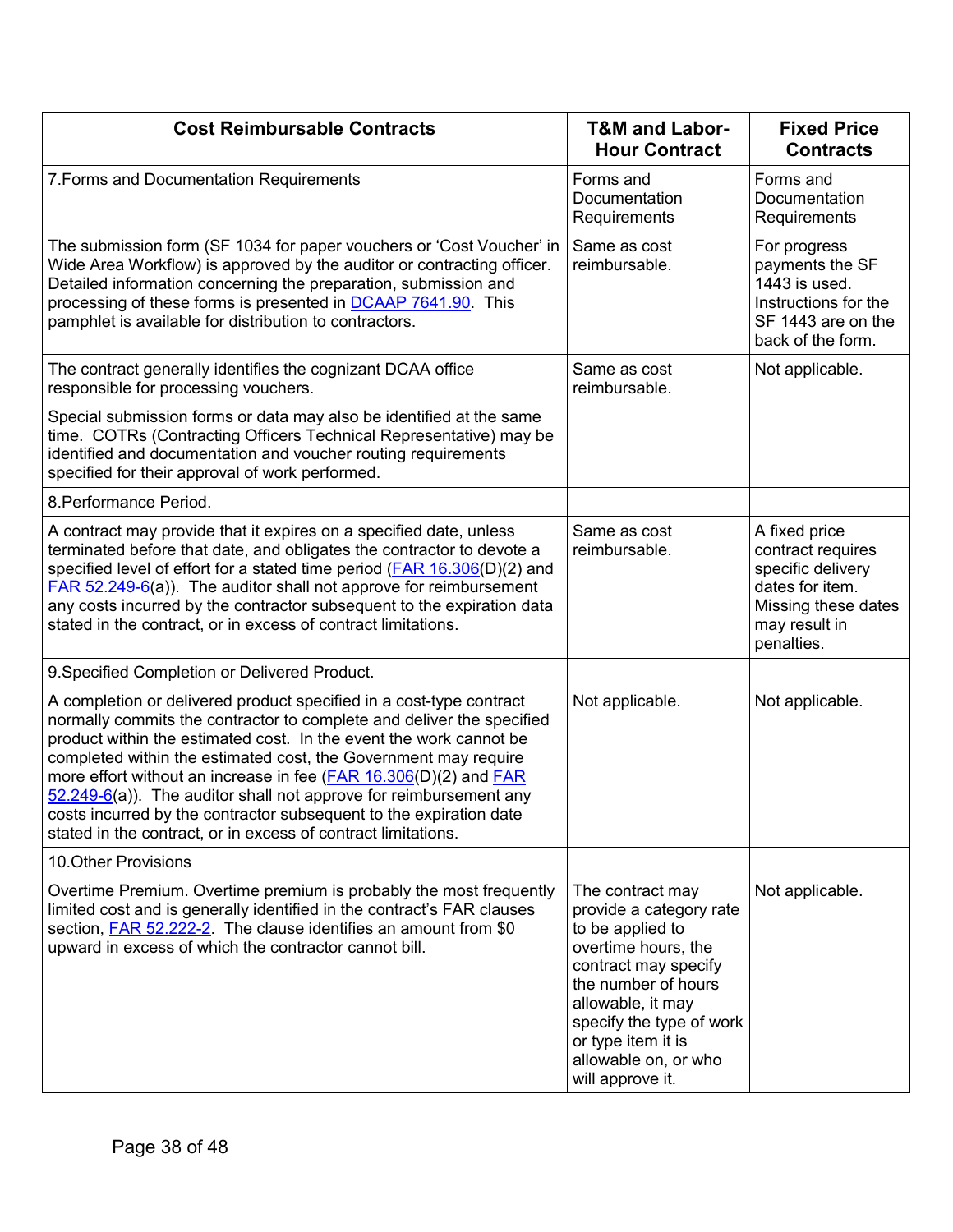| Cost Reimbursable Contracts | T&M and Labor-Hour Contract | Fixed Price Contracts |
|---|---|---|
| 7.Forms and Documentation Requirements | Forms and Documentation Requirements | Forms and Documentation Requirements |
| The submission form (SF 1034 for paper vouchers or 'Cost Voucher' in Wide Area Workflow) is approved by the auditor or contracting officer. Detailed information concerning the preparation, submission and processing of these forms is presented in DCAAP 7641.90. This pamphlet is available for distribution to contractors. | Same as cost reimbursable. | For progress payments the SF 1443 is used. Instructions for the SF 1443 are on the back of the form. |
| The contract generally identifies the cognizant DCAA office responsible for processing vouchers. | Same as cost reimbursable. | Not applicable. |
| Special submission forms or data may also be identified at the same time. COTRs (Contracting Officers Technical Representative) may be identified and documentation and voucher routing requirements specified for their approval of work performed. | | |
| 8.Performance Period. | | |
| A contract may provide that it expires on a specified date, unless terminated before that date, and obligates the contractor to devote a specified level of effort for a stated time period (FAR 16.306(D)(2) and FAR 52.249-6(a)). The auditor shall not approve for reimbursement any costs incurred by the contractor subsequent to the expiration data stated in the contract, or in excess of contract limitations. | Same as cost reimbursable. | A fixed price contract requires specific delivery dates for item. Missing these dates may result in penalties. |
| 9.Specified Completion or Delivered Product. | | |
| A completion or delivered product specified in a cost-type contract normally commits the contractor to complete and deliver the specified product within the estimated cost. In the event the work cannot be completed within the estimated cost, the Government may require more effort without an increase in fee (FAR 16.306(D)(2) and FAR 52.249-6(a)). The auditor shall not approve for reimbursement any costs incurred by the contractor subsequent to the expiration date stated in the contract, or in excess of contract limitations. | Not applicable. | Not applicable. |
| 10.Other Provisions | | |
| Overtime Premium. Overtime premium is probably the most frequently limited cost and is generally identified in the contract's FAR clauses section, FAR 52.222-2. The clause identifies an amount from $0 upward in excess of which the contractor cannot bill. | The contract may provide a category rate to be applied to overtime hours, the contract may specify the number of hours allowable, it may specify the type of work or type item it is allowable on, or who will approve it. | Not applicable. |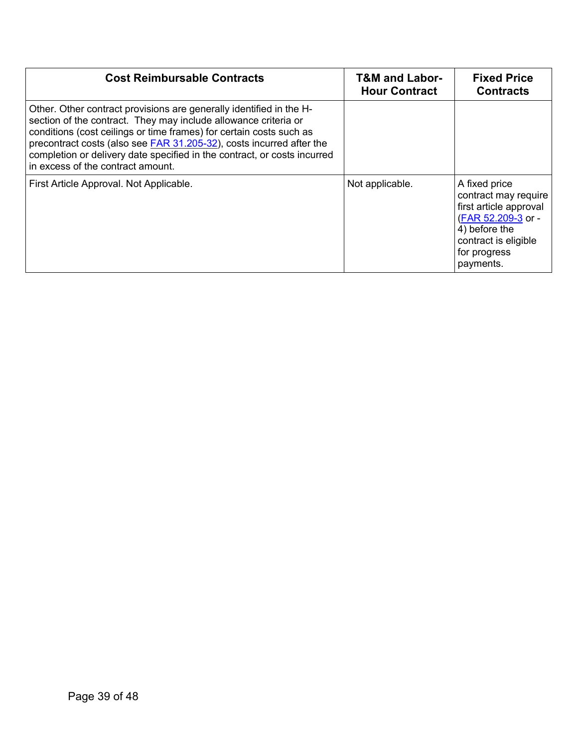| Cost Reimbursable Contracts | T&M and Labor-Hour Contract | Fixed Price Contracts |
|---|---|---|
| Other. Other contract provisions are generally identified in the H-section of the contract. They may include allowance criteria or conditions (cost ceilings or time frames) for certain costs such as precontract costs (also see FAR 31.205-32), costs incurred after the completion or delivery date specified in the contract, or costs incurred in excess of the contract amount. | | |
| First Article Approval. Not Applicable. | Not applicable. | A fixed price contract may require first article approval (FAR 52.209-3 or -4) before the contract is eligible for progress payments. |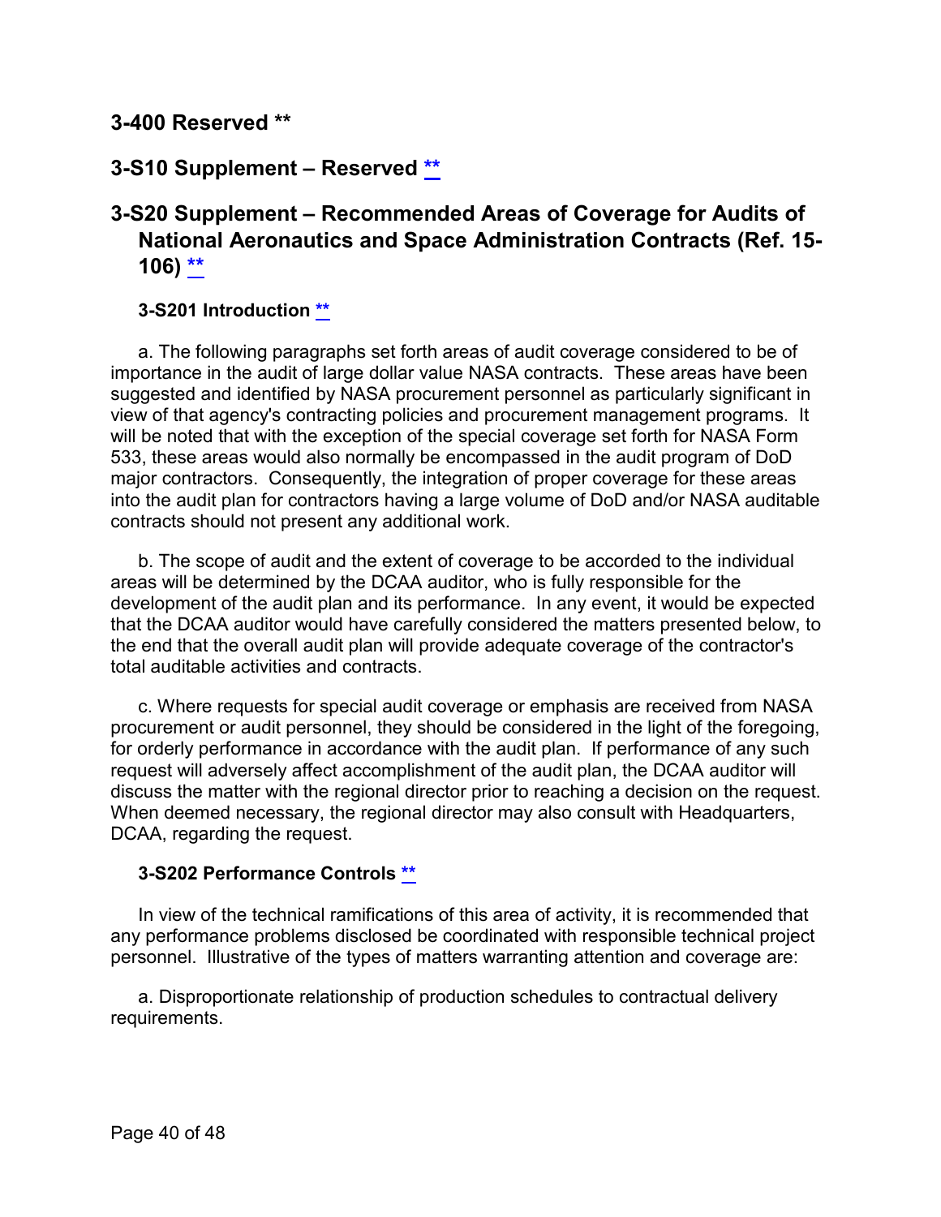## 3-400 Reserved **

## 3-S10 Supplement – Reserved **

## 3-S20 Supplement – Recommended Areas of Coverage for Audits of National Aeronautics and Space Administration Contracts (Ref. 15-106) **

### 3-S201 Introduction **

a. The following paragraphs set forth areas of audit coverage considered to be of importance in the audit of large dollar value NASA contracts. These areas have been suggested and identified by NASA procurement personnel as particularly significant in view of that agency's contracting policies and procurement management programs. It will be noted that with the exception of the special coverage set forth for NASA Form 533, these areas would also normally be encompassed in the audit program of DoD major contractors. Consequently, the integration of proper coverage for these areas into the audit plan for contractors having a large volume of DoD and/or NASA auditable contracts should not present any additional work.

b. The scope of audit and the extent of coverage to be accorded to the individual areas will be determined by the DCAA auditor, who is fully responsible for the development of the audit plan and its performance. In any event, it would be expected that the DCAA auditor would have carefully considered the matters presented below, to the end that the overall audit plan will provide adequate coverage of the contractor's total auditable activities and contracts.

c. Where requests for special audit coverage or emphasis are received from NASA procurement or audit personnel, they should be considered in the light of the foregoing, for orderly performance in accordance with the audit plan. If performance of any such request will adversely affect accomplishment of the audit plan, the DCAA auditor will discuss the matter with the regional director prior to reaching a decision on the request. When deemed necessary, the regional director may also consult with Headquarters, DCAA, regarding the request.

### 3-S202 Performance Controls **

In view of the technical ramifications of this area of activity, it is recommended that any performance problems disclosed be coordinated with responsible technical project personnel. Illustrative of the types of matters warranting attention and coverage are:

a. Disproportionate relationship of production schedules to contractual delivery requirements.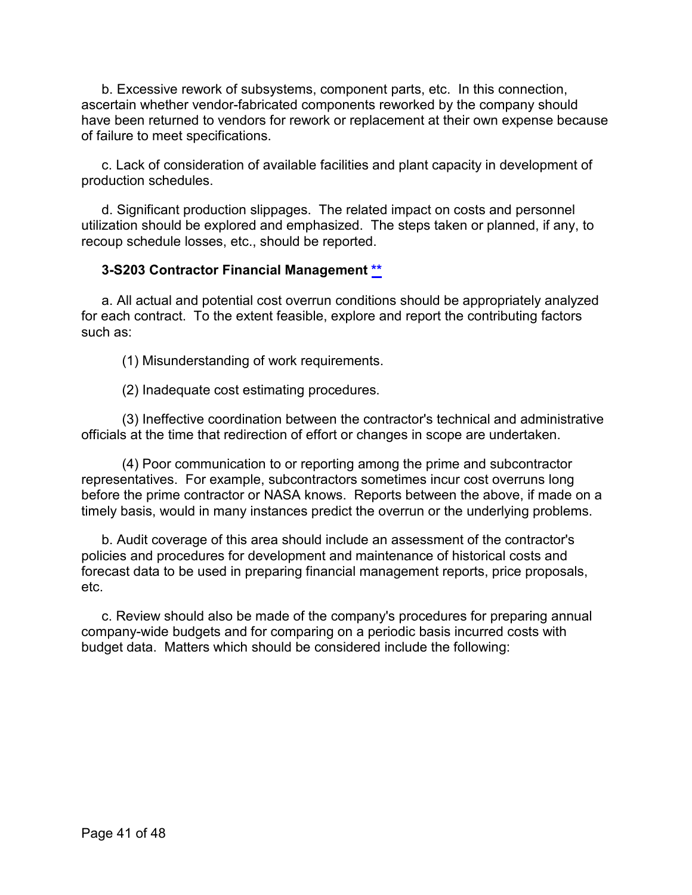b. Excessive rework of subsystems, component parts, etc. In this connection, ascertain whether vendor-fabricated components reworked by the company should have been returned to vendors for rework or replacement at their own expense because of failure to meet specifications.

c. Lack of consideration of available facilities and plant capacity in development of production schedules.

d. Significant production slippages. The related impact on costs and personnel utilization should be explored and emphasized. The steps taken or planned, if any, to recoup schedule losses, etc., should be reported.

### 3-S203 Contractor Financial Management **

a. All actual and potential cost overrun conditions should be appropriately analyzed for each contract. To the extent feasible, explore and report the contributing factors such as:

(1) Misunderstanding of work requirements.

(2) Inadequate cost estimating procedures.

(3) Ineffective coordination between the contractor's technical and administrative officials at the time that redirection of effort or changes in scope are undertaken.

(4) Poor communication to or reporting among the prime and subcontractor representatives. For example, subcontractors sometimes incur cost overruns long before the prime contractor or NASA knows. Reports between the above, if made on a timely basis, would in many instances predict the overrun or the underlying problems.

b. Audit coverage of this area should include an assessment of the contractor's policies and procedures for development and maintenance of historical costs and forecast data to be used in preparing financial management reports, price proposals, etc.

c. Review should also be made of the company's procedures for preparing annual company-wide budgets and for comparing on a periodic basis incurred costs with budget data. Matters which should be considered include the following: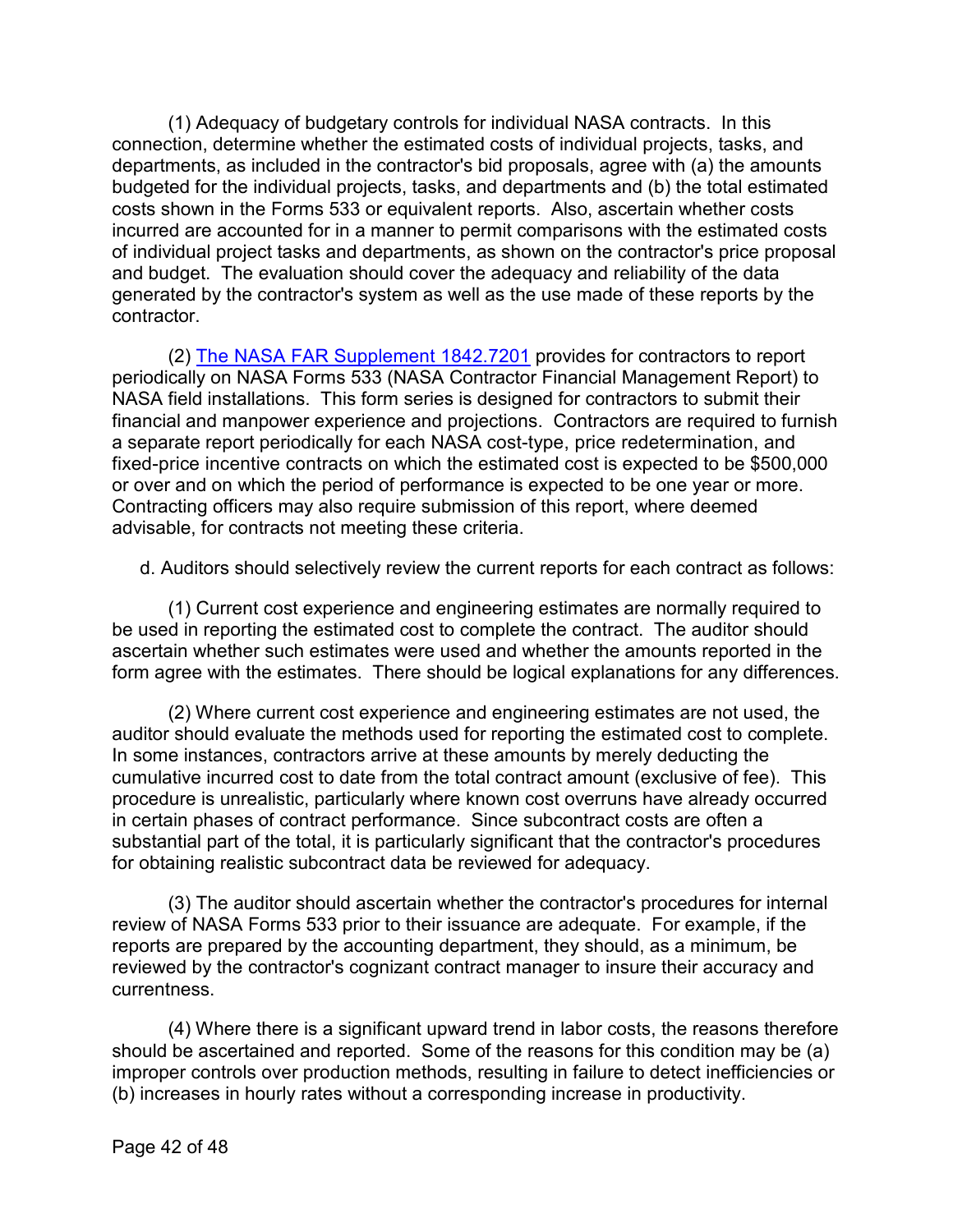(1) Adequacy of budgetary controls for individual NASA contracts. In this connection, determine whether the estimated costs of individual projects, tasks, and departments, as included in the contractor's bid proposals, agree with (a) the amounts budgeted for the individual projects, tasks, and departments and (b) the total estimated costs shown in the Forms 533 or equivalent reports. Also, ascertain whether costs incurred are accounted for in a manner to permit comparisons with the estimated costs of individual project tasks and departments, as shown on the contractor's price proposal and budget. The evaluation should cover the adequacy and reliability of the data generated by the contractor's system as well as the use made of these reports by the contractor.

(2) [The NASA FAR Supplement 1842.7201](#) provides for contractors to report periodically on NASA Forms 533 (NASA Contractor Financial Management Report) to NASA field installations. This form series is designed for contractors to submit their financial and manpower experience and projections. Contractors are required to furnish a separate report periodically for each NASA cost-type, price redetermination, and fixed-price incentive contracts on which the estimated cost is expected to be $500,000 or over and on which the period of performance is expected to be one year or more. Contracting officers may also require submission of this report, where deemed advisable, for contracts not meeting these criteria.

d. Auditors should selectively review the current reports for each contract as follows:

(1) Current cost experience and engineering estimates are normally required to be used in reporting the estimated cost to complete the contract. The auditor should ascertain whether such estimates were used and whether the amounts reported in the form agree with the estimates. There should be logical explanations for any differences.

(2) Where current cost experience and engineering estimates are not used, the auditor should evaluate the methods used for reporting the estimated cost to complete. In some instances, contractors arrive at these amounts by merely deducting the cumulative incurred cost to date from the total contract amount (exclusive of fee). This procedure is unrealistic, particularly where known cost overruns have already occurred in certain phases of contract performance. Since subcontract costs are often a substantial part of the total, it is particularly significant that the contractor's procedures for obtaining realistic subcontract data be reviewed for adequacy.

(3) The auditor should ascertain whether the contractor's procedures for internal review of NASA Forms 533 prior to their issuance are adequate. For example, if the reports are prepared by the accounting department, they should, as a minimum, be reviewed by the contractor's cognizant contract manager to insure their accuracy and currentness.

(4) Where there is a significant upward trend in labor costs, the reasons therefore should be ascertained and reported. Some of the reasons for this condition may be (a) improper controls over production methods, resulting in failure to detect inefficiencies or (b) increases in hourly rates without a corresponding increase in productivity.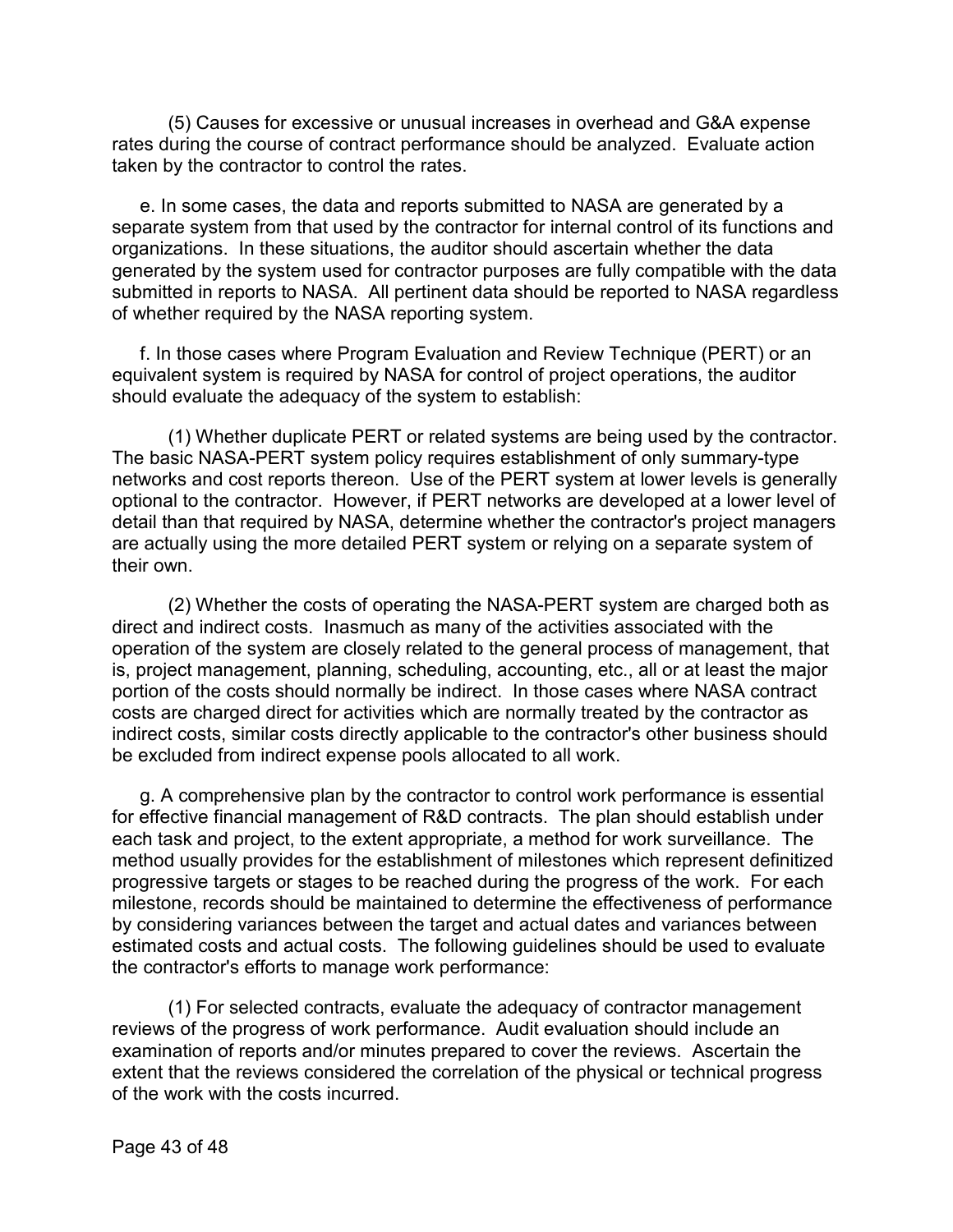(5) Causes for excessive or unusual increases in overhead and G&A expense rates during the course of contract performance should be analyzed. Evaluate action taken by the contractor to control the rates.

e. In some cases, the data and reports submitted to NASA are generated by a separate system from that used by the contractor for internal control of its functions and organizations. In these situations, the auditor should ascertain whether the data generated by the system used for contractor purposes are fully compatible with the data submitted in reports to NASA. All pertinent data should be reported to NASA regardless of whether required by the NASA reporting system.

f. In those cases where Program Evaluation and Review Technique (PERT) or an equivalent system is required by NASA for control of project operations, the auditor should evaluate the adequacy of the system to establish:

(1) Whether duplicate PERT or related systems are being used by the contractor. The basic NASA-PERT system policy requires establishment of only summary-type networks and cost reports thereon. Use of the PERT system at lower levels is generally optional to the contractor. However, if PERT networks are developed at a lower level of detail than that required by NASA, determine whether the contractor's project managers are actually using the more detailed PERT system or relying on a separate system of their own.

(2) Whether the costs of operating the NASA-PERT system are charged both as direct and indirect costs. Inasmuch as many of the activities associated with the operation of the system are closely related to the general process of management, that is, project management, planning, scheduling, accounting, etc., all or at least the major portion of the costs should normally be indirect. In those cases where NASA contract costs are charged direct for activities which are normally treated by the contractor as indirect costs, similar costs directly applicable to the contractor's other business should be excluded from indirect expense pools allocated to all work.

g. A comprehensive plan by the contractor to control work performance is essential for effective financial management of R&D contracts. The plan should establish under each task and project, to the extent appropriate, a method for work surveillance. The method usually provides for the establishment of milestones which represent definitized progressive targets or stages to be reached during the progress of the work. For each milestone, records should be maintained to determine the effectiveness of performance by considering variances between the target and actual dates and variances between estimated costs and actual costs. The following guidelines should be used to evaluate the contractor's efforts to manage work performance:

(1) For selected contracts, evaluate the adequacy of contractor management reviews of the progress of work performance. Audit evaluation should include an examination of reports and/or minutes prepared to cover the reviews. Ascertain the extent that the reviews considered the correlation of the physical or technical progress of the work with the costs incurred.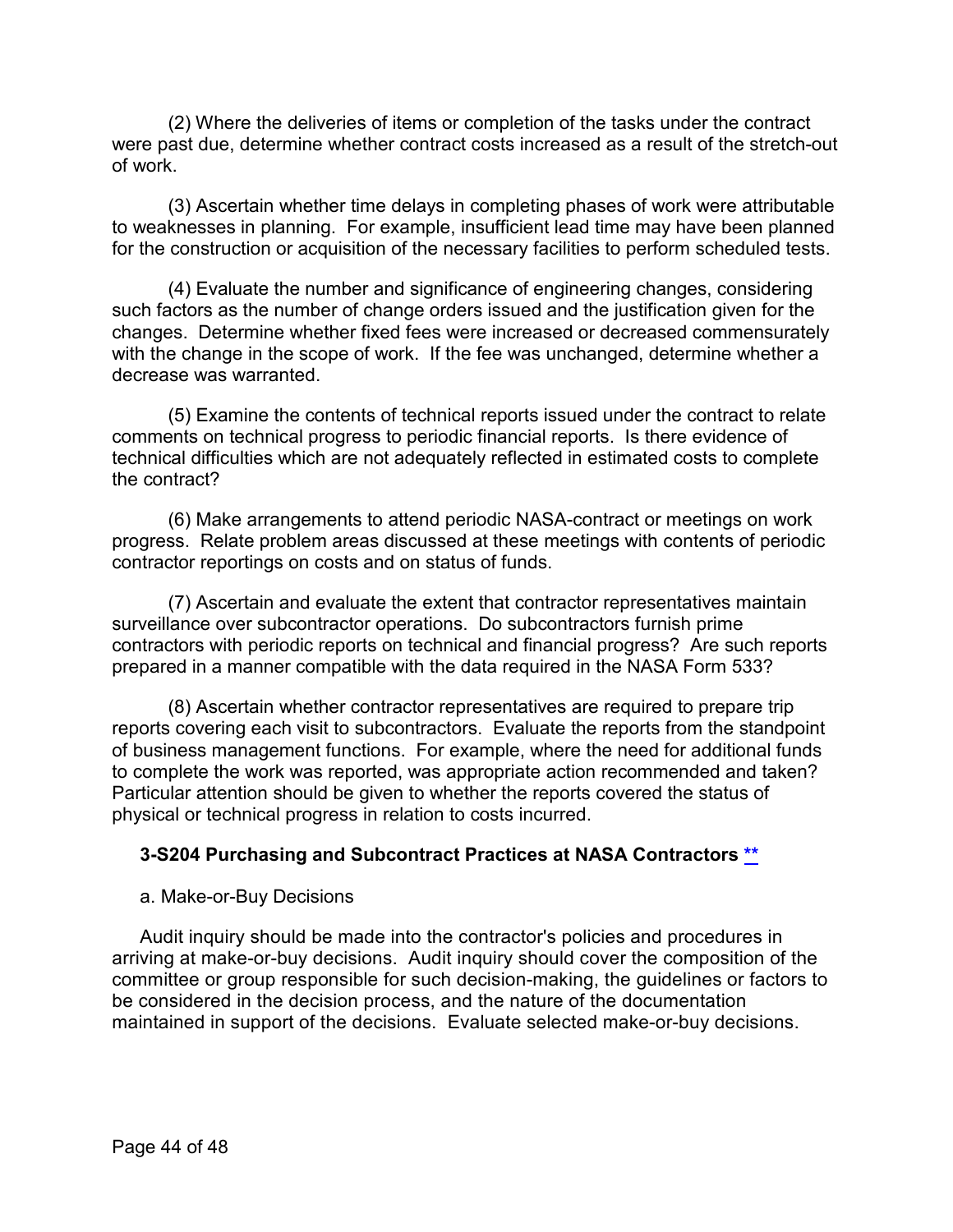(2) Where the deliveries of items or completion of the tasks under the contract were past due, determine whether contract costs increased as a result of the stretch-out of work.

(3) Ascertain whether time delays in completing phases of work were attributable to weaknesses in planning. For example, insufficient lead time may have been planned for the construction or acquisition of the necessary facilities to perform scheduled tests.

(4) Evaluate the number and significance of engineering changes, considering such factors as the number of change orders issued and the justification given for the changes. Determine whether fixed fees were increased or decreased commensurately with the change in the scope of work. If the fee was unchanged, determine whether a decrease was warranted.

(5) Examine the contents of technical reports issued under the contract to relate comments on technical progress to periodic financial reports. Is there evidence of technical difficulties which are not adequately reflected in estimated costs to complete the contract?

(6) Make arrangements to attend periodic NASA-contract or meetings on work progress. Relate problem areas discussed at these meetings with contents of periodic contractor reportings on costs and on status of funds.

(7) Ascertain and evaluate the extent that contractor representatives maintain surveillance over subcontractor operations. Do subcontractors furnish prime contractors with periodic reports on technical and financial progress? Are such reports prepared in a manner compatible with the data required in the NASA Form 533?

(8) Ascertain whether contractor representatives are required to prepare trip reports covering each visit to subcontractors. Evaluate the reports from the standpoint of business management functions. For example, where the need for additional funds to complete the work was reported, was appropriate action recommended and taken? Particular attention should be given to whether the reports covered the status of physical or technical progress in relation to costs incurred.

### 3-S204 Purchasing and Subcontract Practices at NASA Contractors **

a. Make-or-Buy Decisions

Audit inquiry should be made into the contractor's policies and procedures in arriving at make-or-buy decisions. Audit inquiry should cover the composition of the committee or group responsible for such decision-making, the guidelines or factors to be considered in the decision process, and the nature of the documentation maintained in support of the decisions. Evaluate selected make-or-buy decisions.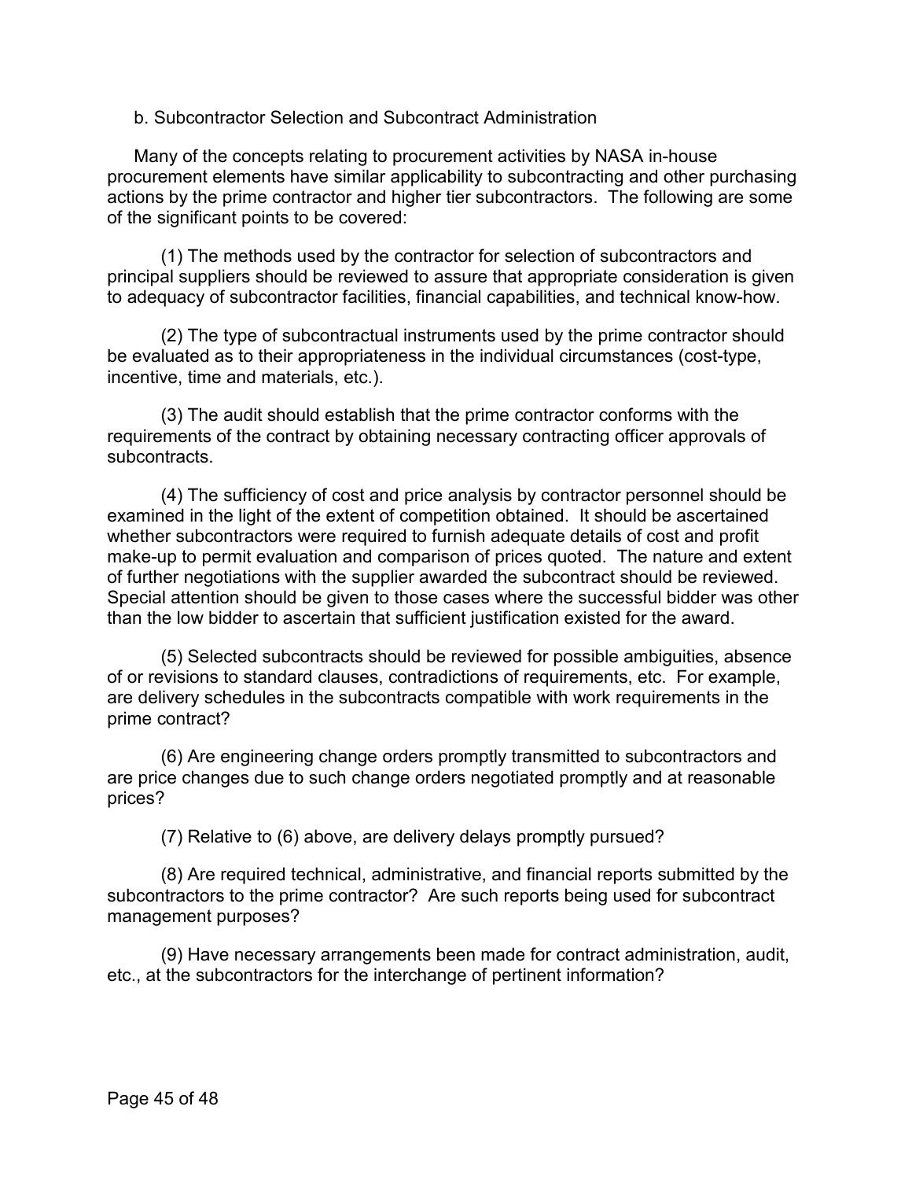b. Subcontractor Selection and Subcontract Administration

Many of the concepts relating to procurement activities by NASA in-house procurement elements have similar applicability to subcontracting and other purchasing actions by the prime contractor and higher tier subcontractors. The following are some of the significant points to be covered:

(1) The methods used by the contractor for selection of subcontractors and principal suppliers should be reviewed to assure that appropriate consideration is given to adequacy of subcontractor facilities, financial capabilities, and technical know-how.

(2) The type of subcontractual instruments used by the prime contractor should be evaluated as to their appropriateness in the individual circumstances (cost-type, incentive, time and materials, etc.).

(3) The audit should establish that the prime contractor conforms with the requirements of the contract by obtaining necessary contracting officer approvals of subcontracts.

(4) The sufficiency of cost and price analysis by contractor personnel should be examined in the light of the extent of competition obtained. It should be ascertained whether subcontractors were required to furnish adequate details of cost and profit make-up to permit evaluation and comparison of prices quoted. The nature and extent of further negotiations with the supplier awarded the subcontract should be reviewed. Special attention should be given to those cases where the successful bidder was other than the low bidder to ascertain that sufficient justification existed for the award.

(5) Selected subcontracts should be reviewed for possible ambiguities, absence of or revisions to standard clauses, contradictions of requirements, etc. For example, are delivery schedules in the subcontracts compatible with work requirements in the prime contract?

(6) Are engineering change orders promptly transmitted to subcontractors and are price changes due to such change orders negotiated promptly and at reasonable prices?

(7) Relative to (6) above, are delivery delays promptly pursued?

(8) Are required technical, administrative, and financial reports submitted by the subcontractors to the prime contractor? Are such reports being used for subcontract management purposes?

(9) Have necessary arrangements been made for contract administration, audit, etc., at the subcontractors for the interchange of pertinent information?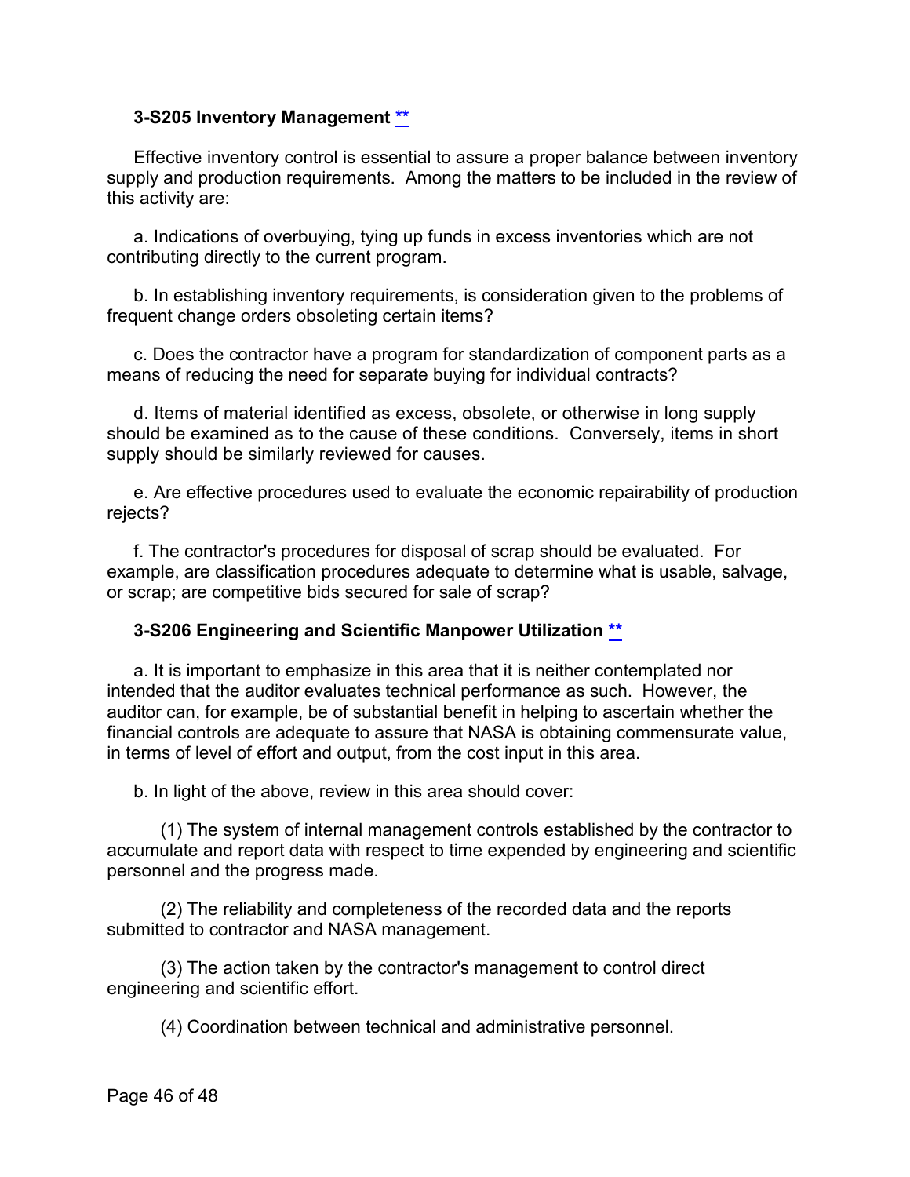### 3-S205 Inventory Management **

Effective inventory control is essential to assure a proper balance between inventory supply and production requirements. Among the matters to be included in the review of this activity are:

a. Indications of overbuying, tying up funds in excess inventories which are not contributing directly to the current program.

b. In establishing inventory requirements, is consideration given to the problems of frequent change orders obsoleting certain items?

c. Does the contractor have a program for standardization of component parts as a means of reducing the need for separate buying for individual contracts?

d. Items of material identified as excess, obsolete, or otherwise in long supply should be examined as to the cause of these conditions. Conversely, items in short supply should be similarly reviewed for causes.

e. Are effective procedures used to evaluate the economic repairability of production rejects?

f. The contractor's procedures for disposal of scrap should be evaluated. For example, are classification procedures adequate to determine what is usable, salvage, or scrap; are competitive bids secured for sale of scrap?

### 3-S206 Engineering and Scientific Manpower Utilization **

a. It is important to emphasize in this area that it is neither contemplated nor intended that the auditor evaluates technical performance as such. However, the auditor can, for example, be of substantial benefit in helping to ascertain whether the financial controls are adequate to assure that NASA is obtaining commensurate value, in terms of level of effort and output, from the cost input in this area.

b. In light of the above, review in this area should cover:

(1) The system of internal management controls established by the contractor to accumulate and report data with respect to time expended by engineering and scientific personnel and the progress made.

(2) The reliability and completeness of the recorded data and the reports submitted to contractor and NASA management.

(3) The action taken by the contractor's management to control direct engineering and scientific effort.

(4) Coordination between technical and administrative personnel.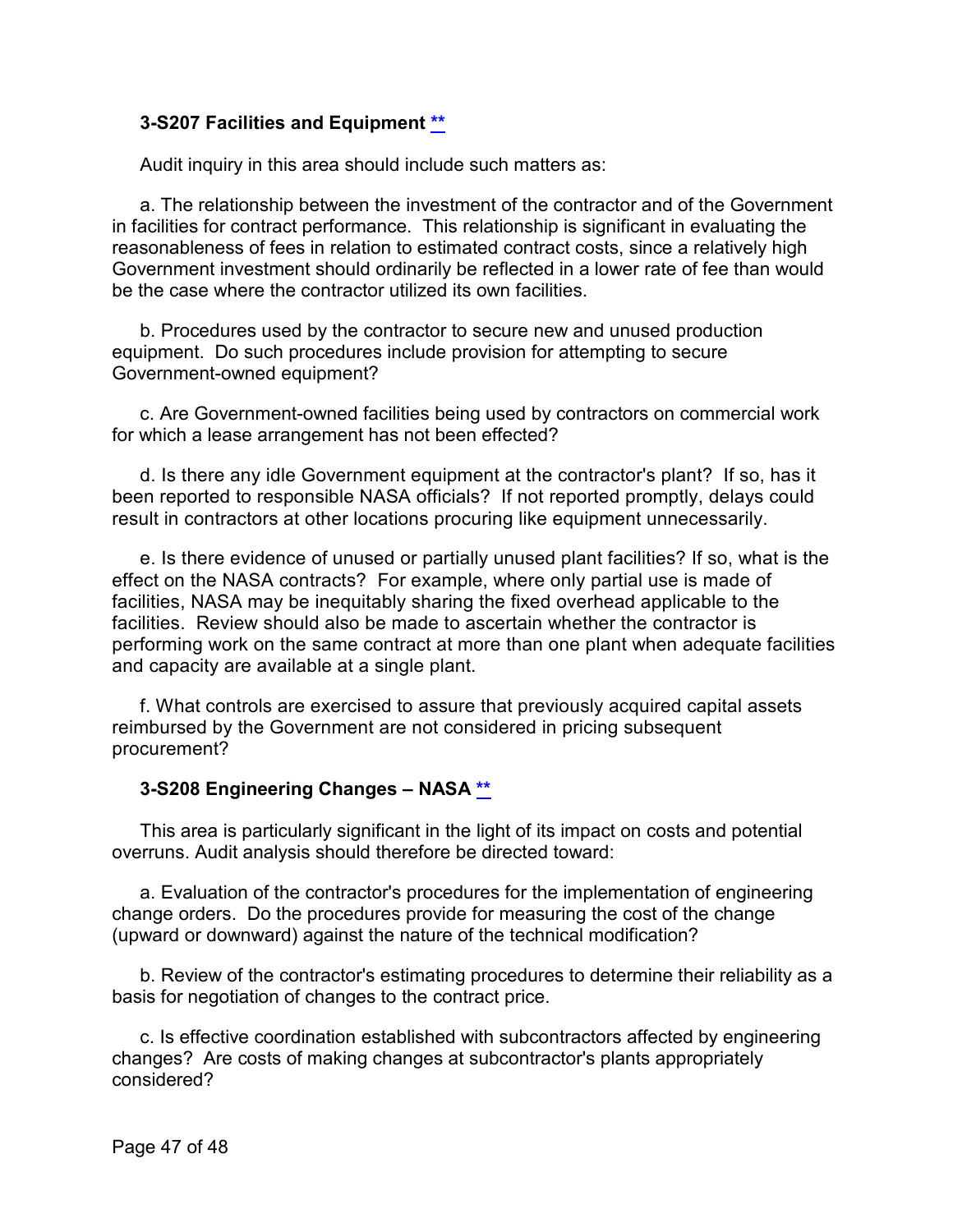### 3-S207 Facilities and Equipment **

Audit inquiry in this area should include such matters as:

a. The relationship between the investment of the contractor and of the Government in facilities for contract performance. This relationship is significant in evaluating the reasonableness of fees in relation to estimated contract costs, since a relatively high Government investment should ordinarily be reflected in a lower rate of fee than would be the case where the contractor utilized its own facilities.

b. Procedures used by the contractor to secure new and unused production equipment. Do such procedures include provision for attempting to secure Government-owned equipment?

c. Are Government-owned facilities being used by contractors on commercial work for which a lease arrangement has not been effected?

d. Is there any idle Government equipment at the contractor's plant? If so, has it been reported to responsible NASA officials? If not reported promptly, delays could result in contractors at other locations procuring like equipment unnecessarily.

e. Is there evidence of unused or partially unused plant facilities? If so, what is the effect on the NASA contracts? For example, where only partial use is made of facilities, NASA may be inequitably sharing the fixed overhead applicable to the facilities. Review should also be made to ascertain whether the contractor is performing work on the same contract at more than one plant when adequate facilities and capacity are available at a single plant.

f. What controls are exercised to assure that previously acquired capital assets reimbursed by the Government are not considered in pricing subsequent procurement?

### 3-S208 Engineering Changes – NASA **

This area is particularly significant in the light of its impact on costs and potential overruns. Audit analysis should therefore be directed toward:

a. Evaluation of the contractor's procedures for the implementation of engineering change orders. Do the procedures provide for measuring the cost of the change (upward or downward) against the nature of the technical modification?

b. Review of the contractor's estimating procedures to determine their reliability as a basis for negotiation of changes to the contract price.

c. Is effective coordination established with subcontractors affected by engineering changes? Are costs of making changes at subcontractor's plants appropriately considered?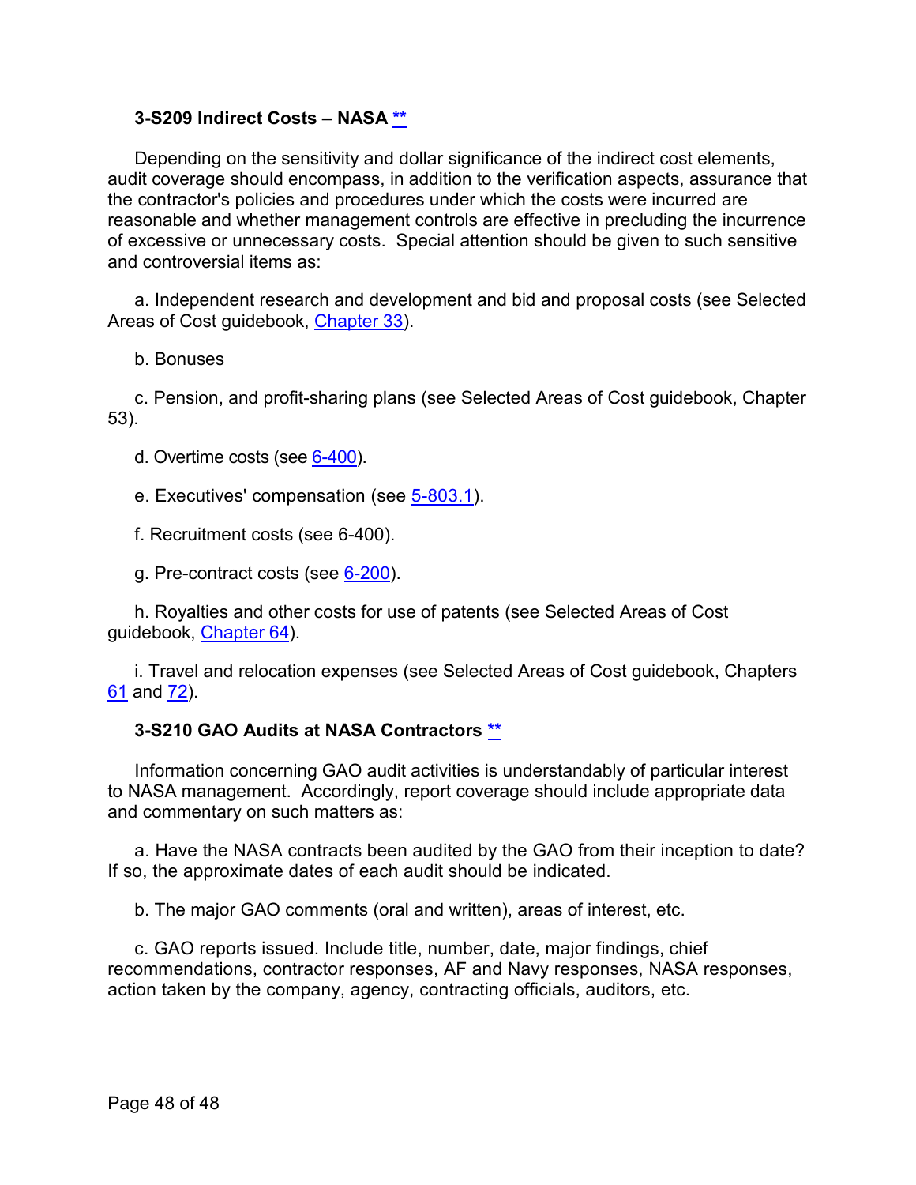### 3-S209 Indirect Costs – NASA **

Depending on the sensitivity and dollar significance of the indirect cost elements, audit coverage should encompass, in addition to the verification aspects, assurance that the contractor's policies and procedures under which the costs were incurred are reasonable and whether management controls are effective in precluding the incurrence of excessive or unnecessary costs. Special attention should be given to such sensitive and controversial items as:

a. Independent research and development and bid and proposal costs (see Selected Areas of Cost guidebook, Chapter 33).

b. Bonuses

c. Pension, and profit-sharing plans (see Selected Areas of Cost guidebook, Chapter 53).

d. Overtime costs (see 6-400).

e. Executives' compensation (see 5-803.1).

f. Recruitment costs (see 6-400).

g. Pre-contract costs (see 6-200).

h. Royalties and other costs for use of patents (see Selected Areas of Cost guidebook, Chapter 64).

i. Travel and relocation expenses (see Selected Areas of Cost guidebook, Chapters 61 and 72).

### 3-S210 GAO Audits at NASA Contractors **

Information concerning GAO audit activities is understandably of particular interest to NASA management. Accordingly, report coverage should include appropriate data and commentary on such matters as:

a. Have the NASA contracts been audited by the GAO from their inception to date? If so, the approximate dates of each audit should be indicated.

b. The major GAO comments (oral and written), areas of interest, etc.

c. GAO reports issued. Include title, number, date, major findings, chief recommendations, contractor responses, AF and Navy responses, NASA responses, action taken by the company, agency, contracting officials, auditors, etc.